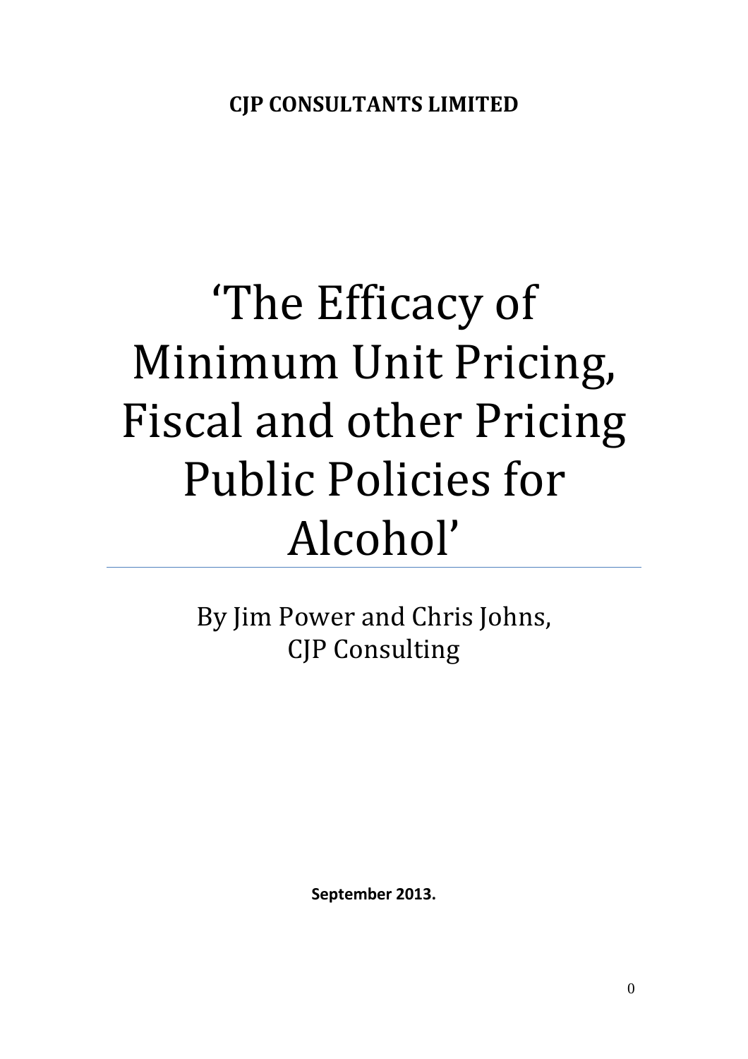**CJP CONSULTANTS LIMITED**

# 'The Efficacy of Minimum Unit Pricing, Fiscal and other Pricing Public Policies for Alcohol'

By Jim Power and Chris Johns,
CJP Consulting

**September 2013.**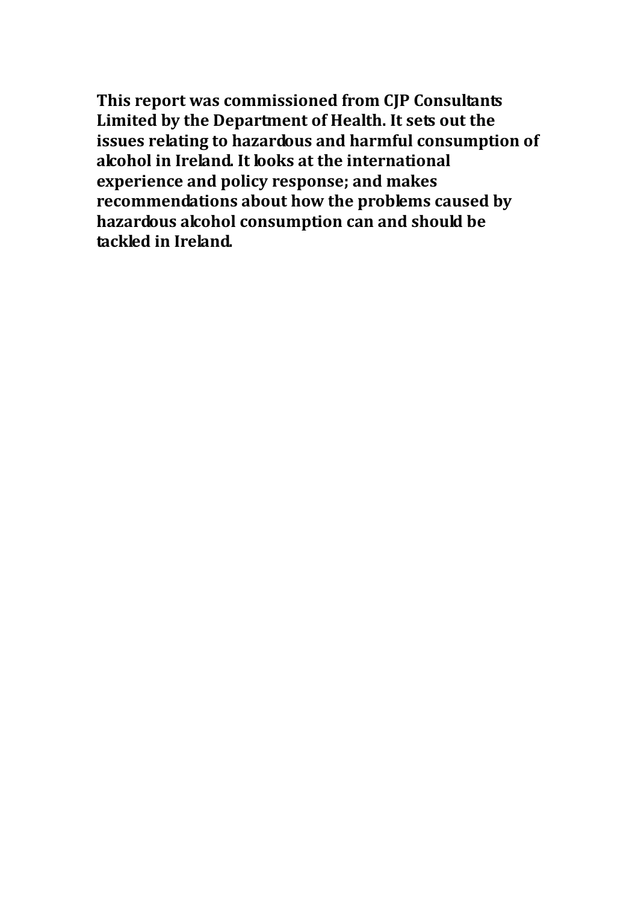**This report was commissioned from CJP Consultants Limited by the Department of Health. It sets out the issues relating to hazardous and harmful consumption of alcohol in Ireland. It looks at the international experience and policy response; and makes recommendations about how the problems caused by hazardous alcohol consumption can and should be tackled in Ireland.**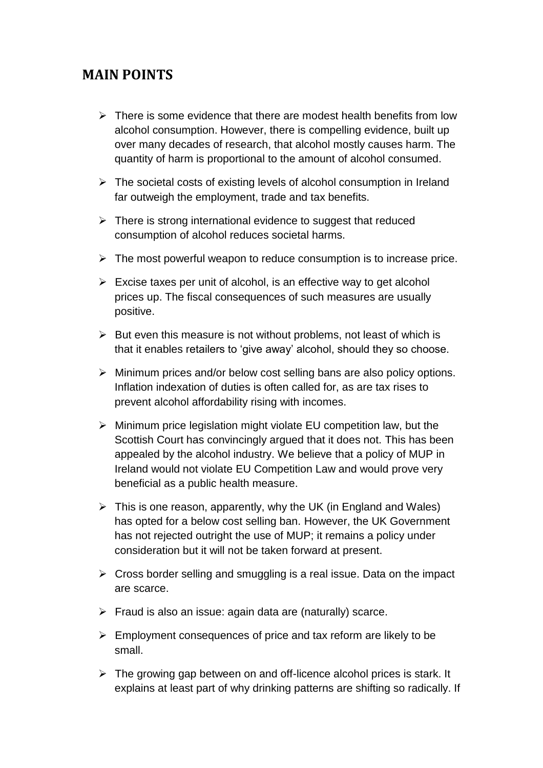## MAIN POINTS

- There is some evidence that there are modest health benefits from low alcohol consumption. However, there is compelling evidence, built up over many decades of research, that alcohol mostly causes harm. The quantity of harm is proportional to the amount of alcohol consumed.
- The societal costs of existing levels of alcohol consumption in Ireland far outweigh the employment, trade and tax benefits.
- There is strong international evidence to suggest that reduced consumption of alcohol reduces societal harms.
- The most powerful weapon to reduce consumption is to increase price.
- Excise taxes per unit of alcohol, is an effective way to get alcohol prices up. The fiscal consequences of such measures are usually positive.
- But even this measure is not without problems, not least of which is that it enables retailers to 'give away' alcohol, should they so choose.
- Minimum prices and/or below cost selling bans are also policy options. Inflation indexation of duties is often called for, as are tax rises to prevent alcohol affordability rising with incomes.
- Minimum price legislation might violate EU competition law, but the Scottish Court has convincingly argued that it does not. This has been appealed by the alcohol industry. We believe that a policy of MUP in Ireland would not violate EU Competition Law and would prove very beneficial as a public health measure.
- This is one reason, apparently, why the UK (in England and Wales) has opted for a below cost selling ban. However, the UK Government has not rejected outright the use of MUP; it remains a policy under consideration but it will not be taken forward at present.
- Cross border selling and smuggling is a real issue. Data on the impact are scarce.
- Fraud is also an issue: again data are (naturally) scarce.
- Employment consequences of price and tax reform are likely to be small.
- The growing gap between on and off-licence alcohol prices is stark. It explains at least part of why drinking patterns are shifting so radically. If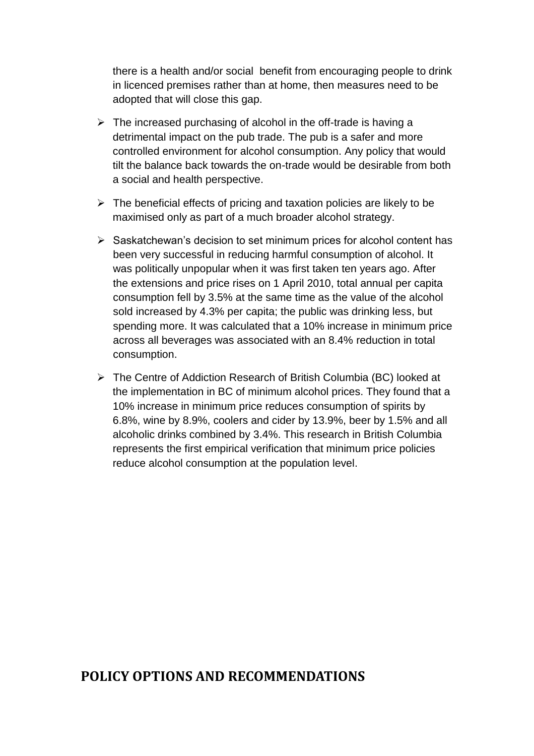there is a health and/or social benefit from encouraging people to drink in licenced premises rather than at home, then measures need to be adopted that will close this gap.

- The increased purchasing of alcohol in the off-trade is having a detrimental impact on the pub trade. The pub is a safer and more controlled environment for alcohol consumption. Any policy that would tilt the balance back towards the on-trade would be desirable from both a social and health perspective.
- The beneficial effects of pricing and taxation policies are likely to be maximised only as part of a much broader alcohol strategy.
- Saskatchewan's decision to set minimum prices for alcohol content has been very successful in reducing harmful consumption of alcohol. It was politically unpopular when it was first taken ten years ago. After the extensions and price rises on 1 April 2010, total annual per capita consumption fell by 3.5% at the same time as the value of the alcohol sold increased by 4.3% per capita; the public was drinking less, but spending more. It was calculated that a 10% increase in minimum price across all beverages was associated with an 8.4% reduction in total consumption.
- The Centre of Addiction Research of British Columbia (BC) looked at the implementation in BC of minimum alcohol prices. They found that a 10% increase in minimum price reduces consumption of spirits by 6.8%, wine by 8.9%, coolers and cider by 13.9%, beer by 1.5% and all alcoholic drinks combined by 3.4%. This research in British Columbia represents the first empirical verification that minimum price policies reduce alcohol consumption at the population level.

## POLICY OPTIONS AND RECOMMENDATIONS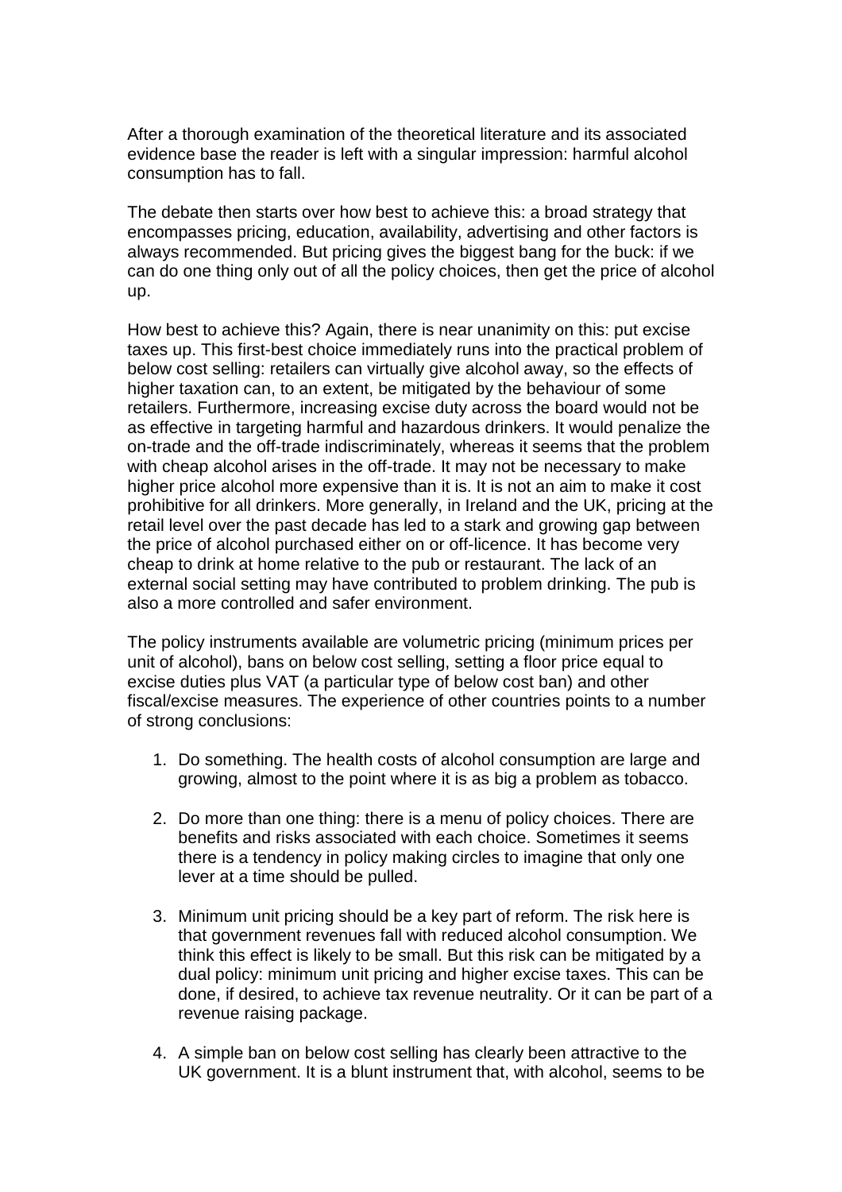After a thorough examination of the theoretical literature and its associated evidence base the reader is left with a singular impression: harmful alcohol consumption has to fall.

The debate then starts over how best to achieve this: a broad strategy that encompasses pricing, education, availability, advertising and other factors is always recommended. But pricing gives the biggest bang for the buck: if we can do one thing only out of all the policy choices, then get the price of alcohol up.

How best to achieve this? Again, there is near unanimity on this: put excise taxes up. This first-best choice immediately runs into the practical problem of below cost selling: retailers can virtually give alcohol away, so the effects of higher taxation can, to an extent, be mitigated by the behaviour of some retailers. Furthermore, increasing excise duty across the board would not be as effective in targeting harmful and hazardous drinkers. It would penalize the on-trade and the off-trade indiscriminately, whereas it seems that the problem with cheap alcohol arises in the off-trade. It may not be necessary to make higher price alcohol more expensive than it is. It is not an aim to make it cost prohibitive for all drinkers. More generally, in Ireland and the UK, pricing at the retail level over the past decade has led to a stark and growing gap between the price of alcohol purchased either on or off-licence. It has become very cheap to drink at home relative to the pub or restaurant. The lack of an external social setting may have contributed to problem drinking. The pub is also a more controlled and safer environment.

The policy instruments available are volumetric pricing (minimum prices per unit of alcohol), bans on below cost selling, setting a floor price equal to excise duties plus VAT (a particular type of below cost ban) and other fiscal/excise measures. The experience of other countries points to a number of strong conclusions:

1. Do something. The health costs of alcohol consumption are large and growing, almost to the point where it is as big a problem as tobacco.

2. Do more than one thing: there is a menu of policy choices. There are benefits and risks associated with each choice. Sometimes it seems there is a tendency in policy making circles to imagine that only one lever at a time should be pulled.

3. Minimum unit pricing should be a key part of reform. The risk here is that government revenues fall with reduced alcohol consumption. We think this effect is likely to be small. But this risk can be mitigated by a dual policy: minimum unit pricing and higher excise taxes. This can be done, if desired, to achieve tax revenue neutrality. Or it can be part of a revenue raising package.

4. A simple ban on below cost selling has clearly been attractive to the UK government. It is a blunt instrument that, with alcohol, seems to be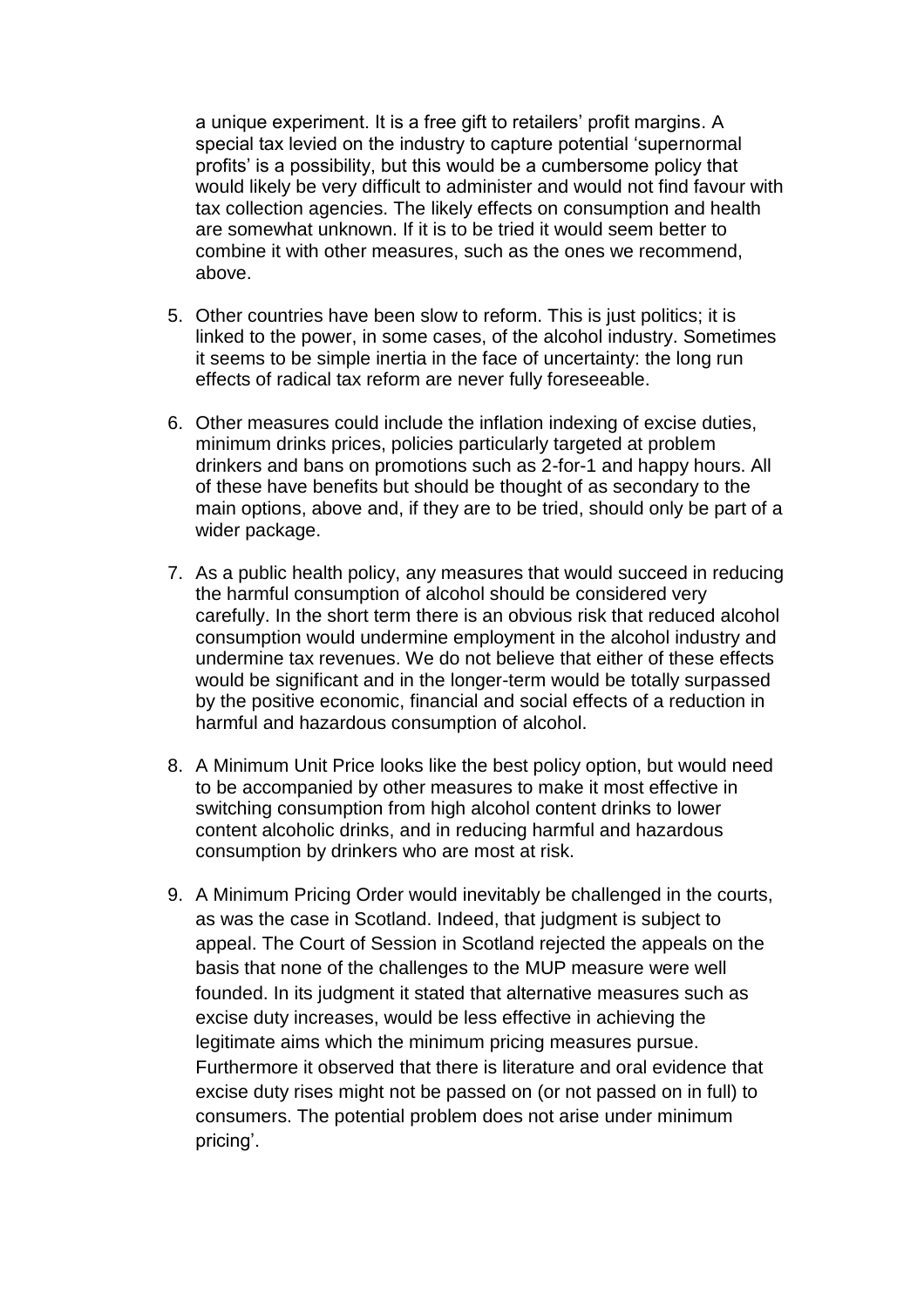a unique experiment. It is a free gift to retailers' profit margins. A special tax levied on the industry to capture potential 'supernormal profits' is a possibility, but this would be a cumbersome policy that would likely be very difficult to administer and would not find favour with tax collection agencies. The likely effects on consumption and health are somewhat unknown. If it is to be tried it would seem better to combine it with other measures, such as the ones we recommend, above.

5. Other countries have been slow to reform. This is just politics; it is linked to the power, in some cases, of the alcohol industry. Sometimes it seems to be simple inertia in the face of uncertainty: the long run effects of radical tax reform are never fully foreseeable.

6. Other measures could include the inflation indexing of excise duties, minimum drinks prices, policies particularly targeted at problem drinkers and bans on promotions such as 2-for-1 and happy hours. All of these have benefits but should be thought of as secondary to the main options, above and, if they are to be tried, should only be part of a wider package.

7. As a public health policy, any measures that would succeed in reducing the harmful consumption of alcohol should be considered very carefully. In the short term there is an obvious risk that reduced alcohol consumption would undermine employment in the alcohol industry and undermine tax revenues. We do not believe that either of these effects would be significant and in the longer-term would be totally surpassed by the positive economic, financial and social effects of a reduction in harmful and hazardous consumption of alcohol.

8. A Minimum Unit Price looks like the best policy option, but would need to be accompanied by other measures to make it most effective in switching consumption from high alcohol content drinks to lower content alcoholic drinks, and in reducing harmful and hazardous consumption by drinkers who are most at risk.

9. A Minimum Pricing Order would inevitably be challenged in the courts, as was the case in Scotland. Indeed, that judgment is subject to appeal. The Court of Session in Scotland rejected the appeals on the basis that none of the challenges to the MUP measure were well founded. In its judgment it stated that alternative measures such as excise duty increases, would be less effective in achieving the legitimate aims which the minimum pricing measures pursue. Furthermore it observed that there is literature and oral evidence that excise duty rises might not be passed on (or not passed on in full) to consumers. The potential problem does not arise under minimum pricing'.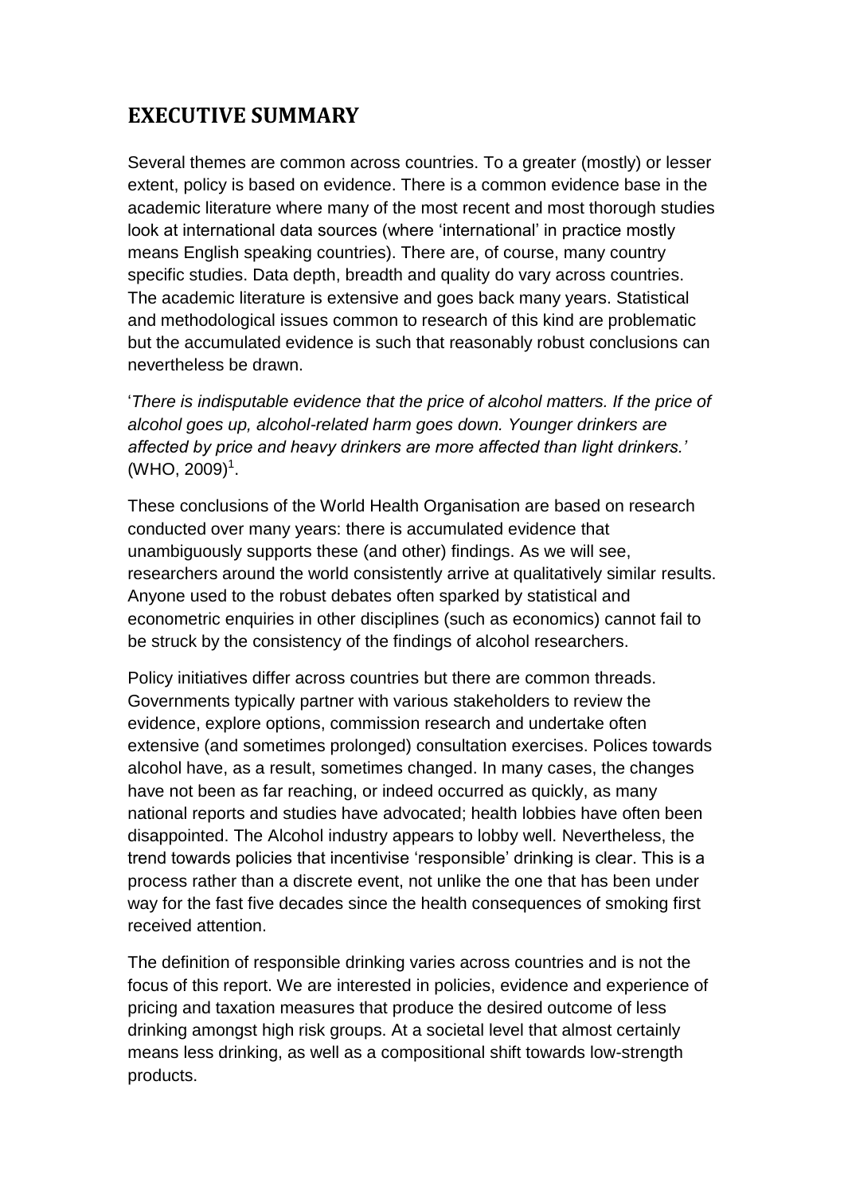# EXECUTIVE SUMMARY

Several themes are common across countries. To a greater (mostly) or lesser extent, policy is based on evidence. There is a common evidence base in the academic literature where many of the most recent and most thorough studies look at international data sources (where 'international' in practice mostly means English speaking countries). There are, of course, many country specific studies. Data depth, breadth and quality do vary across countries. The academic literature is extensive and goes back many years. Statistical and methodological issues common to research of this kind are problematic but the accumulated evidence is such that reasonably robust conclusions can nevertheless be drawn.

'*There is indisputable evidence that the price of alcohol matters. If the price of alcohol goes up, alcohol-related harm goes down. Younger drinkers are affected by price and heavy drinkers are more affected than light drinkers.'* (WHO, 2009)[1].

These conclusions of the World Health Organisation are based on research conducted over many years: there is accumulated evidence that unambiguously supports these (and other) findings. As we will see, researchers around the world consistently arrive at qualitatively similar results. Anyone used to the robust debates often sparked by statistical and econometric enquiries in other disciplines (such as economics) cannot fail to be struck by the consistency of the findings of alcohol researchers.

Policy initiatives differ across countries but there are common threads. Governments typically partner with various stakeholders to review the evidence, explore options, commission research and undertake often extensive (and sometimes prolonged) consultation exercises. Polices towards alcohol have, as a result, sometimes changed. In many cases, the changes have not been as far reaching, or indeed occurred as quickly, as many national reports and studies have advocated; health lobbies have often been disappointed. The Alcohol industry appears to lobby well. Nevertheless, the trend towards policies that incentivise 'responsible' drinking is clear. This is a process rather than a discrete event, not unlike the one that has been under way for the fast five decades since the health consequences of smoking first received attention.

The definition of responsible drinking varies across countries and is not the focus of this report. We are interested in policies, evidence and experience of pricing and taxation measures that produce the desired outcome of less drinking amongst high risk groups. At a societal level that almost certainly means less drinking, as well as a compositional shift towards low-strength products.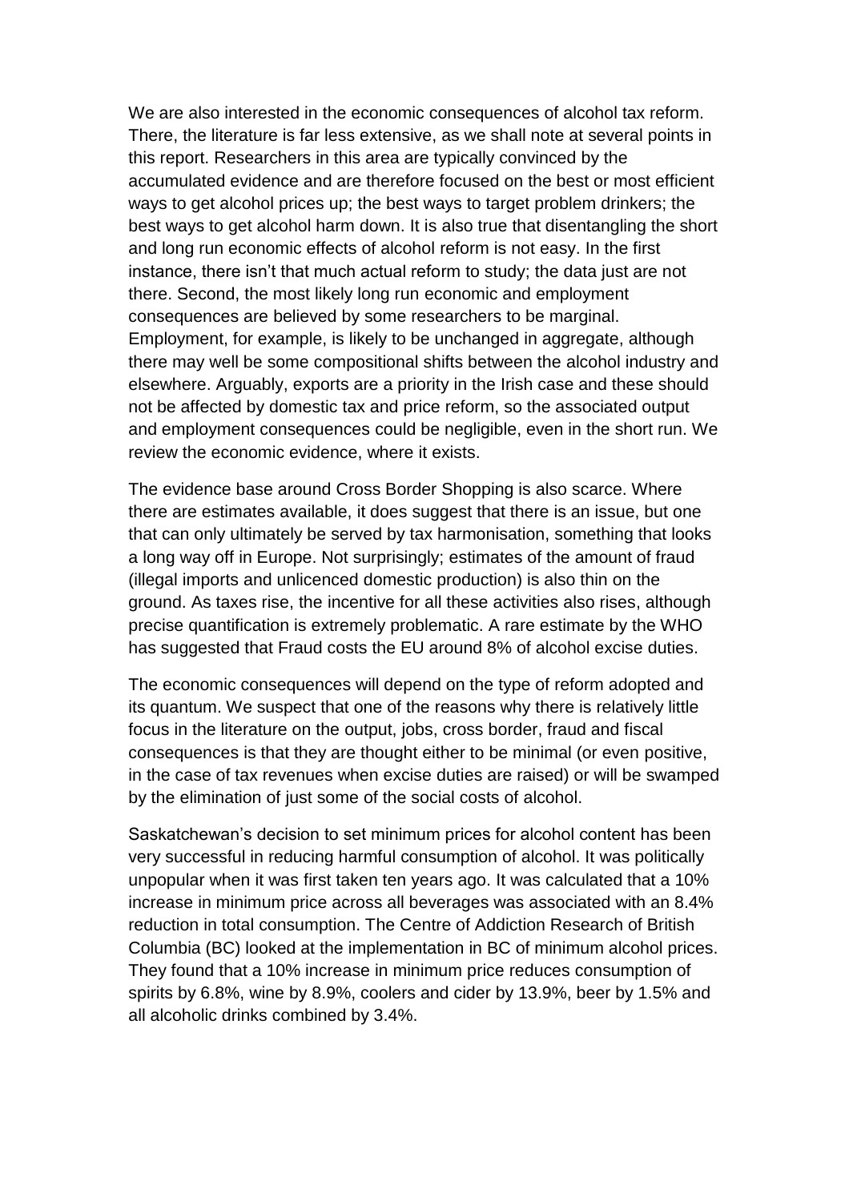We are also interested in the economic consequences of alcohol tax reform. There, the literature is far less extensive, as we shall note at several points in this report. Researchers in this area are typically convinced by the accumulated evidence and are therefore focused on the best or most efficient ways to get alcohol prices up; the best ways to target problem drinkers; the best ways to get alcohol harm down. It is also true that disentangling the short and long run economic effects of alcohol reform is not easy. In the first instance, there isn't that much actual reform to study; the data just are not there. Second, the most likely long run economic and employment consequences are believed by some researchers to be marginal. Employment, for example, is likely to be unchanged in aggregate, although there may well be some compositional shifts between the alcohol industry and elsewhere. Arguably, exports are a priority in the Irish case and these should not be affected by domestic tax and price reform, so the associated output and employment consequences could be negligible, even in the short run. We review the economic evidence, where it exists.

The evidence base around Cross Border Shopping is also scarce. Where there are estimates available, it does suggest that there is an issue, but one that can only ultimately be served by tax harmonisation, something that looks a long way off in Europe. Not surprisingly; estimates of the amount of fraud (illegal imports and unlicenced domestic production) is also thin on the ground. As taxes rise, the incentive for all these activities also rises, although precise quantification is extremely problematic. A rare estimate by the WHO has suggested that Fraud costs the EU around 8% of alcohol excise duties.

The economic consequences will depend on the type of reform adopted and its quantum. We suspect that one of the reasons why there is relatively little focus in the literature on the output, jobs, cross border, fraud and fiscal consequences is that they are thought either to be minimal (or even positive, in the case of tax revenues when excise duties are raised) or will be swamped by the elimination of just some of the social costs of alcohol.

Saskatchewan's decision to set minimum prices for alcohol content has been very successful in reducing harmful consumption of alcohol. It was politically unpopular when it was first taken ten years ago. It was calculated that a 10% increase in minimum price across all beverages was associated with an 8.4% reduction in total consumption. The Centre of Addiction Research of British Columbia (BC) looked at the implementation in BC of minimum alcohol prices. They found that a 10% increase in minimum price reduces consumption of spirits by 6.8%, wine by 8.9%, coolers and cider by 13.9%, beer by 1.5% and all alcoholic drinks combined by 3.4%.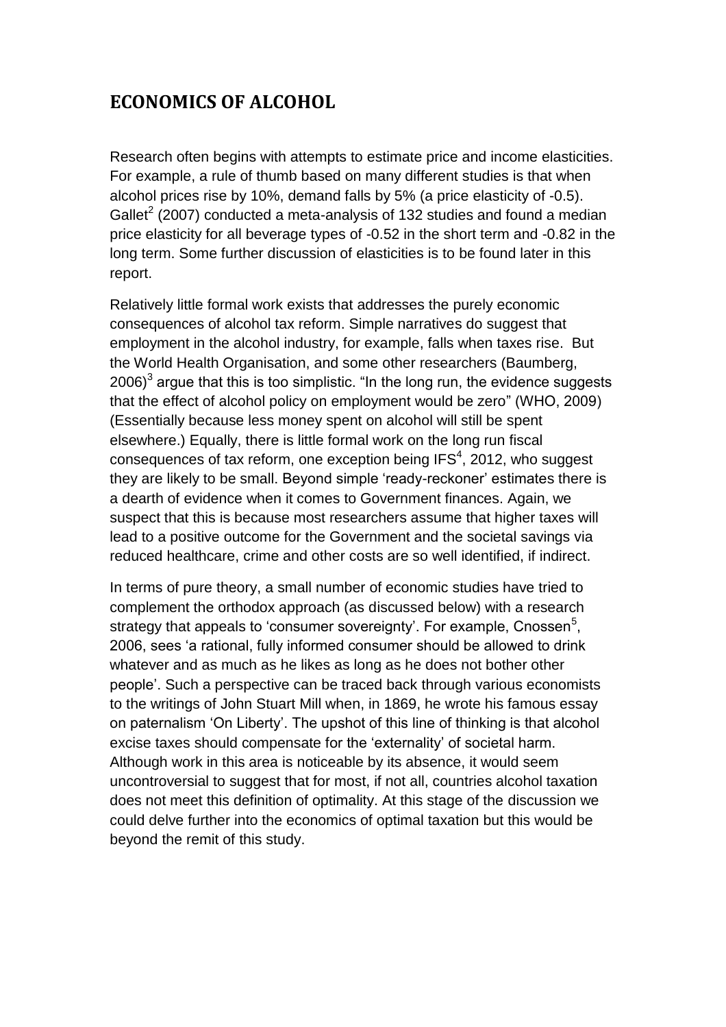## ECONOMICS OF ALCOHOL

Research often begins with attempts to estimate price and income elasticities. For example, a rule of thumb based on many different studies is that when alcohol prices rise by 10%, demand falls by 5% (a price elasticity of -0.5). Gallet[2] (2007) conducted a meta-analysis of 132 studies and found a median price elasticity for all beverage types of -0.52 in the short term and -0.82 in the long term. Some further discussion of elasticities is to be found later in this report.

Relatively little formal work exists that addresses the purely economic consequences of alcohol tax reform. Simple narratives do suggest that employment in the alcohol industry, for example, falls when taxes rise. But the World Health Organisation, and some other researchers (Baumberg, 2006)[3] argue that this is too simplistic. "In the long run, the evidence suggests that the effect of alcohol policy on employment would be zero" (WHO, 2009) (Essentially because less money spent on alcohol will still be spent elsewhere.) Equally, there is little formal work on the long run fiscal consequences of tax reform, one exception being IFS[4], 2012, who suggest they are likely to be small. Beyond simple 'ready-reckoner' estimates there is a dearth of evidence when it comes to Government finances. Again, we suspect that this is because most researchers assume that higher taxes will lead to a positive outcome for the Government and the societal savings via reduced healthcare, crime and other costs are so well identified, if indirect.

In terms of pure theory, a small number of economic studies have tried to complement the orthodox approach (as discussed below) with a research strategy that appeals to 'consumer sovereignty'. For example, Cnossen[5], 2006, sees 'a rational, fully informed consumer should be allowed to drink whatever and as much as he likes as long as he does not bother other people'. Such a perspective can be traced back through various economists to the writings of John Stuart Mill when, in 1869, he wrote his famous essay on paternalism 'On Liberty'. The upshot of this line of thinking is that alcohol excise taxes should compensate for the 'externality' of societal harm. Although work in this area is noticeable by its absence, it would seem uncontroversial to suggest that for most, if not all, countries alcohol taxation does not meet this definition of optimality. At this stage of the discussion we could delve further into the economics of optimal taxation but this would be beyond the remit of this study.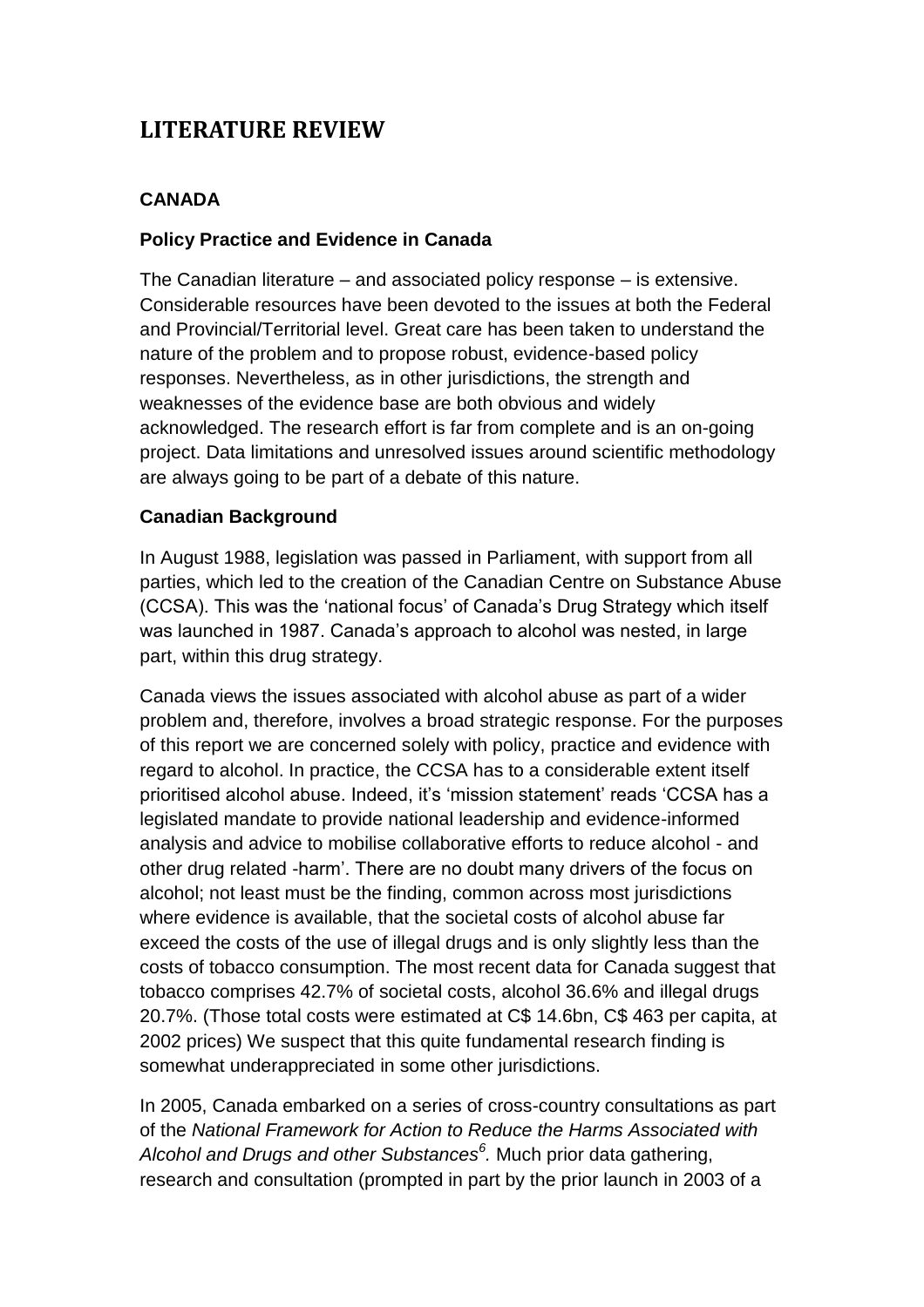# LITERATURE REVIEW

### CANADA

### Policy Practice and Evidence in Canada

The Canadian literature – and associated policy response – is extensive. Considerable resources have been devoted to the issues at both the Federal and Provincial/Territorial level. Great care has been taken to understand the nature of the problem and to propose robust, evidence-based policy responses. Nevertheless, as in other jurisdictions, the strength and weaknesses of the evidence base are both obvious and widely acknowledged. The research effort is far from complete and is an on-going project. Data limitations and unresolved issues around scientific methodology are always going to be part of a debate of this nature.

### Canadian Background

In August 1988, legislation was passed in Parliament, with support from all parties, which led to the creation of the Canadian Centre on Substance Abuse (CCSA). This was the 'national focus' of Canada's Drug Strategy which itself was launched in 1987. Canada's approach to alcohol was nested, in large part, within this drug strategy.

Canada views the issues associated with alcohol abuse as part of a wider problem and, therefore, involves a broad strategic response. For the purposes of this report we are concerned solely with policy, practice and evidence with regard to alcohol. In practice, the CCSA has to a considerable extent itself prioritised alcohol abuse. Indeed, it's 'mission statement' reads 'CCSA has a legislated mandate to provide national leadership and evidence-informed analysis and advice to mobilise collaborative efforts to reduce alcohol - and other drug related -harm'. There are no doubt many drivers of the focus on alcohol; not least must be the finding, common across most jurisdictions where evidence is available, that the societal costs of alcohol abuse far exceed the costs of the use of illegal drugs and is only slightly less than the costs of tobacco consumption. The most recent data for Canada suggest that tobacco comprises 42.7% of societal costs, alcohol 36.6% and illegal drugs 20.7%. (Those total costs were estimated at C$ 14.6bn, C$ 463 per capita, at 2002 prices) We suspect that this quite fundamental research finding is somewhat underappreciated in some other jurisdictions.

In 2005, Canada embarked on a series of cross-country consultations as part of the *National Framework for Action to Reduce the Harms Associated with Alcohol and Drugs and other Substances*[6]. Much prior data gathering, research and consultation (prompted in part by the prior launch in 2003 of a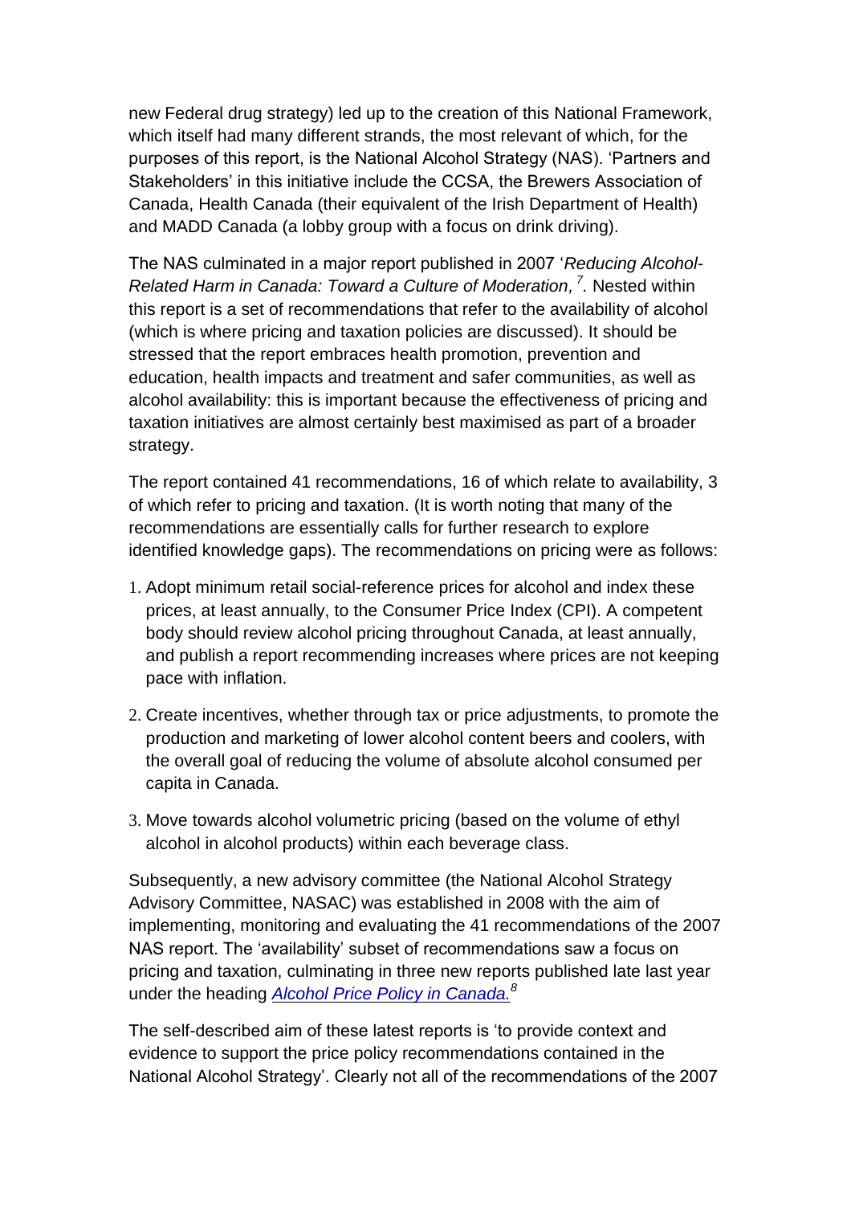new Federal drug strategy) led up to the creation of this National Framework, which itself had many different strands, the most relevant of which, for the purposes of this report, is the National Alcohol Strategy (NAS). 'Partners and Stakeholders' in this initiative include the CCSA, the Brewers Association of Canada, Health Canada (their equivalent of the Irish Department of Health) and MADD Canada (a lobby group with a focus on drink driving).

The NAS culminated in a major report published in 2007 '*Reducing Alcohol-Related Harm in Canada: Toward a Culture of Moderation,*[7]. Nested within this report is a set of recommendations that refer to the availability of alcohol (which is where pricing and taxation policies are discussed). It should be stressed that the report embraces health promotion, prevention and education, health impacts and treatment and safer communities, as well as alcohol availability: this is important because the effectiveness of pricing and taxation initiatives are almost certainly best maximised as part of a broader strategy.

The report contained 41 recommendations, 16 of which relate to availability, 3 of which refer to pricing and taxation. (It is worth noting that many of the recommendations are essentially calls for further research to explore identified knowledge gaps). The recommendations on pricing were as follows:

1. Adopt minimum retail social-reference prices for alcohol and index these prices, at least annually, to the Consumer Price Index (CPI). A competent body should review alcohol pricing throughout Canada, at least annually, and publish a report recommending increases where prices are not keeping pace with inflation.
2. Create incentives, whether through tax or price adjustments, to promote the production and marketing of lower alcohol content beers and coolers, with the overall goal of reducing the volume of absolute alcohol consumed per capita in Canada.
3. Move towards alcohol volumetric pricing (based on the volume of ethyl alcohol in alcohol products) within each beverage class.

Subsequently, a new advisory committee (the National Alcohol Strategy Advisory Committee, NASAC) was established in 2008 with the aim of implementing, monitoring and evaluating the 41 recommendations of the 2007 NAS report. The 'availability' subset of recommendations saw a focus on pricing and taxation, culminating in three new reports published late last year under the heading *Alcohol Price Policy in Canada.*[8]

The self-described aim of these latest reports is 'to provide context and evidence to support the price policy recommendations contained in the National Alcohol Strategy'. Clearly not all of the recommendations of the 2007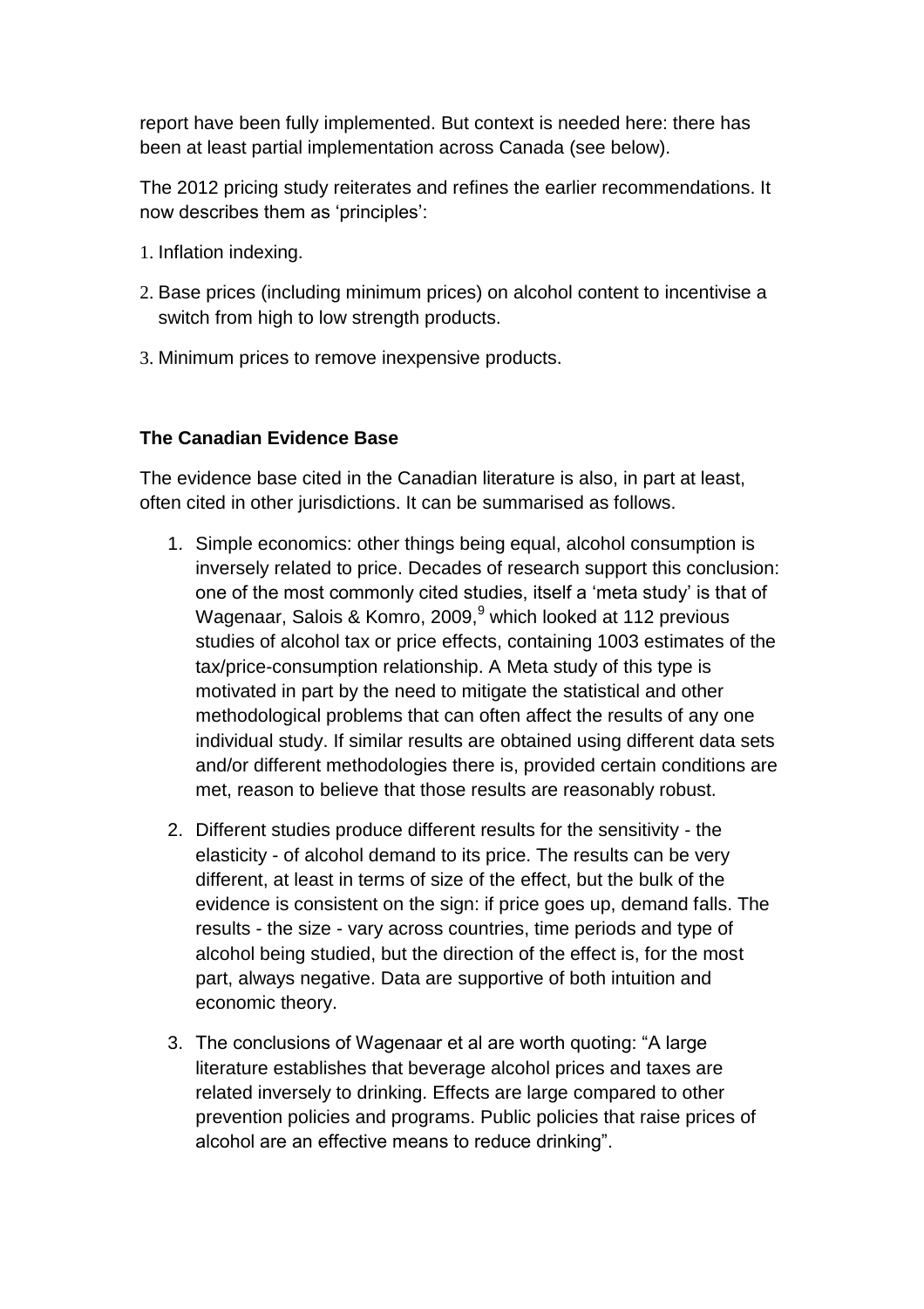report have been fully implemented. But context is needed here: there has been at least partial implementation across Canada (see below).

The 2012 pricing study reiterates and refines the earlier recommendations. It now describes them as 'principles':

1. Inflation indexing.
2. Base prices (including minimum prices) on alcohol content to incentivise a switch from high to low strength products.
3. Minimum prices to remove inexpensive products.

**The Canadian Evidence Base**

The evidence base cited in the Canadian literature is also, in part at least, often cited in other jurisdictions. It can be summarised as follows.

1. Simple economics: other things being equal, alcohol consumption is inversely related to price. Decades of research support this conclusion: one of the most commonly cited studies, itself a 'meta study' is that of Wagenaar, Salois & Komro, 2009,[9] which looked at 112 previous studies of alcohol tax or price effects, containing 1003 estimates of the tax/price-consumption relationship. A Meta study of this type is motivated in part by the need to mitigate the statistical and other methodological problems that can often affect the results of any one individual study. If similar results are obtained using different data sets and/or different methodologies there is, provided certain conditions are met, reason to believe that those results are reasonably robust.
2. Different studies produce different results for the sensitivity - the elasticity - of alcohol demand to its price. The results can be very different, at least in terms of size of the effect, but the bulk of the evidence is consistent on the sign: if price goes up, demand falls. The results - the size - vary across countries, time periods and type of alcohol being studied, but the direction of the effect is, for the most part, always negative. Data are supportive of both intuition and economic theory.
3. The conclusions of Wagenaar et al are worth quoting: "A large literature establishes that beverage alcohol prices and taxes are related inversely to drinking. Effects are large compared to other prevention policies and programs. Public policies that raise prices of alcohol are an effective means to reduce drinking".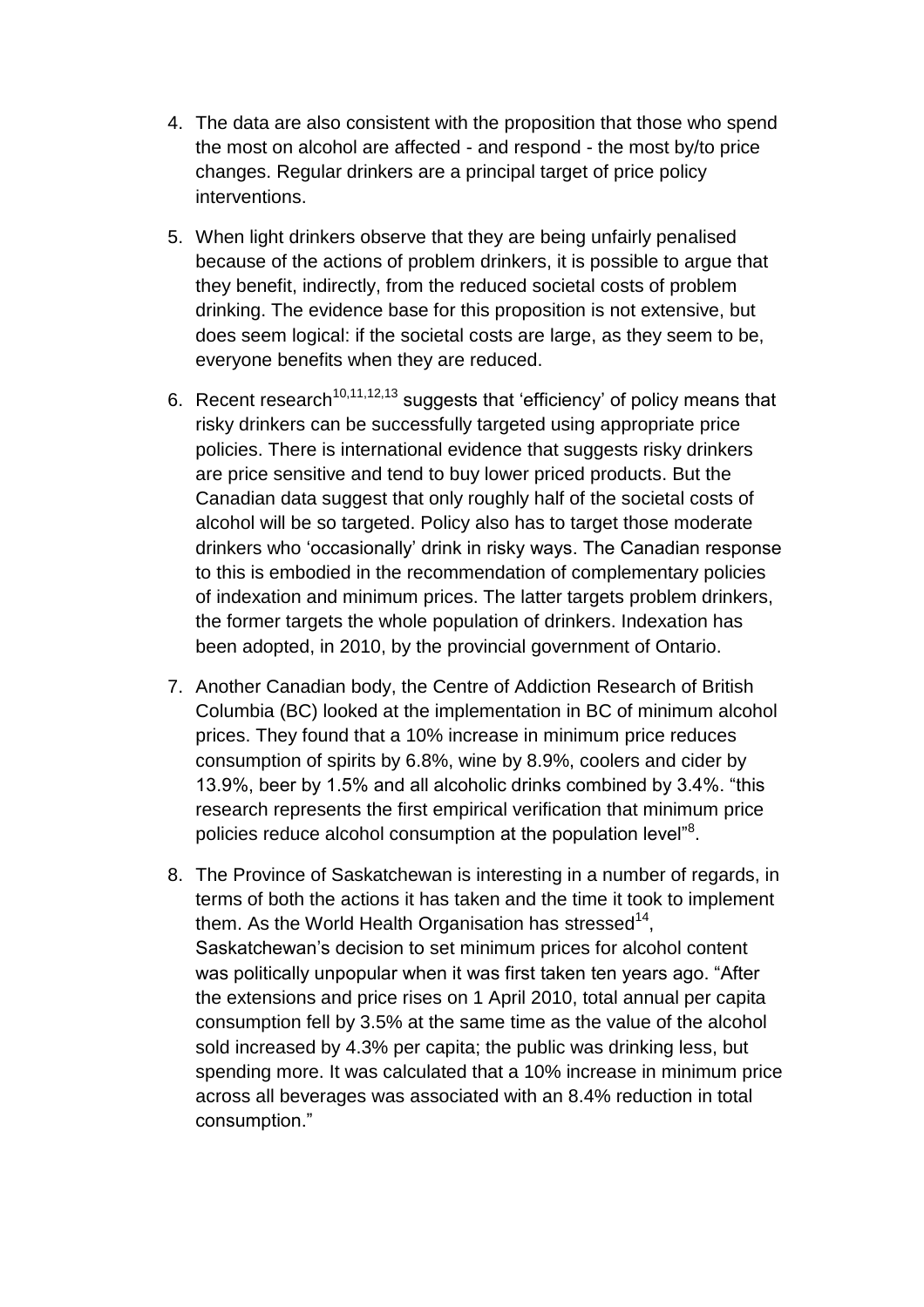4. The data are also consistent with the proposition that those who spend the most on alcohol are affected - and respond - the most by/to price changes. Regular drinkers are a principal target of price policy interventions.

5. When light drinkers observe that they are being unfairly penalised because of the actions of problem drinkers, it is possible to argue that they benefit, indirectly, from the reduced societal costs of problem drinking. The evidence base for this proposition is not extensive, but does seem logical: if the societal costs are large, as they seem to be, everyone benefits when they are reduced.

6. Recent research[10,11,12,13] suggests that 'efficiency' of policy means that risky drinkers can be successfully targeted using appropriate price policies. There is international evidence that suggests risky drinkers are price sensitive and tend to buy lower priced products. But the Canadian data suggest that only roughly half of the societal costs of alcohol will be so targeted. Policy also has to target those moderate drinkers who 'occasionally' drink in risky ways. The Canadian response to this is embodied in the recommendation of complementary policies of indexation and minimum prices. The latter targets problem drinkers, the former targets the whole population of drinkers. Indexation has been adopted, in 2010, by the provincial government of Ontario.

7. Another Canadian body, the Centre of Addiction Research of British Columbia (BC) looked at the implementation in BC of minimum alcohol prices. They found that a 10% increase in minimum price reduces consumption of spirits by 6.8%, wine by 8.9%, coolers and cider by 13.9%, beer by 1.5% and all alcoholic drinks combined by 3.4%. "this research represents the first empirical verification that minimum price policies reduce alcohol consumption at the population level"[8].

8. The Province of Saskatchewan is interesting in a number of regards, in terms of both the actions it has taken and the time it took to implement them. As the World Health Organisation has stressed[14], Saskatchewan's decision to set minimum prices for alcohol content was politically unpopular when it was first taken ten years ago. "After the extensions and price rises on 1 April 2010, total annual per capita consumption fell by 3.5% at the same time as the value of the alcohol sold increased by 4.3% per capita; the public was drinking less, but spending more. It was calculated that a 10% increase in minimum price across all beverages was associated with an 8.4% reduction in total consumption."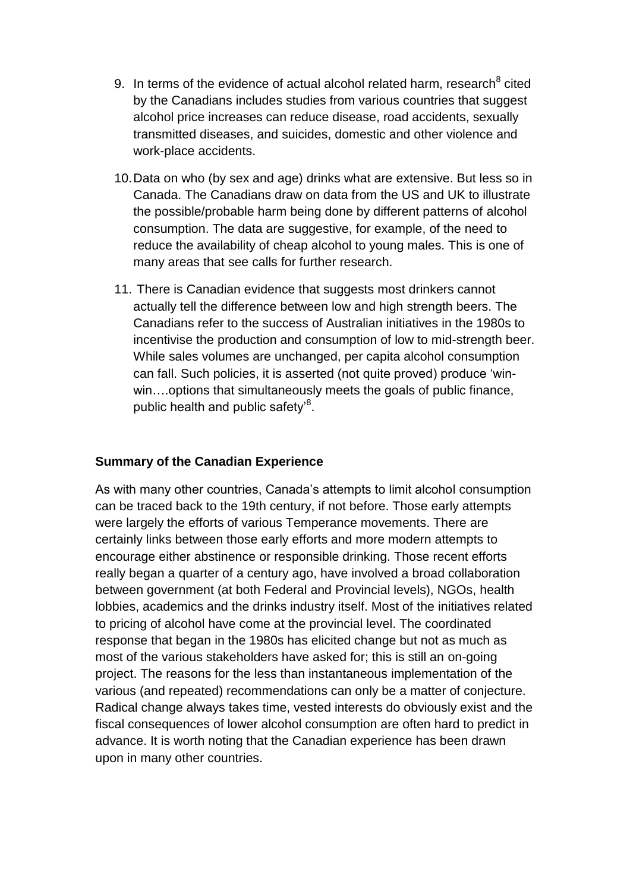9. In terms of the evidence of actual alcohol related harm, research[8] cited by the Canadians includes studies from various countries that suggest alcohol price increases can reduce disease, road accidents, sexually transmitted diseases, and suicides, domestic and other violence and work-place accidents.

10. Data on who (by sex and age) drinks what are extensive. But less so in Canada. The Canadians draw on data from the US and UK to illustrate the possible/probable harm being done by different patterns of alcohol consumption. The data are suggestive, for example, of the need to reduce the availability of cheap alcohol to young males. This is one of many areas that see calls for further research.

11. There is Canadian evidence that suggests most drinkers cannot actually tell the difference between low and high strength beers. The Canadians refer to the success of Australian initiatives in the 1980s to incentivise the production and consumption of low to mid-strength beer. While sales volumes are unchanged, per capita alcohol consumption can fall. Such policies, it is asserted (not quite proved) produce 'win-win….options that simultaneously meets the goals of public finance, public health and public safety'[8].

**Summary of the Canadian Experience**

As with many other countries, Canada's attempts to limit alcohol consumption can be traced back to the 19th century, if not before. Those early attempts were largely the efforts of various Temperance movements. There are certainly links between those early efforts and more modern attempts to encourage either abstinence or responsible drinking. Those recent efforts really began a quarter of a century ago, have involved a broad collaboration between government (at both Federal and Provincial levels), NGOs, health lobbies, academics and the drinks industry itself. Most of the initiatives related to pricing of alcohol have come at the provincial level. The coordinated response that began in the 1980s has elicited change but not as much as most of the various stakeholders have asked for; this is still an on-going project. The reasons for the less than instantaneous implementation of the various (and repeated) recommendations can only be a matter of conjecture. Radical change always takes time, vested interests do obviously exist and the fiscal consequences of lower alcohol consumption are often hard to predict in advance. It is worth noting that the Canadian experience has been drawn upon in many other countries.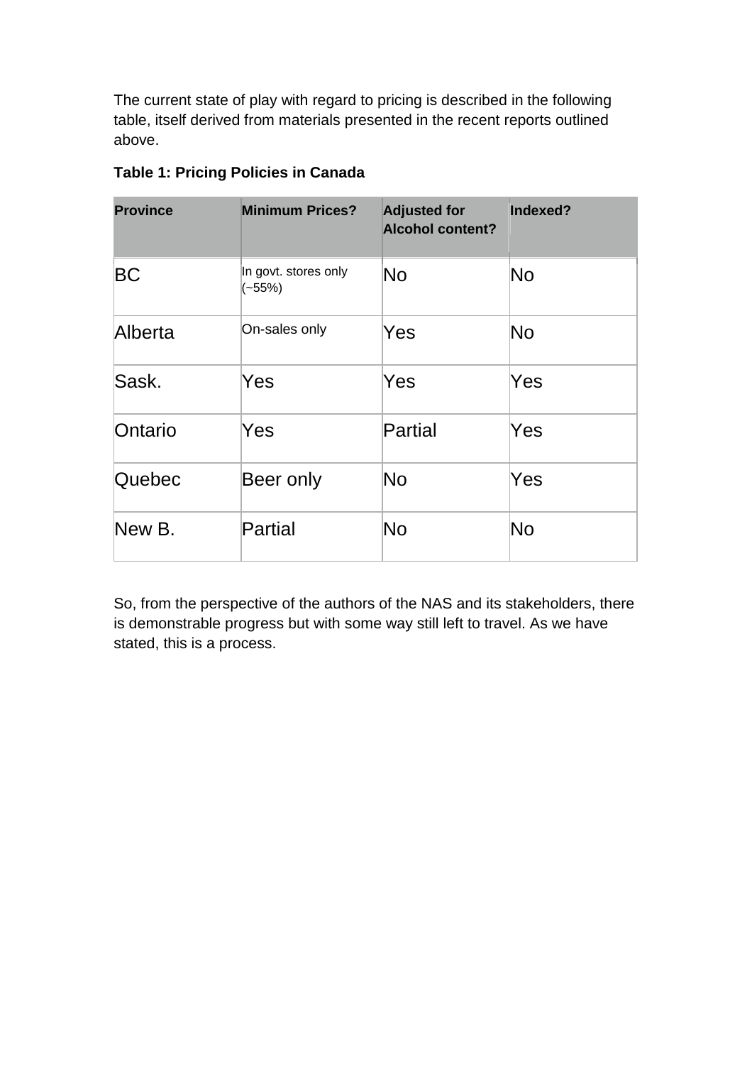The current state of play with regard to pricing is described in the following table, itself derived from materials presented in the recent reports outlined above.

**Table 1: Pricing Policies in Canada**

| Province | Minimum Prices? | Adjusted for Alcohol content? | Indexed? |
|---|---|---|---|
| BC | In govt. stores only (~55%) | No | No |
| Alberta | On-sales only | Yes | No |
| Sask. | Yes | Yes | Yes |
| Ontario | Yes | Partial | Yes |
| Quebec | Beer only | No | Yes |
| New B. | Partial | No | No |

So, from the perspective of the authors of the NAS and its stakeholders, there is demonstrable progress but with some way still left to travel. As we have stated, this is a process.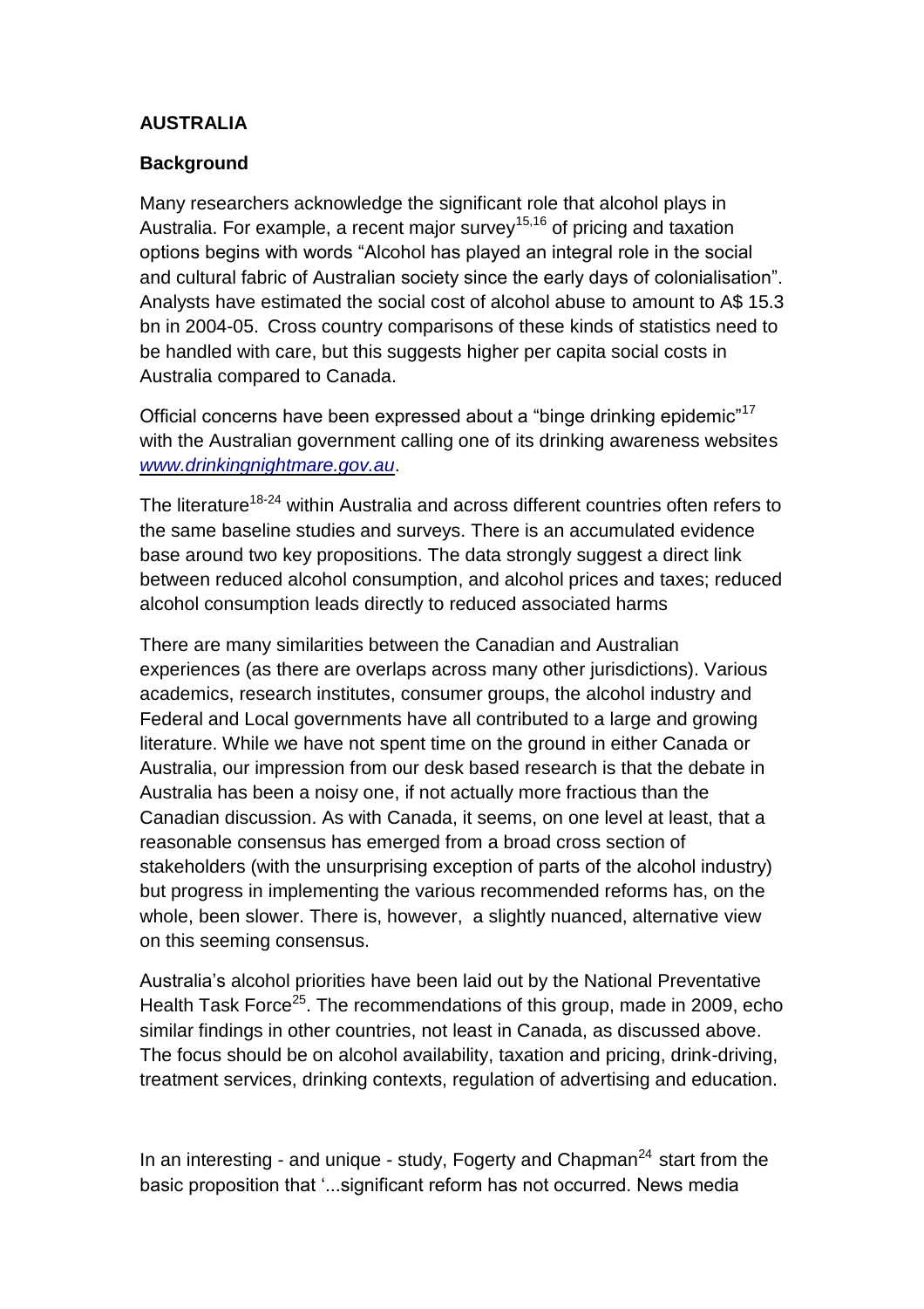**AUSTRALIA**

**Background**

Many researchers acknowledge the significant role that alcohol plays in Australia. For example, a recent major survey[15,16] of pricing and taxation options begins with words "Alcohol has played an integral role in the social and cultural fabric of Australian society since the early days of colonialisation". Analysts have estimated the social cost of alcohol abuse to amount to A$ 15.3 bn in 2004-05. Cross country comparisons of these kinds of statistics need to be handled with care, but this suggests higher per capita social costs in Australia compared to Canada.

Official concerns have been expressed about a "binge drinking epidemic"[17] with the Australian government calling one of its drinking awareness websites *www.drinkingnightmare.gov.au*.

The literature[18-24] within Australia and across different countries often refers to the same baseline studies and surveys. There is an accumulated evidence base around two key propositions. The data strongly suggest a direct link between reduced alcohol consumption, and alcohol prices and taxes; reduced alcohol consumption leads directly to reduced associated harms

There are many similarities between the Canadian and Australian experiences (as there are overlaps across many other jurisdictions). Various academics, research institutes, consumer groups, the alcohol industry and Federal and Local governments have all contributed to a large and growing literature. While we have not spent time on the ground in either Canada or Australia, our impression from our desk based research is that the debate in Australia has been a noisy one, if not actually more fractious than the Canadian discussion. As with Canada, it seems, on one level at least, that a reasonable consensus has emerged from a broad cross section of stakeholders (with the unsurprising exception of parts of the alcohol industry) but progress in implementing the various recommended reforms has, on the whole, been slower. There is, however, a slightly nuanced, alternative view on this seeming consensus.

Australia's alcohol priorities have been laid out by the National Preventative Health Task Force[25]. The recommendations of this group, made in 2009, echo similar findings in other countries, not least in Canada, as discussed above. The focus should be on alcohol availability, taxation and pricing, drink-driving, treatment services, drinking contexts, regulation of advertising and education.

In an interesting - and unique - study, Fogerty and Chapman[24] start from the basic proposition that '...significant reform has not occurred. News media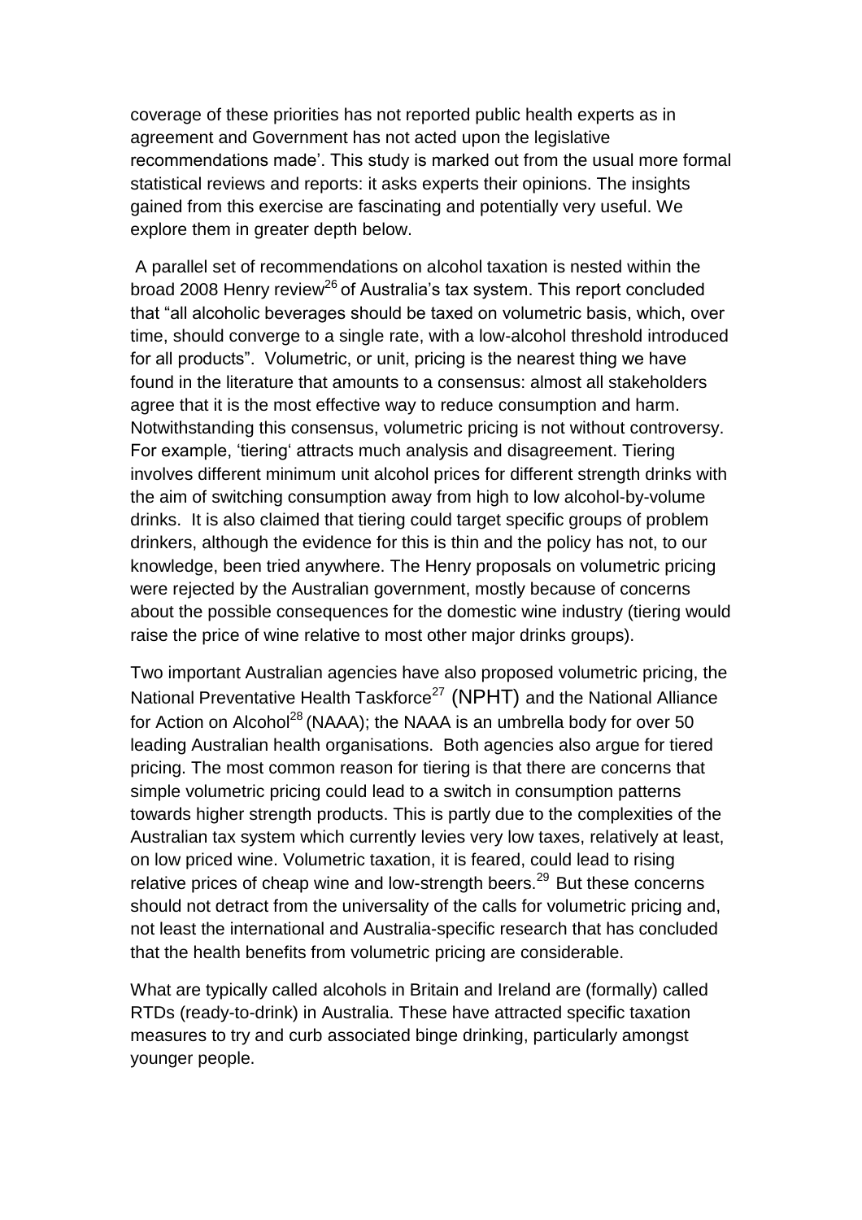coverage of these priorities has not reported public health experts as in agreement and Government has not acted upon the legislative recommendations made'. This study is marked out from the usual more formal statistical reviews and reports: it asks experts their opinions. The insights gained from this exercise are fascinating and potentially very useful. We explore them in greater depth below.

A parallel set of recommendations on alcohol taxation is nested within the broad 2008 Henry review[26] of Australia's tax system. This report concluded that "all alcoholic beverages should be taxed on volumetric basis, which, over time, should converge to a single rate, with a low-alcohol threshold introduced for all products". Volumetric, or unit, pricing is the nearest thing we have found in the literature that amounts to a consensus: almost all stakeholders agree that it is the most effective way to reduce consumption and harm. Notwithstanding this consensus, volumetric pricing is not without controversy. For example, 'tiering' attracts much analysis and disagreement. Tiering involves different minimum unit alcohol prices for different strength drinks with the aim of switching consumption away from high to low alcohol-by-volume drinks. It is also claimed that tiering could target specific groups of problem drinkers, although the evidence for this is thin and the policy has not, to our knowledge, been tried anywhere. The Henry proposals on volumetric pricing were rejected by the Australian government, mostly because of concerns about the possible consequences for the domestic wine industry (tiering would raise the price of wine relative to most other major drinks groups).

Two important Australian agencies have also proposed volumetric pricing, the National Preventative Health Taskforce[27] (NPHT) and the National Alliance for Action on Alcohol[28] (NAAA); the NAAA is an umbrella body for over 50 leading Australian health organisations. Both agencies also argue for tiered pricing. The most common reason for tiering is that there are concerns that simple volumetric pricing could lead to a switch in consumption patterns towards higher strength products. This is partly due to the complexities of the Australian tax system which currently levies very low taxes, relatively at least, on low priced wine. Volumetric taxation, it is feared, could lead to rising relative prices of cheap wine and low-strength beers.[29] But these concerns should not detract from the universality of the calls for volumetric pricing and, not least the international and Australia-specific research that has concluded that the health benefits from volumetric pricing are considerable.

What are typically called alcohols in Britain and Ireland are (formally) called RTDs (ready-to-drink) in Australia. These have attracted specific taxation measures to try and curb associated binge drinking, particularly amongst younger people.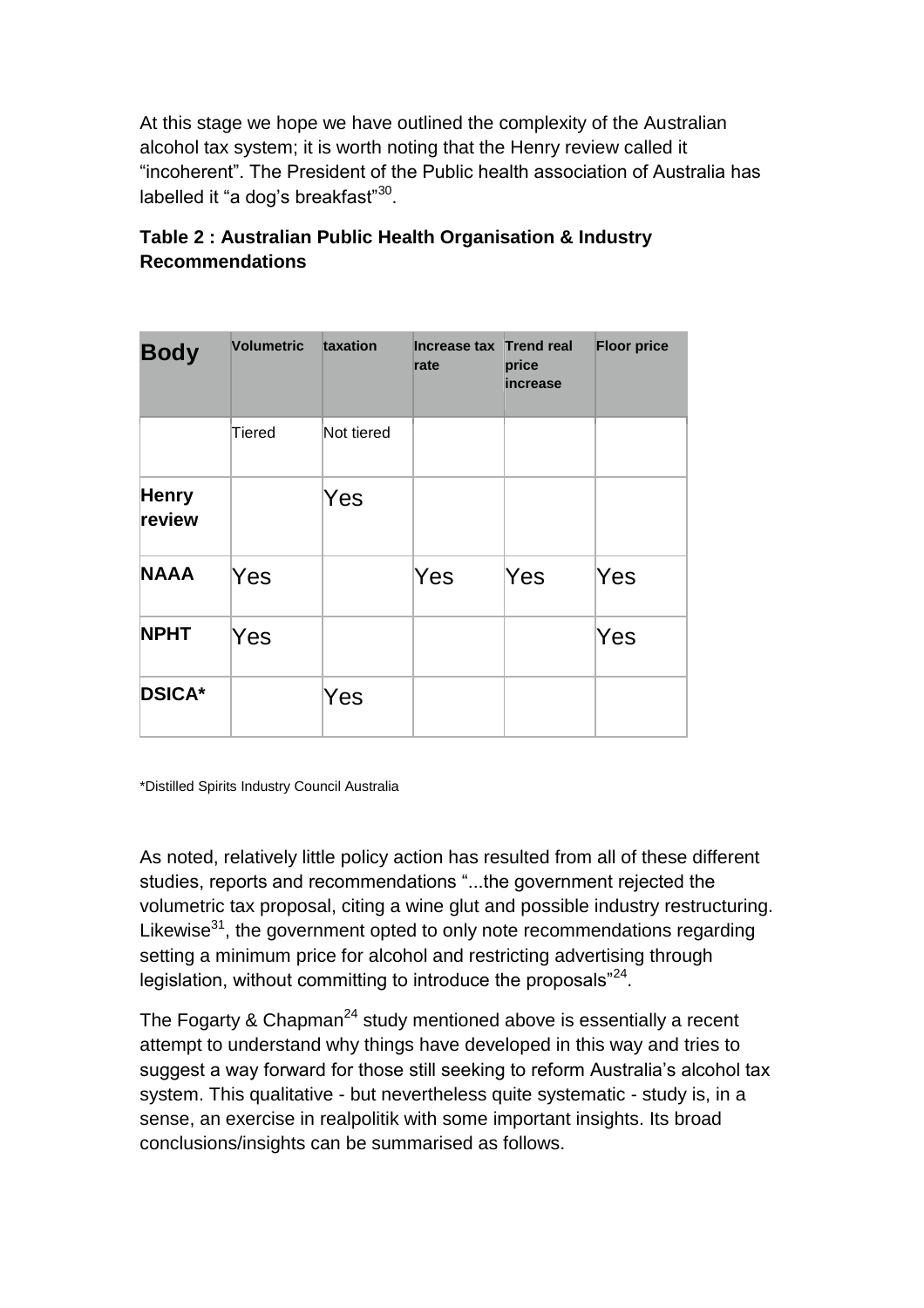At this stage we hope we have outlined the complexity of the Australian alcohol tax system; it is worth noting that the Henry review called it "incoherent". The President of the Public health association of Australia has labelled it "a dog's breakfast"[30].

**Table 2 : Australian Public Health Organisation & Industry Recommendations**

| Body | Volumetric | taxation | Increase tax rate | Trend real price increase | Floor price |
|---|---|---|---|---|---|
| | Tiered | Not tiered | | | |
| **Henry review** | | Yes | | | |
| **NAAA** | Yes | | Yes | Yes | Yes |
| **NPHT** | Yes | | | | Yes |
| **DSICA*** | | Yes | | | |

*Distilled Spirits Industry Council Australia

As noted, relatively little policy action has resulted from all of these different studies, reports and recommendations "...the government rejected the volumetric tax proposal, citing a wine glut and possible industry restructuring. Likewise[31], the government opted to only note recommendations regarding setting a minimum price for alcohol and restricting advertising through legislation, without committing to introduce the proposals"[24].

The Fogarty & Chapman[24] study mentioned above is essentially a recent attempt to understand why things have developed in this way and tries to suggest a way forward for those still seeking to reform Australia's alcohol tax system. This qualitative - but nevertheless quite systematic - study is, in a sense, an exercise in realpolitik with some important insights. Its broad conclusions/insights can be summarised as follows.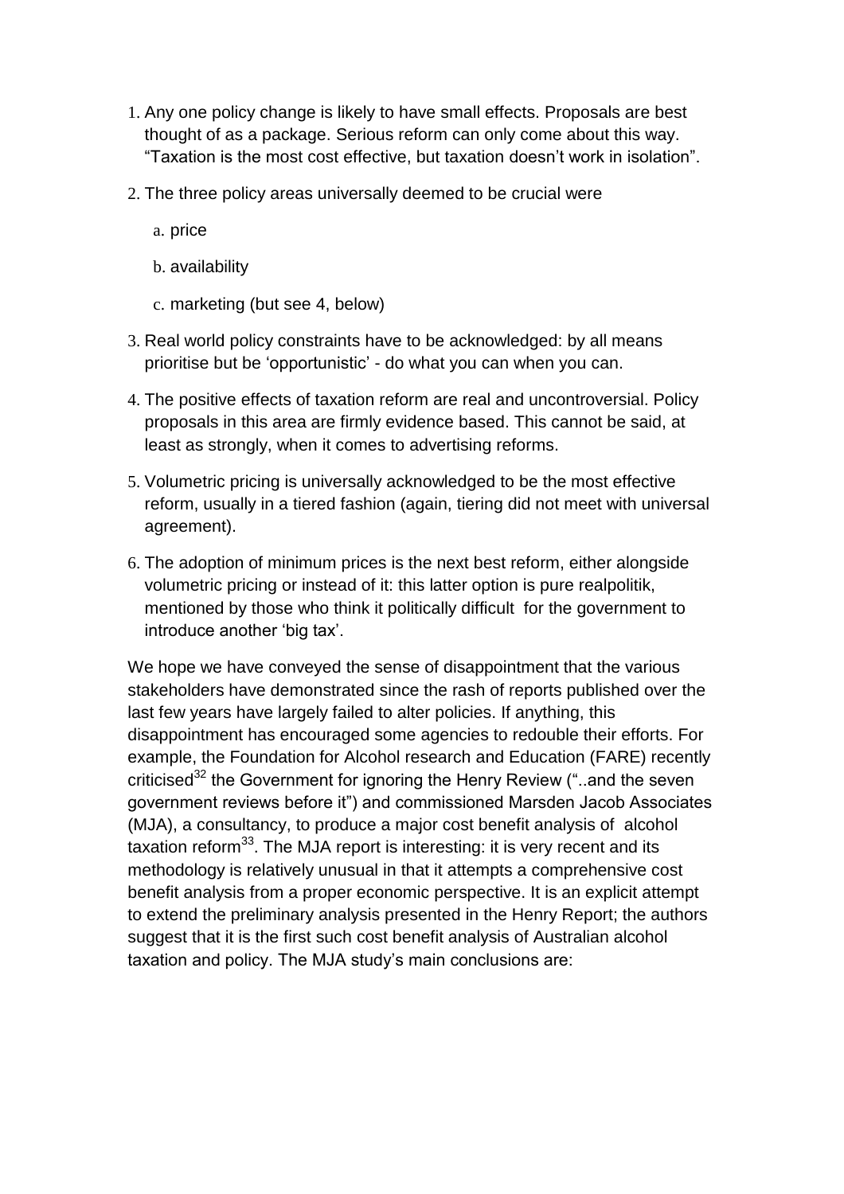1. Any one policy change is likely to have small effects. Proposals are best thought of as a package. Serious reform can only come about this way. “Taxation is the most cost effective, but taxation doesn’t work in isolation”.
2. The three policy areas universally deemed to be crucial were
   a. price
   b. availability
   c. marketing (but see 4, below)
3. Real world policy constraints have to be acknowledged: by all means prioritise but be ‘opportunistic’ - do what you can when you can.
4. The positive effects of taxation reform are real and uncontroversial. Policy proposals in this area are firmly evidence based. This cannot be said, at least as strongly, when it comes to advertising reforms.
5. Volumetric pricing is universally acknowledged to be the most effective reform, usually in a tiered fashion (again, tiering did not meet with universal agreement).
6. The adoption of minimum prices is the next best reform, either alongside volumetric pricing or instead of it: this latter option is pure realpolitik, mentioned by those who think it politically difficult for the government to introduce another ‘big tax’.

We hope we have conveyed the sense of disappointment that the various stakeholders have demonstrated since the rash of reports published over the last few years have largely failed to alter policies. If anything, this disappointment has encouraged some agencies to redouble their efforts. For example, the Foundation for Alcohol research and Education (FARE) recently criticised[32] the Government for ignoring the Henry Review (“..and the seven government reviews before it”) and commissioned Marsden Jacob Associates (MJA), a consultancy, to produce a major cost benefit analysis of alcohol taxation reform[33]. The MJA report is interesting: it is very recent and its methodology is relatively unusual in that it attempts a comprehensive cost benefit analysis from a proper economic perspective. It is an explicit attempt to extend the preliminary analysis presented in the Henry Report; the authors suggest that it is the first such cost benefit analysis of Australian alcohol taxation and policy. The MJA study’s main conclusions are: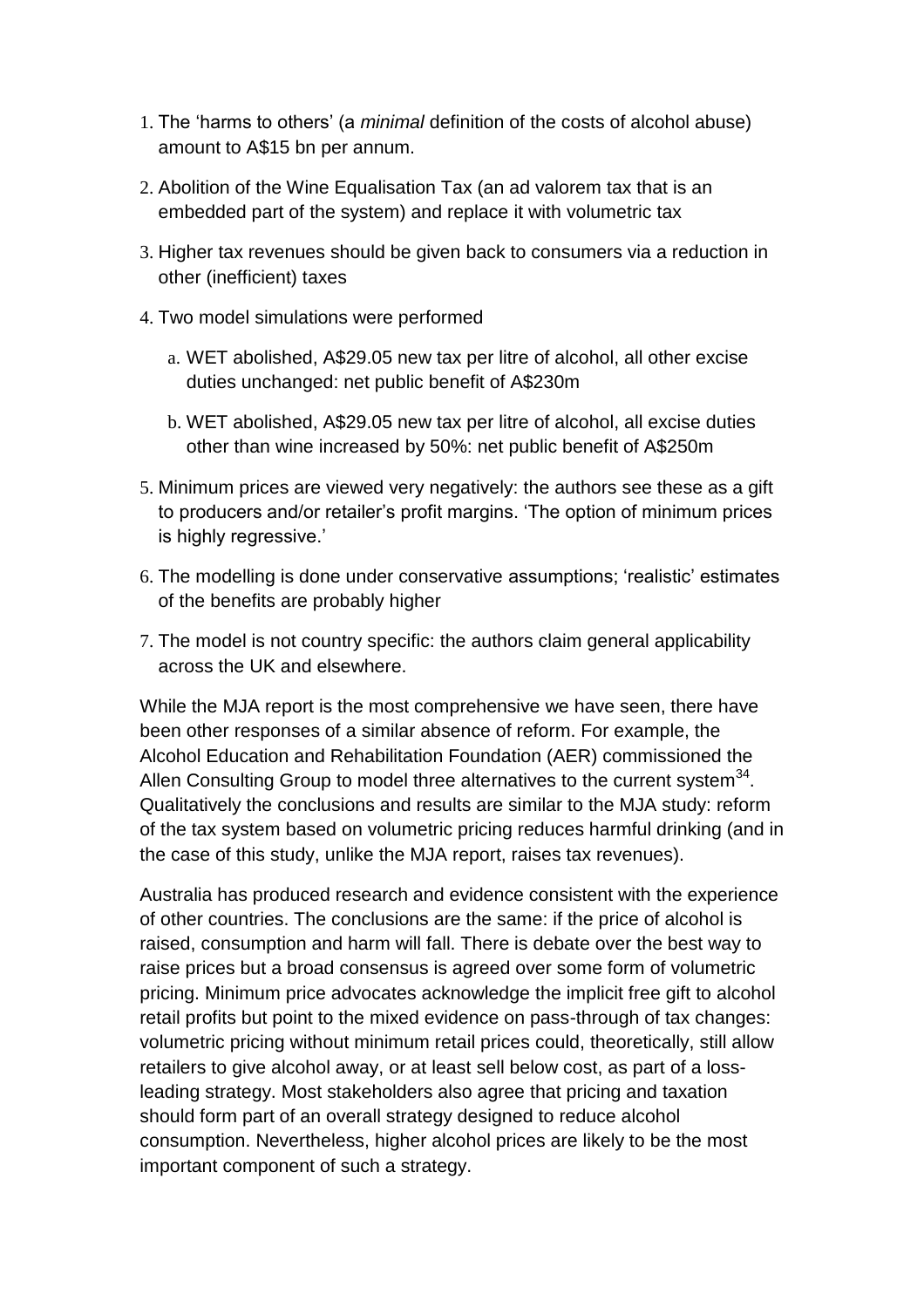1. The 'harms to others' (a *minimal* definition of the costs of alcohol abuse) amount to A$15 bn per annum.
2. Abolition of the Wine Equalisation Tax (an ad valorem tax that is an embedded part of the system) and replace it with volumetric tax
3. Higher tax revenues should be given back to consumers via a reduction in other (inefficient) taxes
4. Two model simulations were performed
   a. WET abolished, A$29.05 new tax per litre of alcohol, all other excise duties unchanged: net public benefit of A$230m
   b. WET abolished, A$29.05 new tax per litre of alcohol, all excise duties other than wine increased by 50%: net public benefit of A$250m
5. Minimum prices are viewed very negatively: the authors see these as a gift to producers and/or retailer's profit margins. 'The option of minimum prices is highly regressive.'
6. The modelling is done under conservative assumptions; 'realistic' estimates of the benefits are probably higher
7. The model is not country specific: the authors claim general applicability across the UK and elsewhere.

While the MJA report is the most comprehensive we have seen, there have been other responses of a similar absence of reform. For example, the Alcohol Education and Rehabilitation Foundation (AER) commissioned the Allen Consulting Group to model three alternatives to the current system[34]. Qualitatively the conclusions and results are similar to the MJA study: reform of the tax system based on volumetric pricing reduces harmful drinking (and in the case of this study, unlike the MJA report, raises tax revenues).

Australia has produced research and evidence consistent with the experience of other countries. The conclusions are the same: if the price of alcohol is raised, consumption and harm will fall. There is debate over the best way to raise prices but a broad consensus is agreed over some form of volumetric pricing. Minimum price advocates acknowledge the implicit free gift to alcohol retail profits but point to the mixed evidence on pass-through of tax changes: volumetric pricing without minimum retail prices could, theoretically, still allow retailers to give alcohol away, or at least sell below cost, as part of a loss-leading strategy. Most stakeholders also agree that pricing and taxation should form part of an overall strategy designed to reduce alcohol consumption. Nevertheless, higher alcohol prices are likely to be the most important component of such a strategy.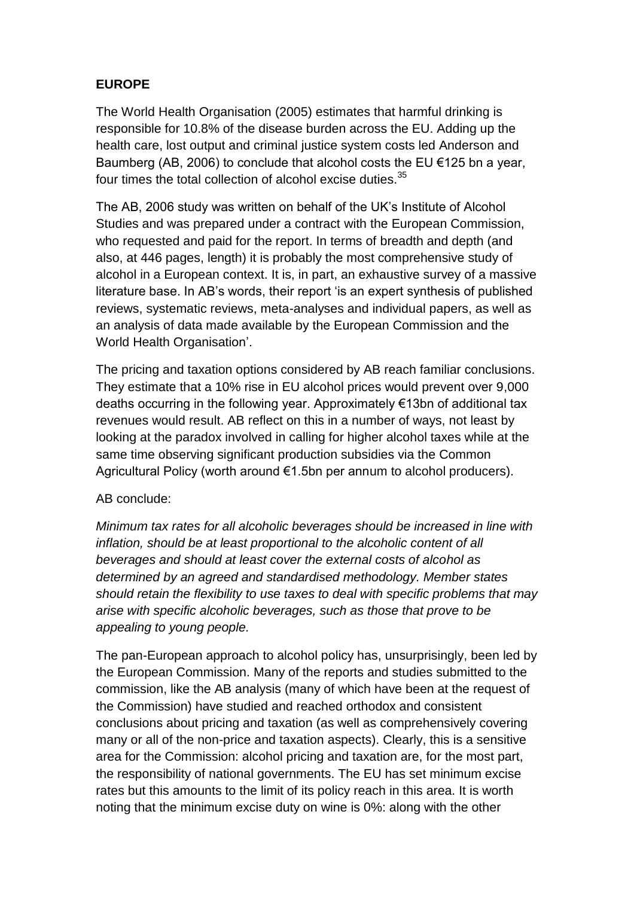## EUROPE

The World Health Organisation (2005) estimates that harmful drinking is responsible for 10.8% of the disease burden across the EU. Adding up the health care, lost output and criminal justice system costs led Anderson and Baumberg (AB, 2006) to conclude that alcohol costs the EU €125 bn a year, four times the total collection of alcohol excise duties.[35]

The AB, 2006 study was written on behalf of the UK's Institute of Alcohol Studies and was prepared under a contract with the European Commission, who requested and paid for the report. In terms of breadth and depth (and also, at 446 pages, length) it is probably the most comprehensive study of alcohol in a European context. It is, in part, an exhaustive survey of a massive literature base. In AB's words, their report 'is an expert synthesis of published reviews, systematic reviews, meta-analyses and individual papers, as well as an analysis of data made available by the European Commission and the World Health Organisation'.

The pricing and taxation options considered by AB reach familiar conclusions. They estimate that a 10% rise in EU alcohol prices would prevent over 9,000 deaths occurring in the following year. Approximately €13bn of additional tax revenues would result. AB reflect on this in a number of ways, not least by looking at the paradox involved in calling for higher alcohol taxes while at the same time observing significant production subsidies via the Common Agricultural Policy (worth around €1.5bn per annum to alcohol producers).

AB conclude:

*Minimum tax rates for all alcoholic beverages should be increased in line with inflation, should be at least proportional to the alcoholic content of all beverages and should at least cover the external costs of alcohol as determined by an agreed and standardised methodology. Member states should retain the flexibility to use taxes to deal with specific problems that may arise with specific alcoholic beverages, such as those that prove to be appealing to young people.*

The pan-European approach to alcohol policy has, unsurprisingly, been led by the European Commission. Many of the reports and studies submitted to the commission, like the AB analysis (many of which have been at the request of the Commission) have studied and reached orthodox and consistent conclusions about pricing and taxation (as well as comprehensively covering many or all of the non-price and taxation aspects). Clearly, this is a sensitive area for the Commission: alcohol pricing and taxation are, for the most part, the responsibility of national governments. The EU has set minimum excise rates but this amounts to the limit of its policy reach in this area. It is worth noting that the minimum excise duty on wine is 0%: along with the other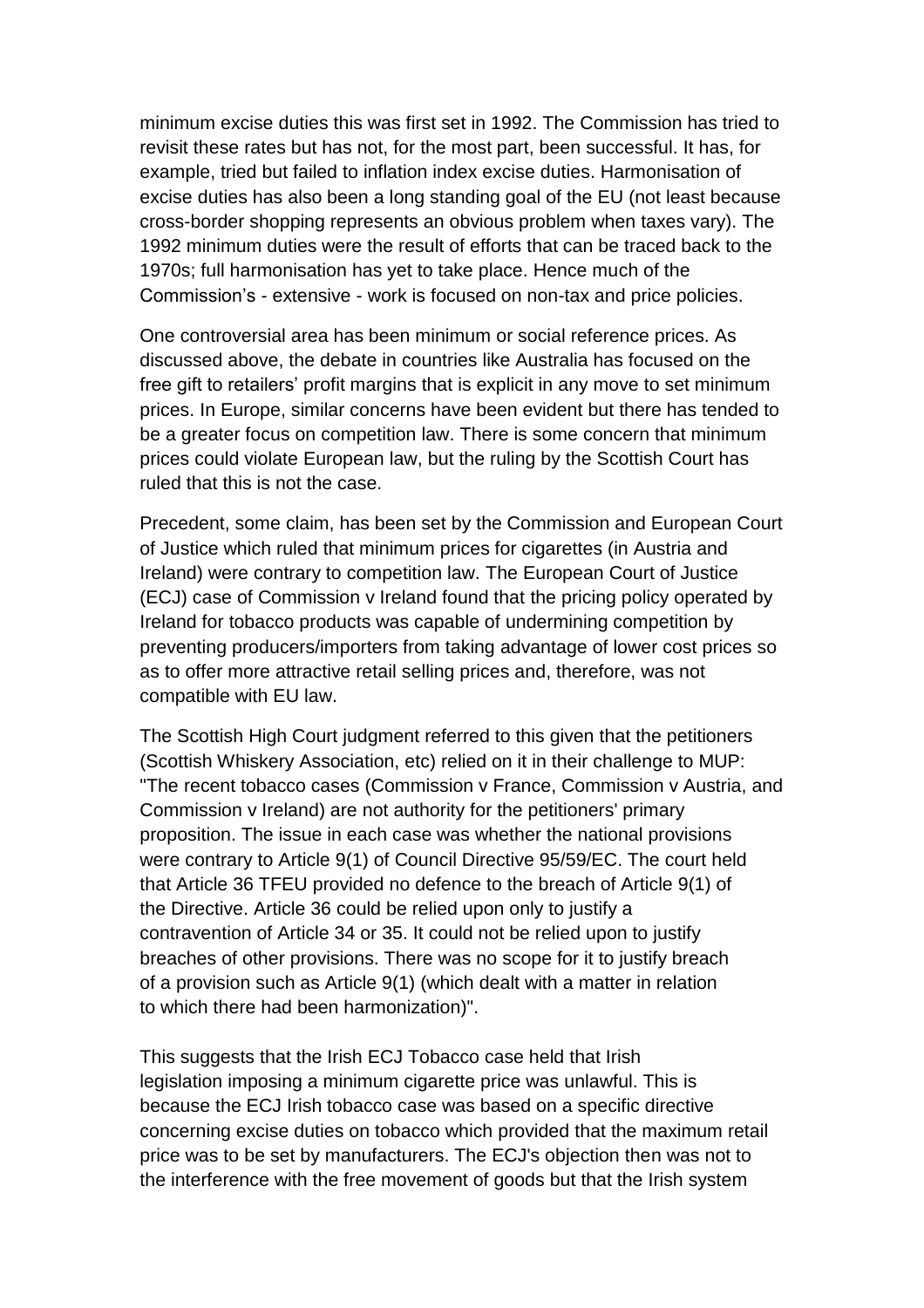minimum excise duties this was first set in 1992. The Commission has tried to revisit these rates but has not, for the most part, been successful. It has, for example, tried but failed to inflation index excise duties. Harmonisation of excise duties has also been a long standing goal of the EU (not least because cross-border shopping represents an obvious problem when taxes vary). The 1992 minimum duties were the result of efforts that can be traced back to the 1970s; full harmonisation has yet to take place. Hence much of the Commission's - extensive - work is focused on non-tax and price policies.

One controversial area has been minimum or social reference prices. As discussed above, the debate in countries like Australia has focused on the free gift to retailers' profit margins that is explicit in any move to set minimum prices. In Europe, similar concerns have been evident but there has tended to be a greater focus on competition law. There is some concern that minimum prices could violate European law, but the ruling by the Scottish Court has ruled that this is not the case.

Precedent, some claim, has been set by the Commission and European Court of Justice which ruled that minimum prices for cigarettes (in Austria and Ireland) were contrary to competition law. The European Court of Justice (ECJ) case of Commission v Ireland found that the pricing policy operated by Ireland for tobacco products was capable of undermining competition by preventing producers/importers from taking advantage of lower cost prices so as to offer more attractive retail selling prices and, therefore, was not compatible with EU law.

The Scottish High Court judgment referred to this given that the petitioners (Scottish Whiskery Association, etc) relied on it in their challenge to MUP: "The recent tobacco cases (Commission v France, Commission v Austria, and Commission v Ireland) are not authority for the petitioners' primary proposition. The issue in each case was whether the national provisions were contrary to Article 9(1) of Council Directive 95/59/EC. The court held that Article 36 TFEU provided no defence to the breach of Article 9(1) of the Directive. Article 36 could be relied upon only to justify a contravention of Article 34 or 35. It could not be relied upon to justify breaches of other provisions. There was no scope for it to justify breach of a provision such as Article 9(1) (which dealt with a matter in relation to which there had been harmonization)".

This suggests that the Irish ECJ Tobacco case held that Irish legislation imposing a minimum cigarette price was unlawful. This is because the ECJ Irish tobacco case was based on a specific directive concerning excise duties on tobacco which provided that the maximum retail price was to be set by manufacturers. The ECJ's objection then was not to the interference with the free movement of goods but that the Irish system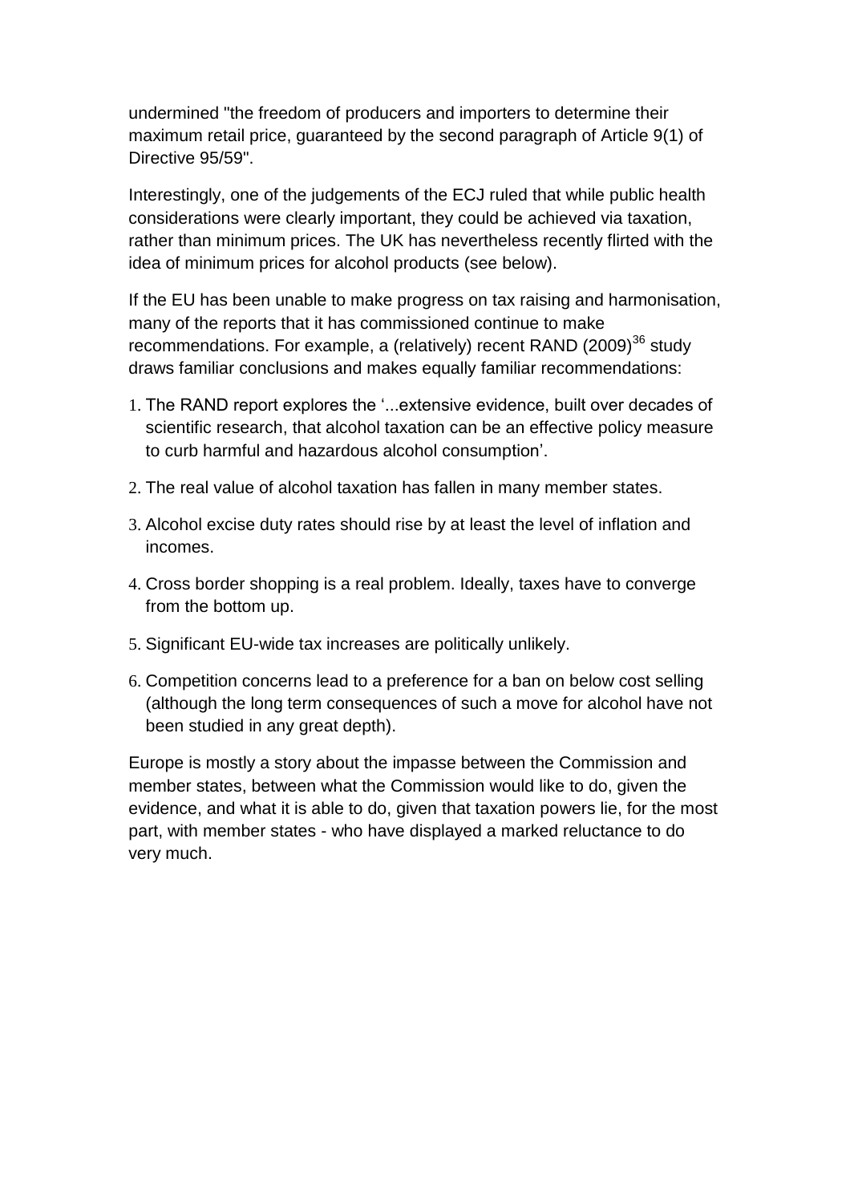undermined "the freedom of producers and importers to determine their maximum retail price, guaranteed by the second paragraph of Article 9(1) of Directive 95/59".

Interestingly, one of the judgements of the ECJ ruled that while public health considerations were clearly important, they could be achieved via taxation, rather than minimum prices. The UK has nevertheless recently flirted with the idea of minimum prices for alcohol products (see below).

If the EU has been unable to make progress on tax raising and harmonisation, many of the reports that it has commissioned continue to make recommendations. For example, a (relatively) recent RAND (2009)[36] study draws familiar conclusions and makes equally familiar recommendations:

1. The RAND report explores the '...extensive evidence, built over decades of scientific research, that alcohol taxation can be an effective policy measure to curb harmful and hazardous alcohol consumption'.
2. The real value of alcohol taxation has fallen in many member states.
3. Alcohol excise duty rates should rise by at least the level of inflation and incomes.
4. Cross border shopping is a real problem. Ideally, taxes have to converge from the bottom up.
5. Significant EU-wide tax increases are politically unlikely.
6. Competition concerns lead to a preference for a ban on below cost selling (although the long term consequences of such a move for alcohol have not been studied in any great depth).

Europe is mostly a story about the impasse between the Commission and member states, between what the Commission would like to do, given the evidence, and what it is able to do, given that taxation powers lie, for the most part, with member states - who have displayed a marked reluctance to do very much.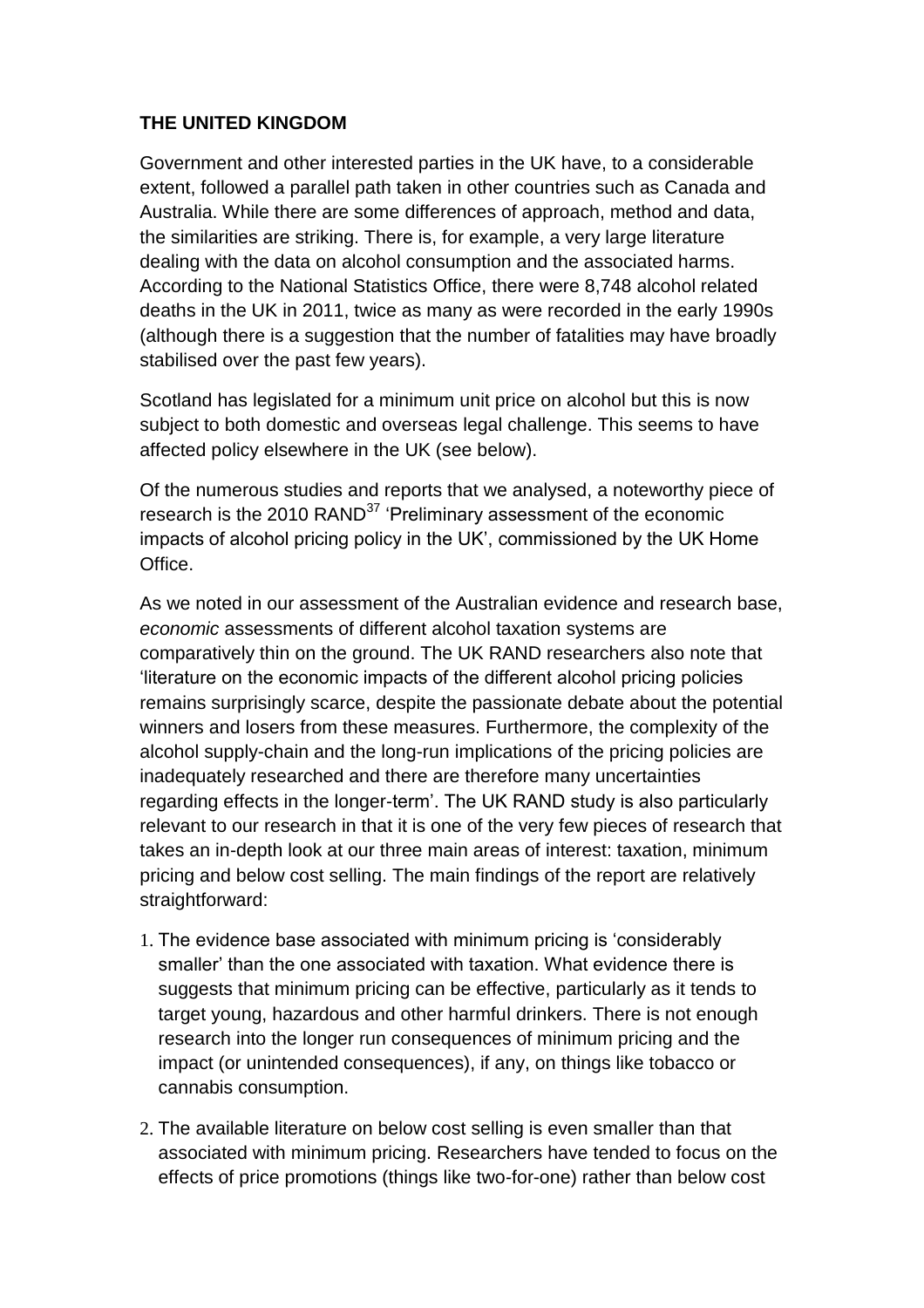**THE UNITED KINGDOM**

Government and other interested parties in the UK have, to a considerable extent, followed a parallel path taken in other countries such as Canada and Australia. While there are some differences of approach, method and data, the similarities are striking. There is, for example, a very large literature dealing with the data on alcohol consumption and the associated harms. According to the National Statistics Office, there were 8,748 alcohol related deaths in the UK in 2011, twice as many as were recorded in the early 1990s (although there is a suggestion that the number of fatalities may have broadly stabilised over the past few years).

Scotland has legislated for a minimum unit price on alcohol but this is now subject to both domestic and overseas legal challenge. This seems to have affected policy elsewhere in the UK (see below).

Of the numerous studies and reports that we analysed, a noteworthy piece of research is the 2010 RAND[37] 'Preliminary assessment of the economic impacts of alcohol pricing policy in the UK', commissioned by the UK Home Office.

As we noted in our assessment of the Australian evidence and research base, *economic* assessments of different alcohol taxation systems are comparatively thin on the ground. The UK RAND researchers also note that 'literature on the economic impacts of the different alcohol pricing policies remains surprisingly scarce, despite the passionate debate about the potential winners and losers from these measures. Furthermore, the complexity of the alcohol supply-chain and the long-run implications of the pricing policies are inadequately researched and there are therefore many uncertainties regarding effects in the longer-term'. The UK RAND study is also particularly relevant to our research in that it is one of the very few pieces of research that takes an in-depth look at our three main areas of interest: taxation, minimum pricing and below cost selling. The main findings of the report are relatively straightforward:

1. The evidence base associated with minimum pricing is 'considerably smaller' than the one associated with taxation. What evidence there is suggests that minimum pricing can be effective, particularly as it tends to target young, hazardous and other harmful drinkers. There is not enough research into the longer run consequences of minimum pricing and the impact (or unintended consequences), if any, on things like tobacco or cannabis consumption.
2. The available literature on below cost selling is even smaller than that associated with minimum pricing. Researchers have tended to focus on the effects of price promotions (things like two-for-one) rather than below cost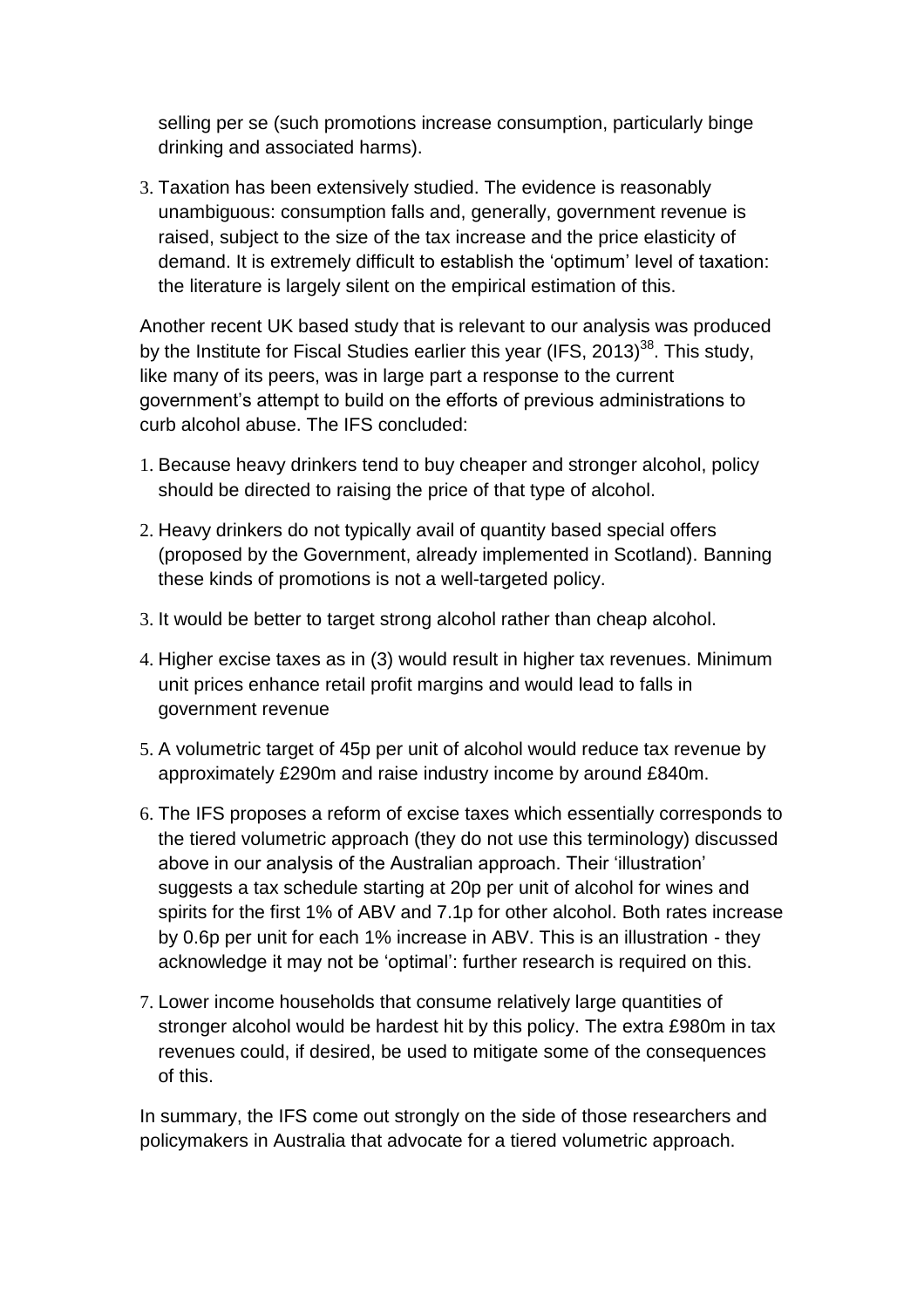selling per se (such promotions increase consumption, particularly binge drinking and associated harms).

3. Taxation has been extensively studied. The evidence is reasonably unambiguous: consumption falls and, generally, government revenue is raised, subject to the size of the tax increase and the price elasticity of demand. It is extremely difficult to establish the 'optimum' level of taxation: the literature is largely silent on the empirical estimation of this.

Another recent UK based study that is relevant to our analysis was produced by the Institute for Fiscal Studies earlier this year (IFS, 2013)[38]. This study, like many of its peers, was in large part a response to the current government's attempt to build on the efforts of previous administrations to curb alcohol abuse. The IFS concluded:

1. Because heavy drinkers tend to buy cheaper and stronger alcohol, policy should be directed to raising the price of that type of alcohol.
2. Heavy drinkers do not typically avail of quantity based special offers (proposed by the Government, already implemented in Scotland). Banning these kinds of promotions is not a well-targeted policy.
3. It would be better to target strong alcohol rather than cheap alcohol.
4. Higher excise taxes as in (3) would result in higher tax revenues. Minimum unit prices enhance retail profit margins and would lead to falls in government revenue
5. A volumetric target of 45p per unit of alcohol would reduce tax revenue by approximately £290m and raise industry income by around £840m.
6. The IFS proposes a reform of excise taxes which essentially corresponds to the tiered volumetric approach (they do not use this terminology) discussed above in our analysis of the Australian approach. Their 'illustration' suggests a tax schedule starting at 20p per unit of alcohol for wines and spirits for the first 1% of ABV and 7.1p for other alcohol. Both rates increase by 0.6p per unit for each 1% increase in ABV. This is an illustration - they acknowledge it may not be 'optimal': further research is required on this.
7. Lower income households that consume relatively large quantities of stronger alcohol would be hardest hit by this policy. The extra £980m in tax revenues could, if desired, be used to mitigate some of the consequences of this.

In summary, the IFS come out strongly on the side of those researchers and policymakers in Australia that advocate for a tiered volumetric approach.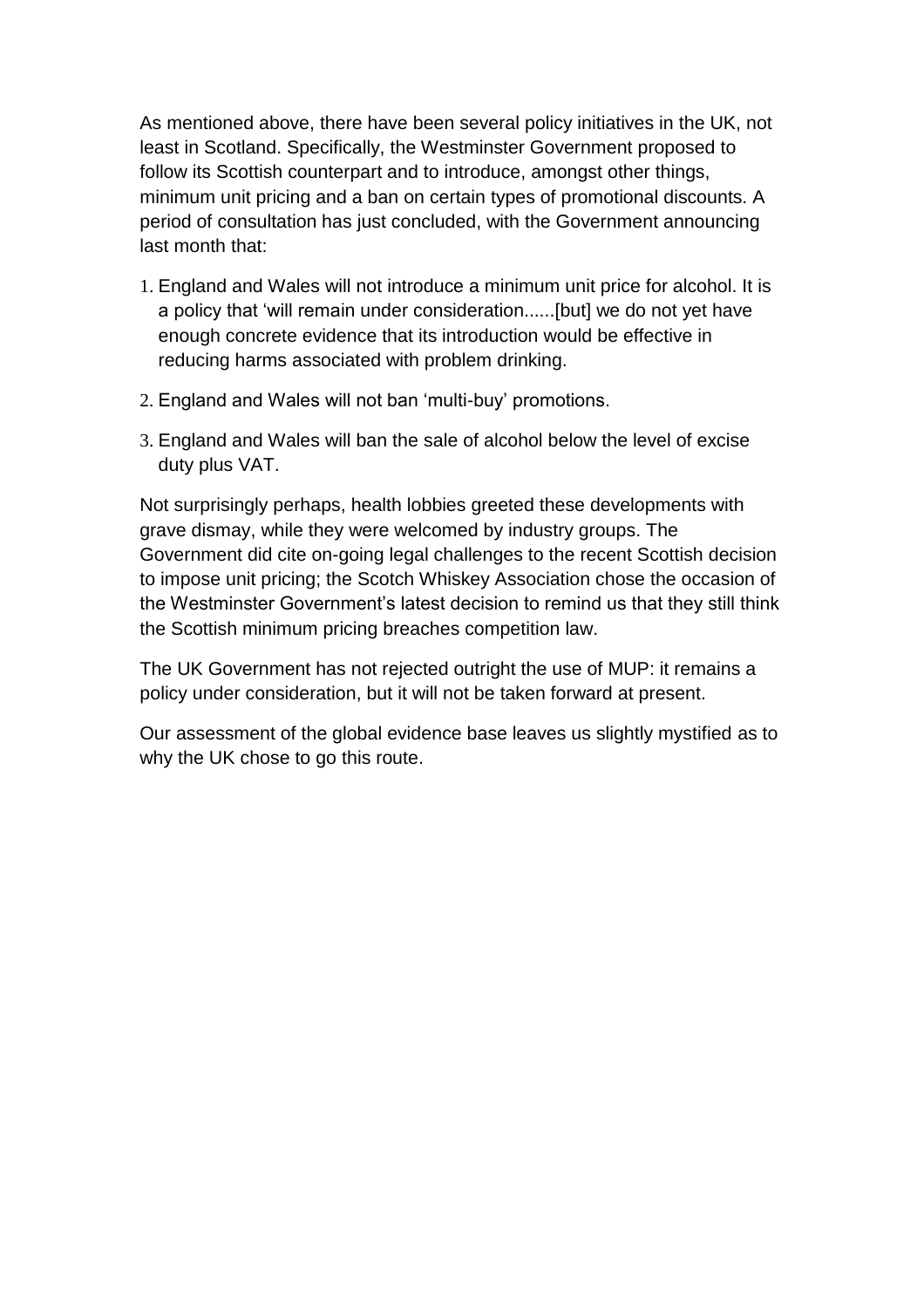As mentioned above, there have been several policy initiatives in the UK, not least in Scotland. Specifically, the Westminster Government proposed to follow its Scottish counterpart and to introduce, amongst other things, minimum unit pricing and a ban on certain types of promotional discounts. A period of consultation has just concluded, with the Government announcing last month that:

1. England and Wales will not introduce a minimum unit price for alcohol. It is a policy that 'will remain under consideration......[but] we do not yet have enough concrete evidence that its introduction would be effective in reducing harms associated with problem drinking.
2. England and Wales will not ban 'multi-buy' promotions.
3. England and Wales will ban the sale of alcohol below the level of excise duty plus VAT.

Not surprisingly perhaps, health lobbies greeted these developments with grave dismay, while they were welcomed by industry groups. The Government did cite on-going legal challenges to the recent Scottish decision to impose unit pricing; the Scotch Whiskey Association chose the occasion of the Westminster Government's latest decision to remind us that they still think the Scottish minimum pricing breaches competition law.

The UK Government has not rejected outright the use of MUP: it remains a policy under consideration, but it will not be taken forward at present.

Our assessment of the global evidence base leaves us slightly mystified as to why the UK chose to go this route.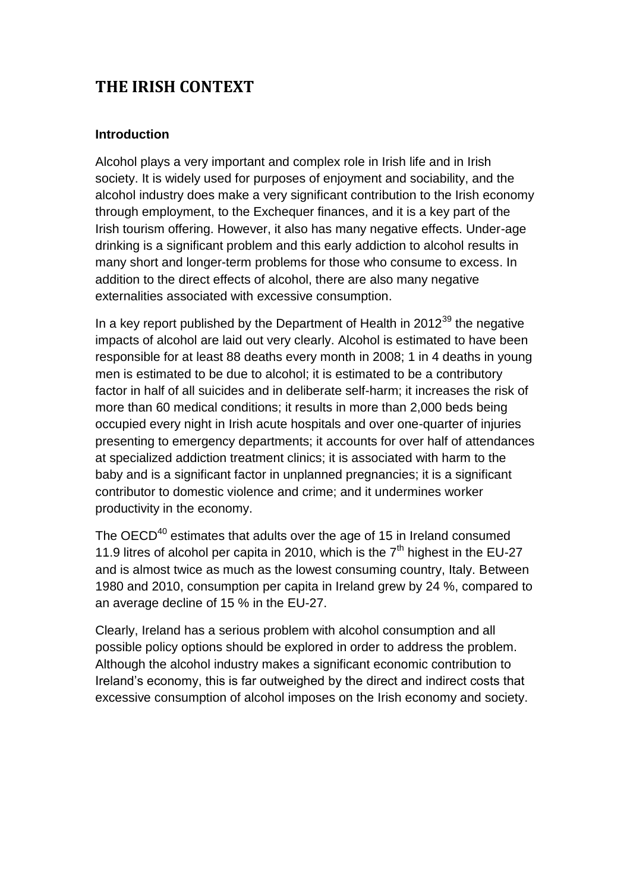# THE IRISH CONTEXT

### Introduction

Alcohol plays a very important and complex role in Irish life and in Irish society. It is widely used for purposes of enjoyment and sociability, and the alcohol industry does make a very significant contribution to the Irish economy through employment, to the Exchequer finances, and it is a key part of the Irish tourism offering. However, it also has many negative effects. Under-age drinking is a significant problem and this early addiction to alcohol results in many short and longer-term problems for those who consume to excess. In addition to the direct effects of alcohol, there are also many negative externalities associated with excessive consumption.

In a key report published by the Department of Health in 2012[39] the negative impacts of alcohol are laid out very clearly. Alcohol is estimated to have been responsible for at least 88 deaths every month in 2008; 1 in 4 deaths in young men is estimated to be due to alcohol; it is estimated to be a contributory factor in half of all suicides and in deliberate self-harm; it increases the risk of more than 60 medical conditions; it results in more than 2,000 beds being occupied every night in Irish acute hospitals and over one-quarter of injuries presenting to emergency departments; it accounts for over half of attendances at specialized addiction treatment clinics; it is associated with harm to the baby and is a significant factor in unplanned pregnancies; it is a significant contributor to domestic violence and crime; and it undermines worker productivity in the economy.

The OECD[40] estimates that adults over the age of 15 in Ireland consumed 11.9 litres of alcohol per capita in 2010, which is the 7th highest in the EU-27 and is almost twice as much as the lowest consuming country, Italy. Between 1980 and 2010, consumption per capita in Ireland grew by 24 %, compared to an average decline of 15 % in the EU-27.

Clearly, Ireland has a serious problem with alcohol consumption and all possible policy options should be explored in order to address the problem. Although the alcohol industry makes a significant economic contribution to Ireland's economy, this is far outweighed by the direct and indirect costs that excessive consumption of alcohol imposes on the Irish economy and society.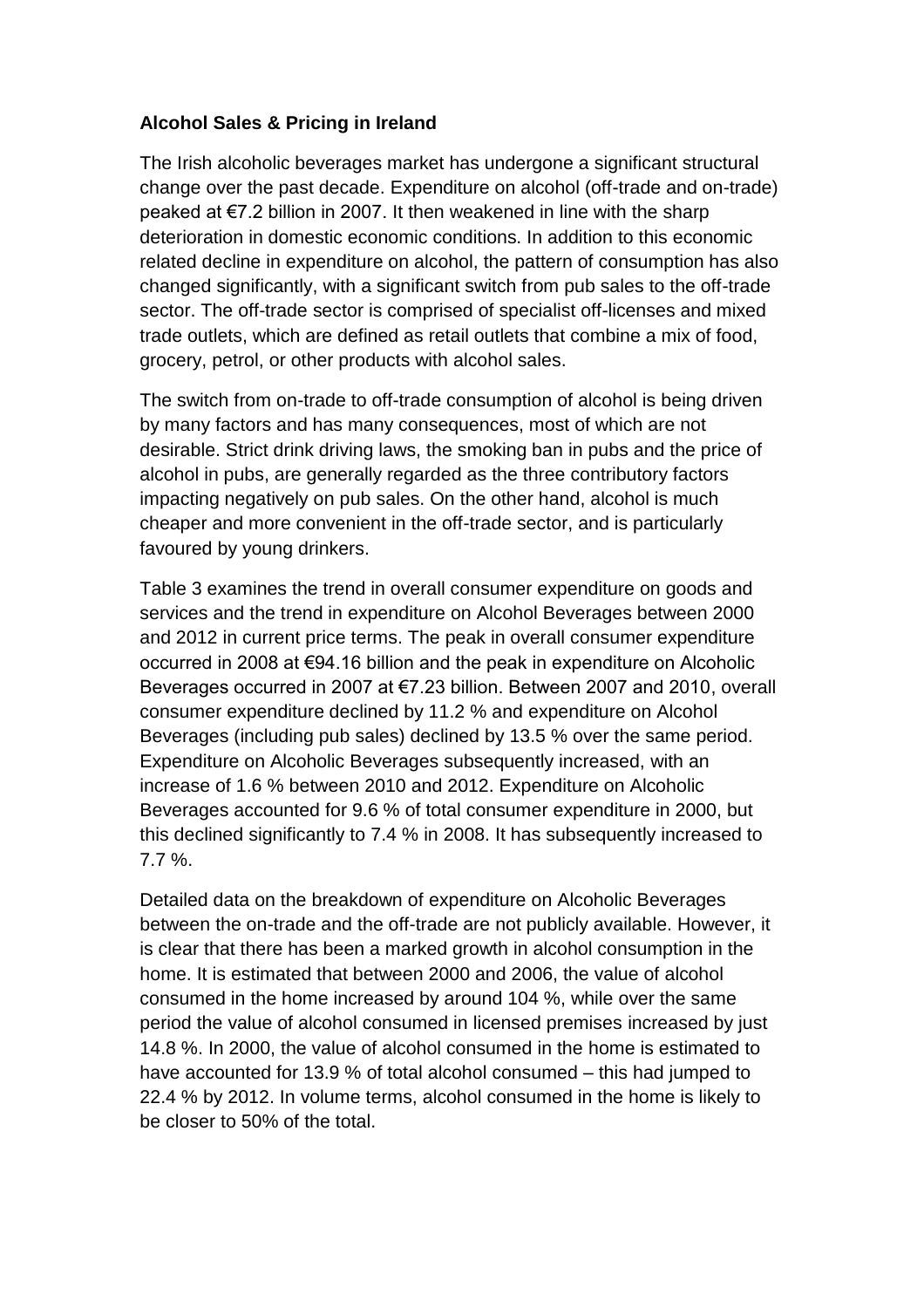**Alcohol Sales & Pricing in Ireland**

The Irish alcoholic beverages market has undergone a significant structural change over the past decade. Expenditure on alcohol (off-trade and on-trade) peaked at €7.2 billion in 2007. It then weakened in line with the sharp deterioration in domestic economic conditions. In addition to this economic related decline in expenditure on alcohol, the pattern of consumption has also changed significantly, with a significant switch from pub sales to the off-trade sector. The off-trade sector is comprised of specialist off-licenses and mixed trade outlets, which are defined as retail outlets that combine a mix of food, grocery, petrol, or other products with alcohol sales.

The switch from on-trade to off-trade consumption of alcohol is being driven by many factors and has many consequences, most of which are not desirable. Strict drink driving laws, the smoking ban in pubs and the price of alcohol in pubs, are generally regarded as the three contributory factors impacting negatively on pub sales. On the other hand, alcohol is much cheaper and more convenient in the off-trade sector, and is particularly favoured by young drinkers.

Table 3 examines the trend in overall consumer expenditure on goods and services and the trend in expenditure on Alcohol Beverages between 2000 and 2012 in current price terms. The peak in overall consumer expenditure occurred in 2008 at €94.16 billion and the peak in expenditure on Alcoholic Beverages occurred in 2007 at €7.23 billion. Between 2007 and 2010, overall consumer expenditure declined by 11.2 % and expenditure on Alcohol Beverages (including pub sales) declined by 13.5 % over the same period. Expenditure on Alcoholic Beverages subsequently increased, with an increase of 1.6 % between 2010 and 2012. Expenditure on Alcoholic Beverages accounted for 9.6 % of total consumer expenditure in 2000, but this declined significantly to 7.4 % in 2008. It has subsequently increased to 7.7 %.

Detailed data on the breakdown of expenditure on Alcoholic Beverages between the on-trade and the off-trade are not publicly available. However, it is clear that there has been a marked growth in alcohol consumption in the home. It is estimated that between 2000 and 2006, the value of alcohol consumed in the home increased by around 104 %, while over the same period the value of alcohol consumed in licensed premises increased by just 14.8 %. In 2000, the value of alcohol consumed in the home is estimated to have accounted for 13.9 % of total alcohol consumed – this had jumped to 22.4 % by 2012. In volume terms, alcohol consumed in the home is likely to be closer to 50% of the total.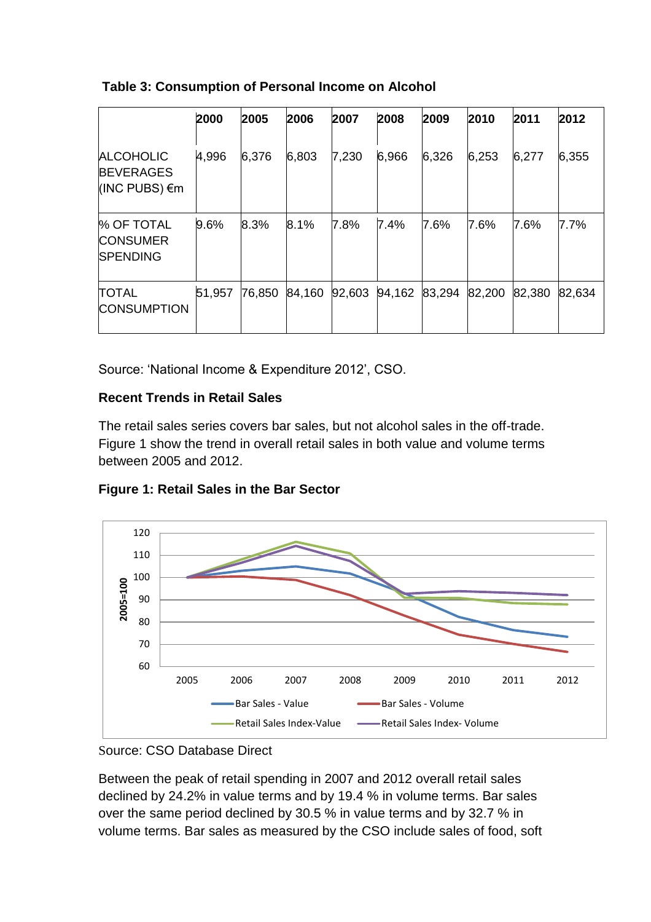**Table 3: Consumption of Personal Income on Alcohol**

| | 2000 | 2005 | 2006 | 2007 | 2008 | 2009 | 2010 | 2011 | 2012 |
|---|---|---|---|---|---|---|---|---|---|
| ALCOHOLIC BEVERAGES (INC PUBS) €m | 4,996 | 6,376 | 6,803 | 7,230 | 6,966 | 6,326 | 6,253 | 6,277 | 6,355 |
| % OF TOTAL CONSUMER SPENDING | 9.6% | 8.3% | 8.1% | 7.8% | 7.4% | 7.6% | 7.6% | 7.6% | 7.7% |
| TOTAL CONSUMPTION | 51,957 | 76,850 | 84,160 | 92,603 | 94,162 | 83,294 | 82,200 | 82,380 | 82,634 |

Source: 'National Income & Expenditure 2012', CSO.

**Recent Trends in Retail Sales**

The retail sales series covers bar sales, but not alcohol sales in the off-trade. Figure 1 show the trend in overall retail sales in both value and volume terms between 2005 and 2012.

**Figure 1: Retail Sales in the Bar Sector**

Source: CSO Database Direct

Between the peak of retail spending in 2007 and 2012 overall retail sales declined by 24.2% in value terms and by 19.4 % in volume terms. Bar sales over the same period declined by 30.5 % in value terms and by 32.7 % in volume terms. Bar sales as measured by the CSO include sales of food, soft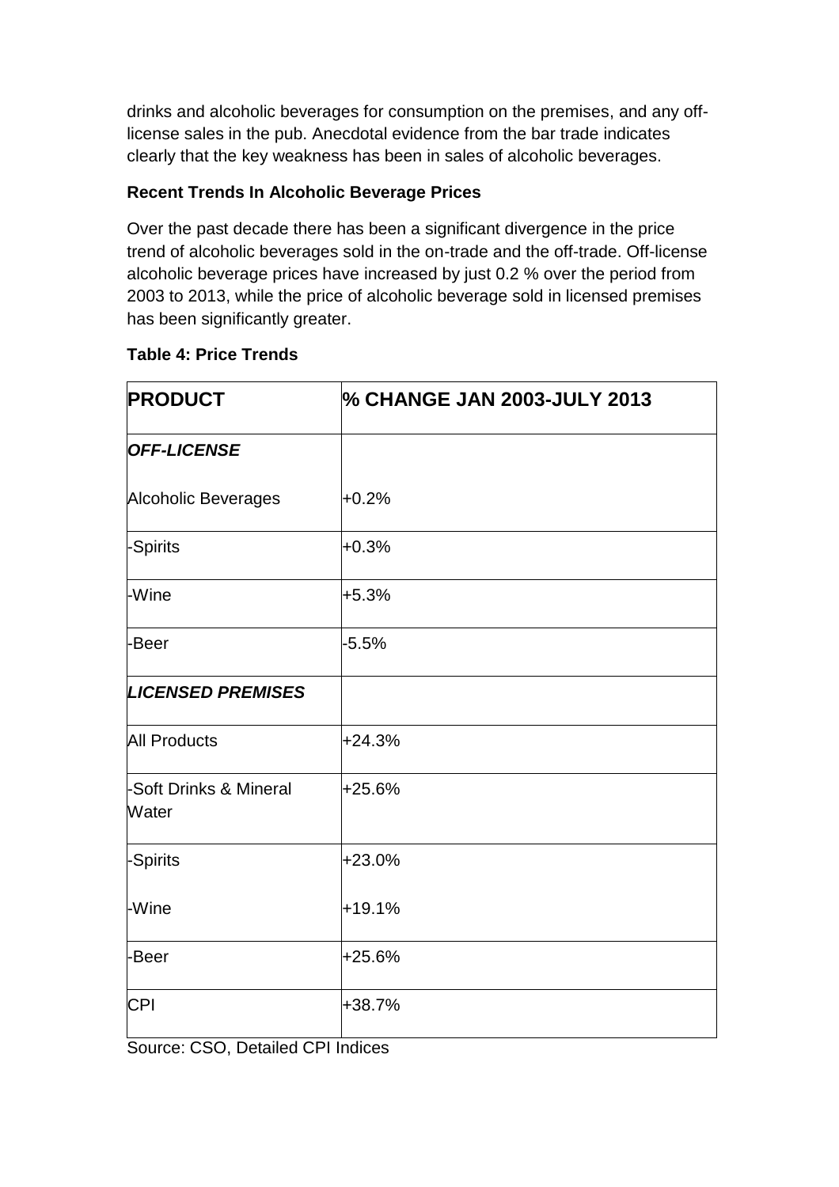drinks and alcoholic beverages for consumption on the premises, and any off-license sales in the pub. Anecdotal evidence from the bar trade indicates clearly that the key weakness has been in sales of alcoholic beverages.

**Recent Trends In Alcoholic Beverage Prices**

Over the past decade there has been a significant divergence in the price trend of alcoholic beverages sold in the on-trade and the off-trade. Off-license alcoholic beverage prices have increased by just 0.2 % over the period from 2003 to 2013, while the price of alcoholic beverage sold in licensed premises has been significantly greater.

**Table 4: Price Trends**

| PRODUCT | % CHANGE JAN 2003-JULY 2013 |
|---|---|
| ***OFF-LICENSE*** | |
| Alcoholic Beverages | +0.2% |
| -Spirits | +0.3% |
| -Wine | +5.3% |
| -Beer | -5.5% |
| ***LICENSED PREMISES*** | |
| All Products | +24.3% |
| -Soft Drinks & Mineral Water | +25.6% |
| -Spirits | +23.0% |
| -Wine | +19.1% |
| -Beer | +25.6% |
| CPI | +38.7% |

Source: CSO, Detailed CPI Indices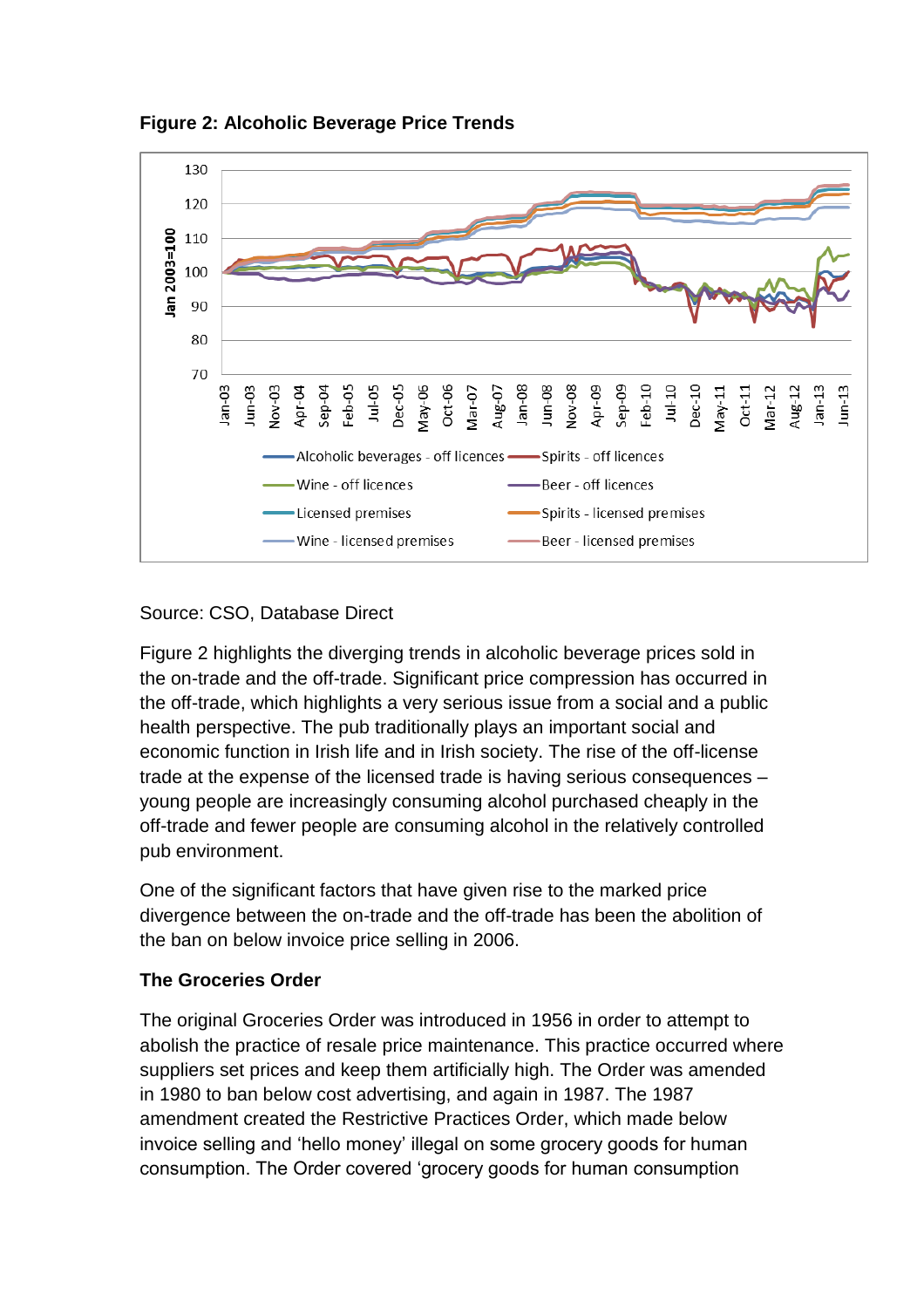**Figure 2: Alcoholic Beverage Price Trends**

Source: CSO, Database Direct

Figure 2 highlights the diverging trends in alcoholic beverage prices sold in the on-trade and the off-trade. Significant price compression has occurred in the off-trade, which highlights a very serious issue from a social and a public health perspective. The pub traditionally plays an important social and economic function in Irish life and in Irish society. The rise of the off-license trade at the expense of the licensed trade is having serious consequences – young people are increasingly consuming alcohol purchased cheaply in the off-trade and fewer people are consuming alcohol in the relatively controlled pub environment.

One of the significant factors that have given rise to the marked price divergence between the on-trade and the off-trade has been the abolition of the ban on below invoice price selling in 2006.

**The Groceries Order**

The original Groceries Order was introduced in 1956 in order to attempt to abolish the practice of resale price maintenance. This practice occurred where suppliers set prices and keep them artificially high. The Order was amended in 1980 to ban below cost advertising, and again in 1987. The 1987 amendment created the Restrictive Practices Order, which made below invoice selling and 'hello money' illegal on some grocery goods for human consumption. The Order covered 'grocery goods for human consumption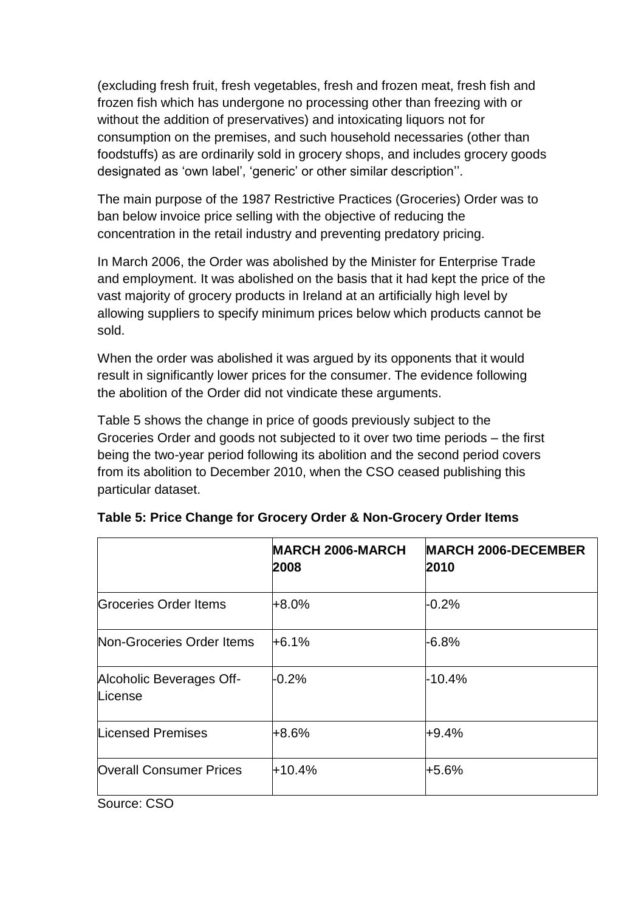(excluding fresh fruit, fresh vegetables, fresh and frozen meat, fresh fish and frozen fish which has undergone no processing other than freezing with or without the addition of preservatives) and intoxicating liquors not for consumption on the premises, and such household necessaries (other than foodstuffs) as are ordinarily sold in grocery shops, and includes grocery goods designated as 'own label', 'generic' or other similar description''.

The main purpose of the 1987 Restrictive Practices (Groceries) Order was to ban below invoice price selling with the objective of reducing the concentration in the retail industry and preventing predatory pricing.

In March 2006, the Order was abolished by the Minister for Enterprise Trade and employment. It was abolished on the basis that it had kept the price of the vast majority of grocery products in Ireland at an artificially high level by allowing suppliers to specify minimum prices below which products cannot be sold.

When the order was abolished it was argued by its opponents that it would result in significantly lower prices for the consumer. The evidence following the abolition of the Order did not vindicate these arguments.

Table 5 shows the change in price of goods previously subject to the Groceries Order and goods not subjected to it over two time periods – the first being the two-year period following its abolition and the second period covers from its abolition to December 2010, when the CSO ceased publishing this particular dataset.

**Table 5: Price Change for Grocery Order & Non-Grocery Order Items**

| | **MARCH 2006-MARCH 2008** | **MARCH 2006-DECEMBER 2010** |
|---|---|---|
| Groceries Order Items | +8.0% | -0.2% |
| Non-Groceries Order Items | +6.1% | -6.8% |
| Alcoholic Beverages Off-License | -0.2% | -10.4% |
| Licensed Premises | +8.6% | +9.4% |
| Overall Consumer Prices | +10.4% | +5.6% |

Source: CSO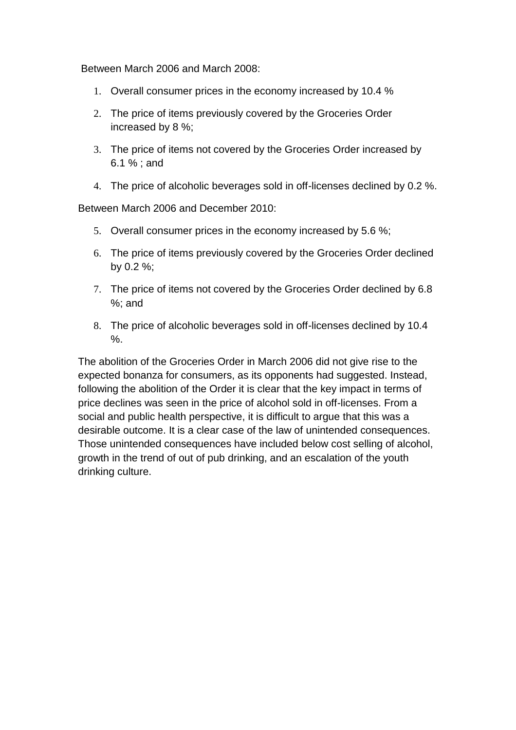Between March 2006 and March 2008:

1. Overall consumer prices in the economy increased by 10.4 %
2. The price of items previously covered by the Groceries Order increased by 8 %;
3. The price of items not covered by the Groceries Order increased by 6.1 % ; and
4. The price of alcoholic beverages sold in off-licenses declined by 0.2 %.

Between March 2006 and December 2010:

5. Overall consumer prices in the economy increased by 5.6 %;
6. The price of items previously covered by the Groceries Order declined by 0.2 %;
7. The price of items not covered by the Groceries Order declined by 6.8 %; and
8. The price of alcoholic beverages sold in off-licenses declined by 10.4 %.

The abolition of the Groceries Order in March 2006 did not give rise to the expected bonanza for consumers, as its opponents had suggested. Instead, following the abolition of the Order it is clear that the key impact in terms of price declines was seen in the price of alcohol sold in off-licenses. From a social and public health perspective, it is difficult to argue that this was a desirable outcome. It is a clear case of the law of unintended consequences. Those unintended consequences have included below cost selling of alcohol, growth in the trend of out of pub drinking, and an escalation of the youth drinking culture.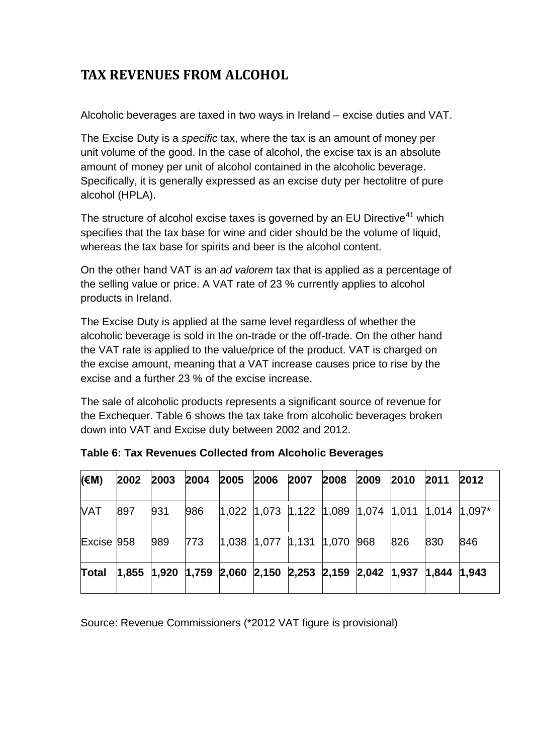## TAX REVENUES FROM ALCOHOL

Alcoholic beverages are taxed in two ways in Ireland – excise duties and VAT.

The Excise Duty is a *specific* tax, where the tax is an amount of money per unit volume of the good. In the case of alcohol, the excise tax is an absolute amount of money per unit of alcohol contained in the alcoholic beverage. Specifically, it is generally expressed as an excise duty per hectolitre of pure alcohol (HPLA).

The structure of alcohol excise taxes is governed by an EU Directive[41] which specifies that the tax base for wine and cider should be the volume of liquid, whereas the tax base for spirits and beer is the alcohol content.

On the other hand VAT is an *ad valorem* tax that is applied as a percentage of the selling value or price. A VAT rate of 23 % currently applies to alcohol products in Ireland.

The Excise Duty is applied at the same level regardless of whether the alcoholic beverage is sold in the on-trade or the off-trade. On the other hand the VAT rate is applied to the value/price of the product. VAT is charged on the excise amount, meaning that a VAT increase causes price to rise by the excise and a further 23 % of the excise increase.

The sale of alcoholic products represents a significant source of revenue for the Exchequer. Table 6 shows the tax take from alcoholic beverages broken down into VAT and Excise duty between 2002 and 2012.

**Table 6: Tax Revenues Collected from Alcoholic Beverages**

| (€M) | 2002 | 2003 | 2004 | 2005 | 2006 | 2007 | 2008 | 2009 | 2010 | 2011 | 2012 |
|---|---|---|---|---|---|---|---|---|---|---|---|
| VAT | 897 | 931 | 986 | 1,022 | 1,073 | 1,122 | 1,089 | 1,074 | 1,011 | 1,014 | 1,097* |
| Excise | 958 | 989 | 773 | 1,038 | 1,077 | 1,131 | 1,070 | 968 | 826 | 830 | 846 |
| **Total** | **1,855** | **1,920** | **1,759** | **2,060** | **2,150** | **2,253** | **2,159** | **2,042** | **1,937** | **1,844** | **1,943** |

Source: Revenue Commissioners (*2012 VAT figure is provisional)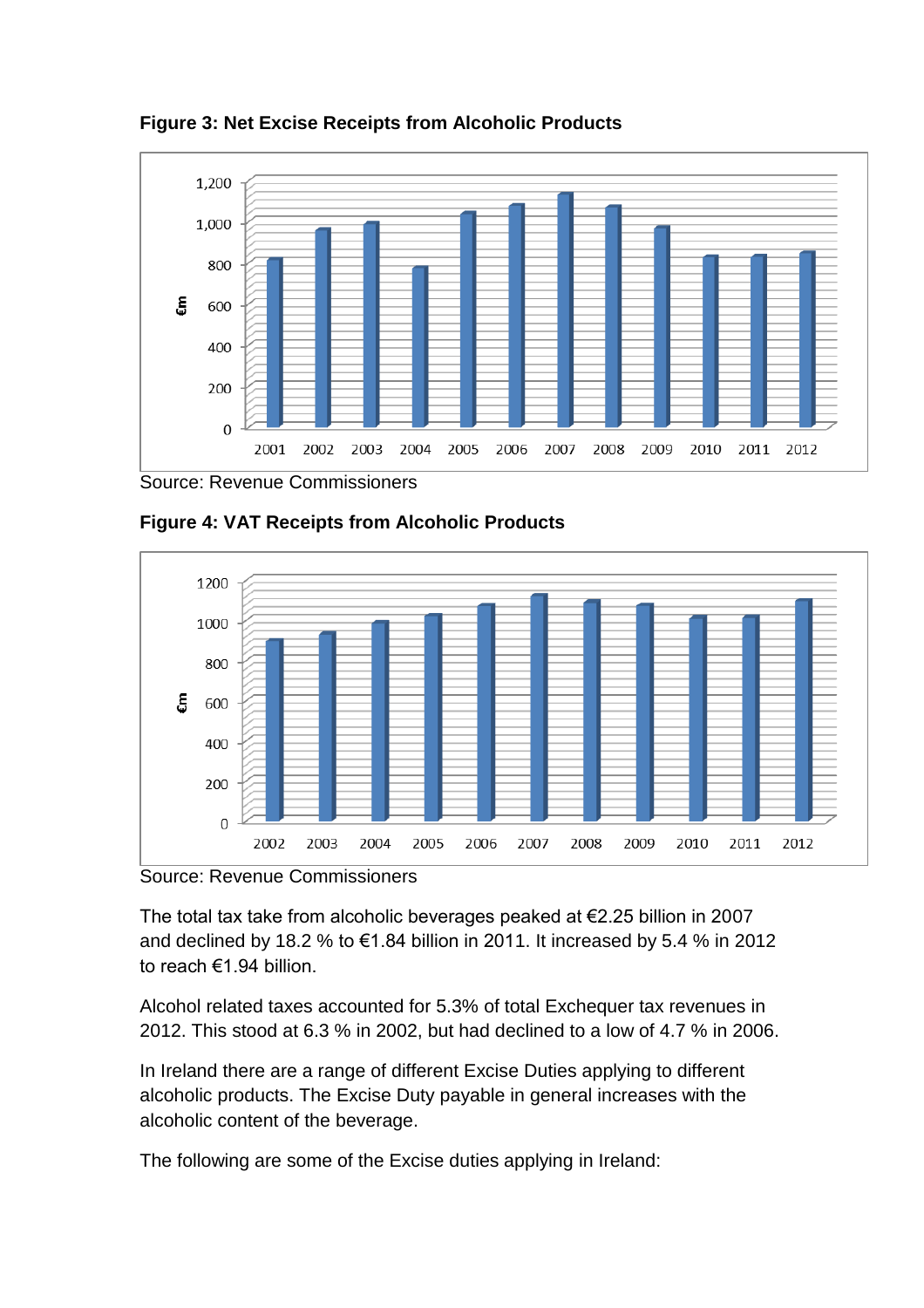**Figure 3: Net Excise Receipts from Alcoholic Products**

Source: Revenue Commissioners

**Figure 4: VAT Receipts from Alcoholic Products**

Source: Revenue Commissioners

The total tax take from alcoholic beverages peaked at €2.25 billion in 2007 and declined by 18.2 % to €1.84 billion in 2011. It increased by 5.4 % in 2012 to reach €1.94 billion.

Alcohol related taxes accounted for 5.3% of total Exchequer tax revenues in 2012. This stood at 6.3 % in 2002, but had declined to a low of 4.7 % in 2006.

In Ireland there are a range of different Excise Duties applying to different alcoholic products. The Excise Duty payable in general increases with the alcoholic content of the beverage.

The following are some of the Excise duties applying in Ireland: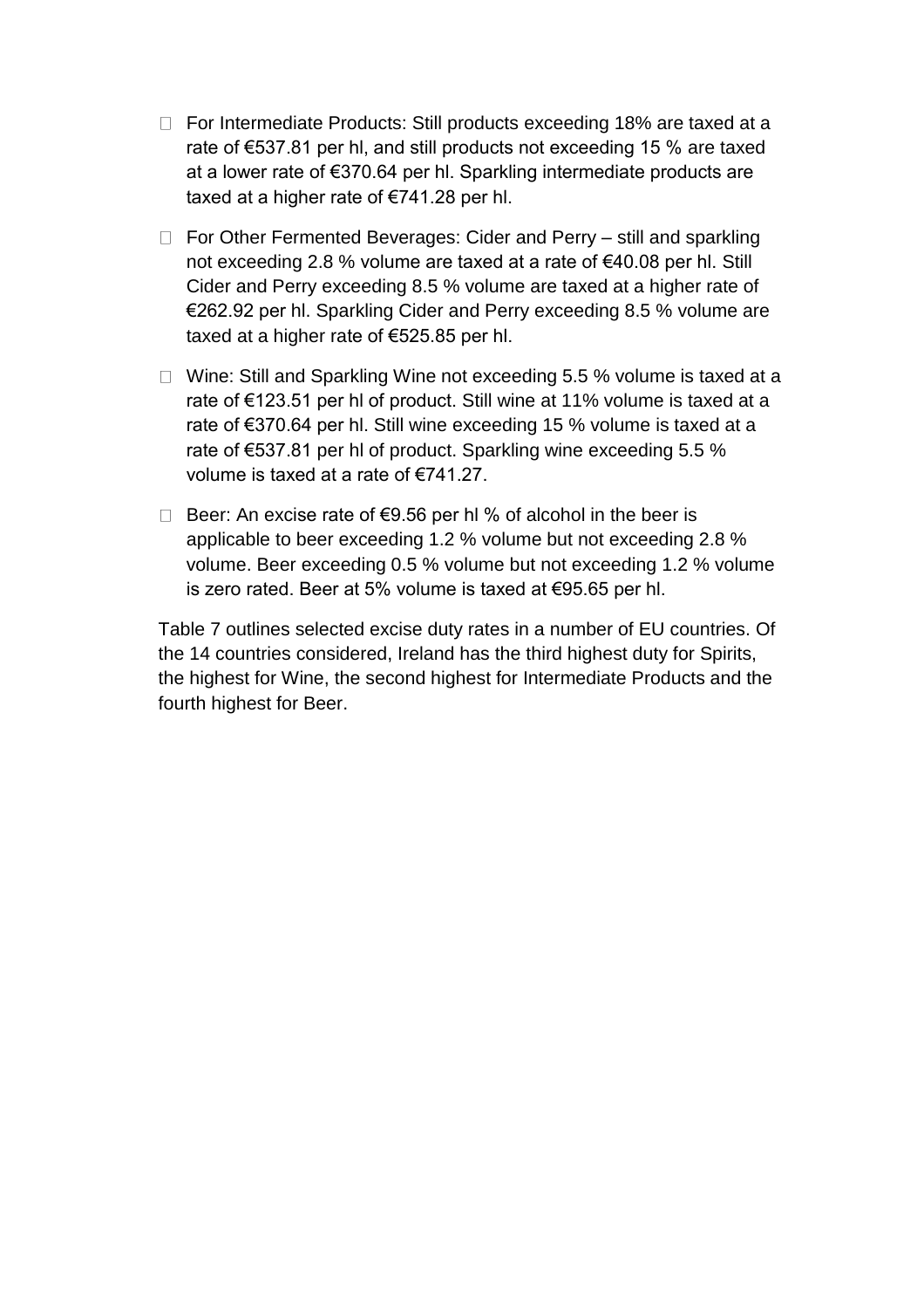- For Intermediate Products: Still products exceeding 18% are taxed at a rate of €537.81 per hl, and still products not exceeding 15 % are taxed at a lower rate of €370.64 per hl. Sparkling intermediate products are taxed at a higher rate of €741.28 per hl.

- For Other Fermented Beverages: Cider and Perry – still and sparkling not exceeding 2.8 % volume are taxed at a rate of €40.08 per hl. Still Cider and Perry exceeding 8.5 % volume are taxed at a higher rate of €262.92 per hl. Sparkling Cider and Perry exceeding 8.5 % volume are taxed at a higher rate of €525.85 per hl.

- Wine: Still and Sparkling Wine not exceeding 5.5 % volume is taxed at a rate of €123.51 per hl of product. Still wine at 11% volume is taxed at a rate of €370.64 per hl. Still wine exceeding 15 % volume is taxed at a rate of €537.81 per hl of product. Sparkling wine exceeding 5.5 % volume is taxed at a rate of €741.27.

- Beer: An excise rate of €9.56 per hl % of alcohol in the beer is applicable to beer exceeding 1.2 % volume but not exceeding 2.8 % volume. Beer exceeding 0.5 % volume but not exceeding 1.2 % volume is zero rated. Beer at 5% volume is taxed at €95.65 per hl.

Table 7 outlines selected excise duty rates in a number of EU countries. Of the 14 countries considered, Ireland has the third highest duty for Spirits, the highest for Wine, the second highest for Intermediate Products and the fourth highest for Beer.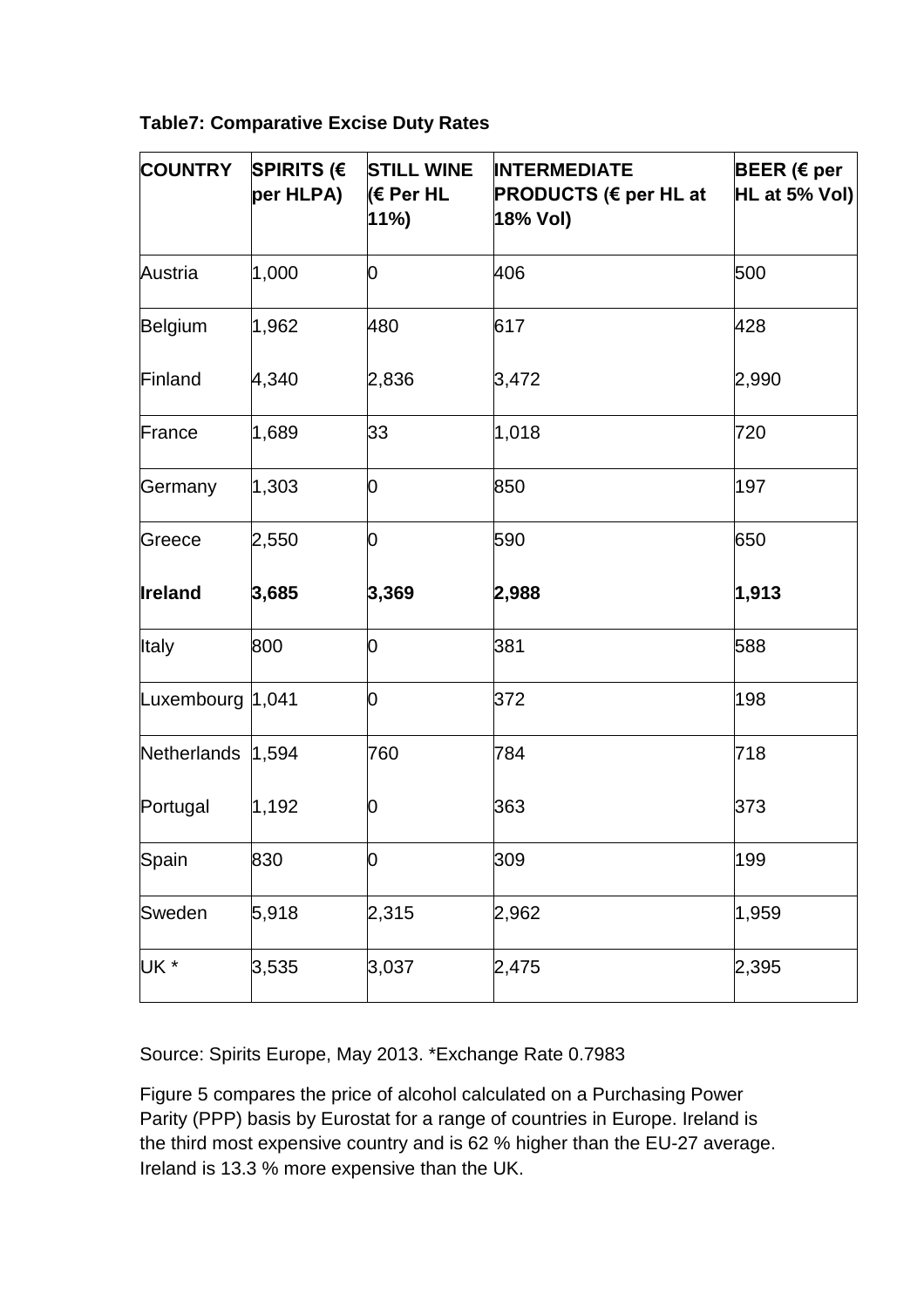**Table7: Comparative Excise Duty Rates**

| COUNTRY | SPIRITS (€ per HLPA) | STILL WINE (€ Per HL 11%) | INTERMEDIATE PRODUCTS (€ per HL at 18% Vol) | BEER (€ per HL at 5% Vol) |
|---|---|---|---|---|
| Austria | 1,000 | 0 | 406 | 500 |
| Belgium | 1,962 | 480 | 617 | 428 |
| Finland | 4,340 | 2,836 | 3,472 | 2,990 |
| France | 1,689 | 33 | 1,018 | 720 |
| Germany | 1,303 | 0 | 850 | 197 |
| Greece | 2,550 | 0 | 590 | 650 |
| **Ireland** | **3,685** | **3,369** | **2,988** | **1,913** |
| Italy | 800 | 0 | 381 | 588 |
| Luxembourg | 1,041 | 0 | 372 | 198 |
| Netherlands | 1,594 | 760 | 784 | 718 |
| Portugal | 1,192 | 0 | 363 | 373 |
| Spain | 830 | 0 | 309 | 199 |
| Sweden | 5,918 | 2,315 | 2,962 | 1,959 |
| UK * | 3,535 | 3,037 | 2,475 | 2,395 |

Source: Spirits Europe, May 2013. *Exchange Rate 0.7983

Figure 5 compares the price of alcohol calculated on a Purchasing Power Parity (PPP) basis by Eurostat for a range of countries in Europe. Ireland is the third most expensive country and is 62 % higher than the EU-27 average. Ireland is 13.3 % more expensive than the UK.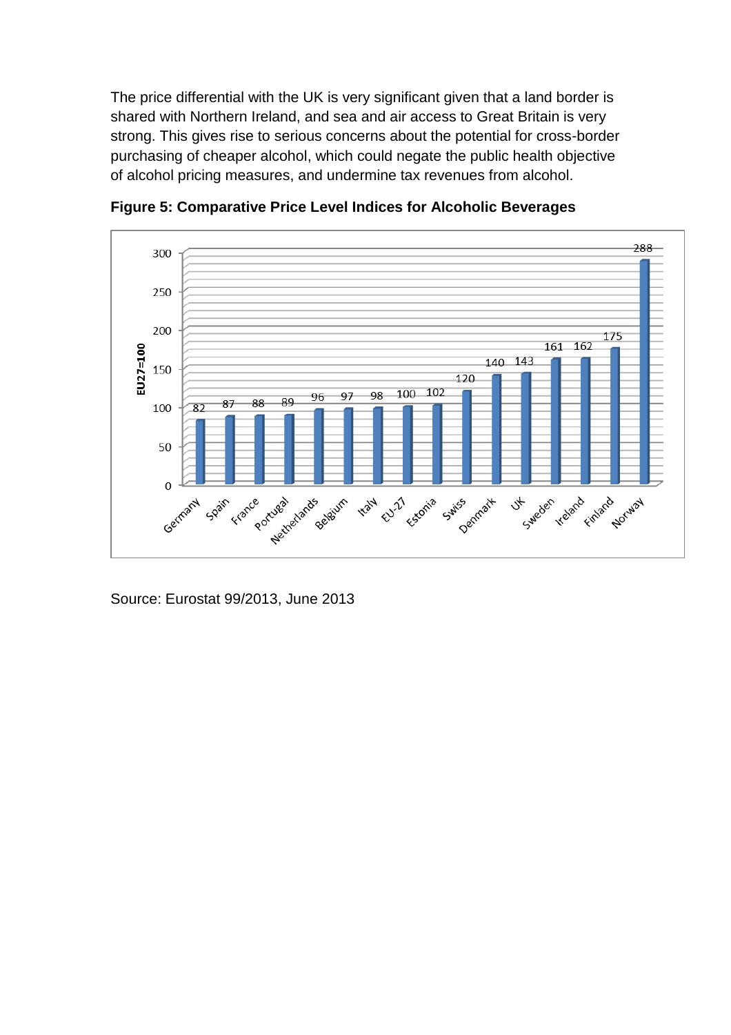The price differential with the UK is very significant given that a land border is shared with Northern Ireland, and sea and air access to Great Britain is very strong. This gives rise to serious concerns about the potential for cross-border purchasing of cheaper alcohol, which could negate the public health objective of alcohol pricing measures, and undermine tax revenues from alcohol.

**Figure 5: Comparative Price Level Indices for Alcoholic Beverages**

| Country | EU27=100 |
|---|---|
| Germany | 82 |
| Spain | 87 |
| France | 88 |
| Portugal | 89 |
| Netherlands | 96 |
| Belgium | 97 |
| Italy | 98 |
| EU-27 | 100 |
| Estonia | 102 |
| Swiss | 120 |
| Denmark | 140 |
| UK | 143 |
| Sweden | 161 |
| Ireland | 162 |
| Finland | 175 |
| Norway | 288 |

Source: Eurostat 99/2013, June 2013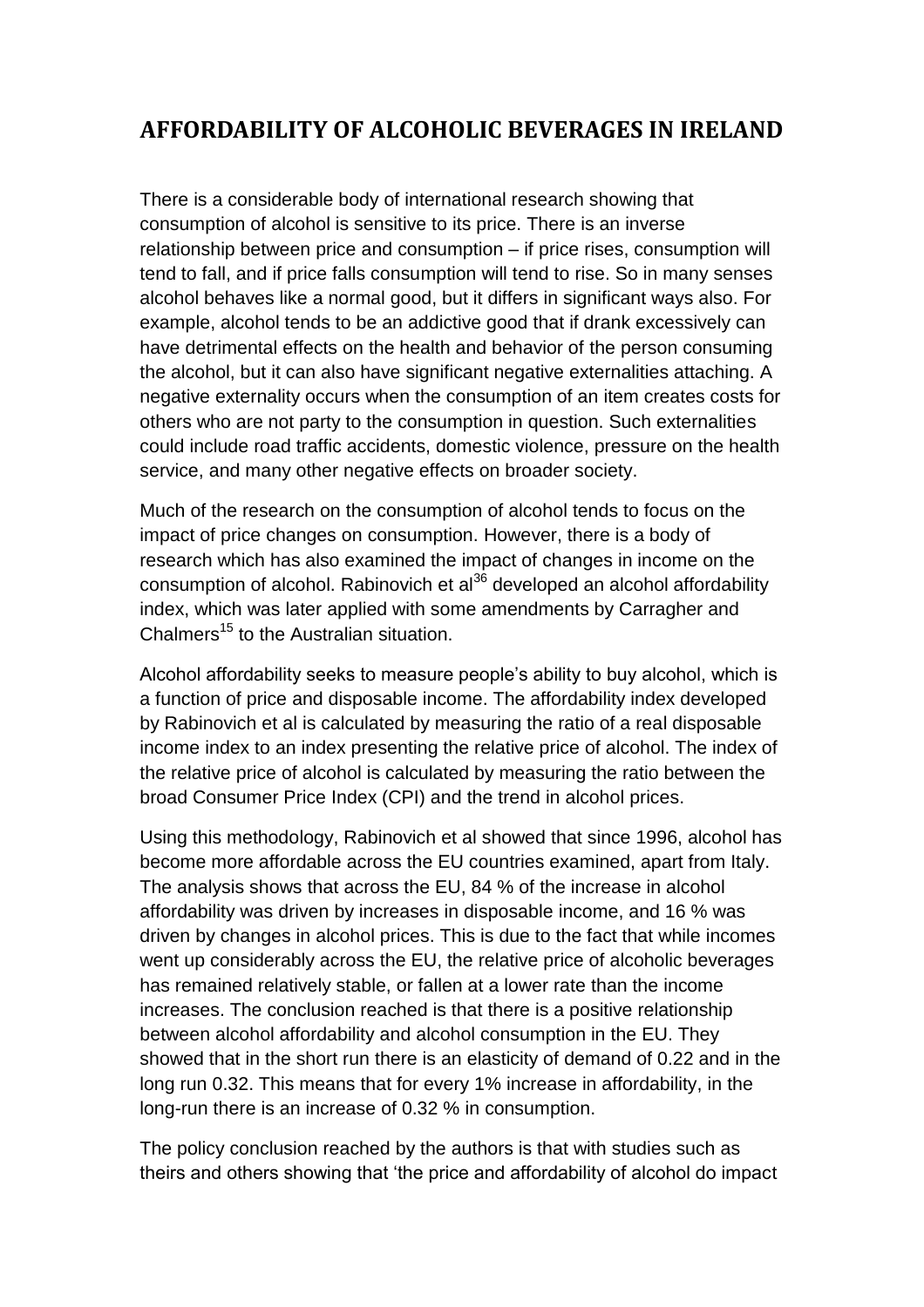## AFFORDABILITY OF ALCOHOLIC BEVERAGES IN IRELAND

There is a considerable body of international research showing that consumption of alcohol is sensitive to its price. There is an inverse relationship between price and consumption – if price rises, consumption will tend to fall, and if price falls consumption will tend to rise. So in many senses alcohol behaves like a normal good, but it differs in significant ways also. For example, alcohol tends to be an addictive good that if drank excessively can have detrimental effects on the health and behavior of the person consuming the alcohol, but it can also have significant negative externalities attaching. A negative externality occurs when the consumption of an item creates costs for others who are not party to the consumption in question. Such externalities could include road traffic accidents, domestic violence, pressure on the health service, and many other negative effects on broader society.

Much of the research on the consumption of alcohol tends to focus on the impact of price changes on consumption. However, there is a body of research which has also examined the impact of changes in income on the consumption of alcohol. Rabinovich et al[36] developed an alcohol affordability index, which was later applied with some amendments by Carragher and Chalmers[15] to the Australian situation.

Alcohol affordability seeks to measure people's ability to buy alcohol, which is a function of price and disposable income. The affordability index developed by Rabinovich et al is calculated by measuring the ratio of a real disposable income index to an index presenting the relative price of alcohol. The index of the relative price of alcohol is calculated by measuring the ratio between the broad Consumer Price Index (CPI) and the trend in alcohol prices.

Using this methodology, Rabinovich et al showed that since 1996, alcohol has become more affordable across the EU countries examined, apart from Italy. The analysis shows that across the EU, 84 % of the increase in alcohol affordability was driven by increases in disposable income, and 16 % was driven by changes in alcohol prices. This is due to the fact that while incomes went up considerably across the EU, the relative price of alcoholic beverages has remained relatively stable, or fallen at a lower rate than the income increases. The conclusion reached is that there is a positive relationship between alcohol affordability and alcohol consumption in the EU. They showed that in the short run there is an elasticity of demand of 0.22 and in the long run 0.32. This means that for every 1% increase in affordability, in the long-run there is an increase of 0.32 % in consumption.

The policy conclusion reached by the authors is that with studies such as theirs and others showing that 'the price and affordability of alcohol do impact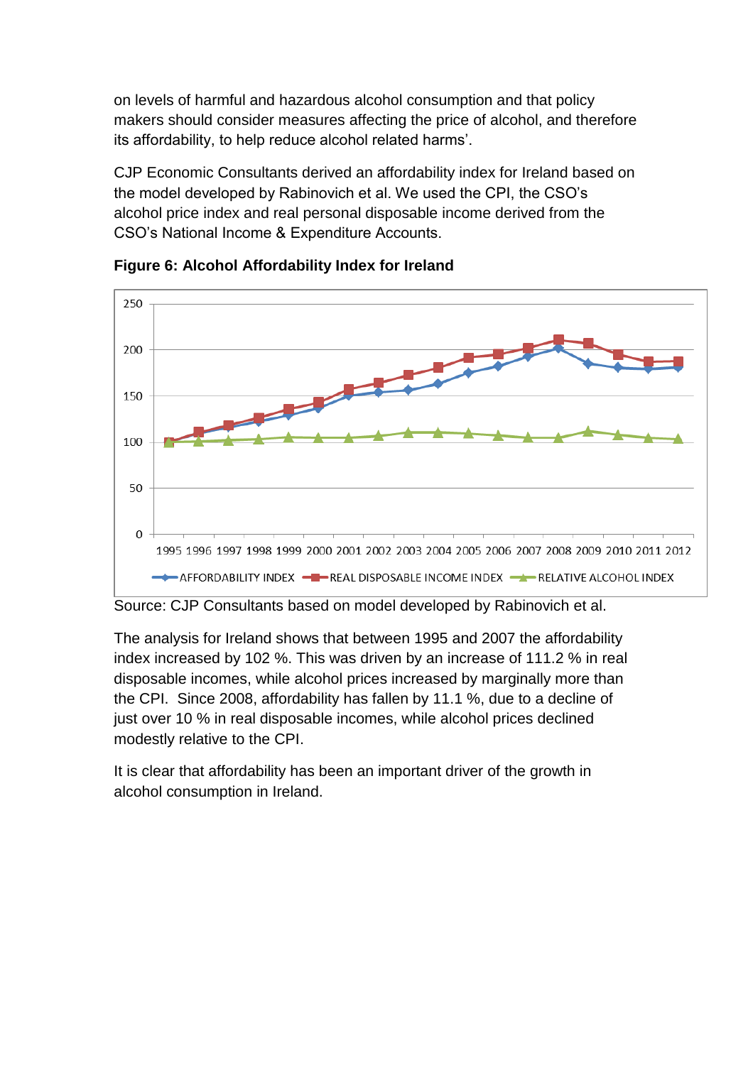on levels of harmful and hazardous alcohol consumption and that policy makers should consider measures affecting the price of alcohol, and therefore its affordability, to help reduce alcohol related harms'.

CJP Economic Consultants derived an affordability index for Ireland based on the model developed by Rabinovich et al. We used the CPI, the CSO's alcohol price index and real personal disposable income derived from the CSO's National Income & Expenditure Accounts.

**Figure 6: Alcohol Affordability Index for Ireland**

Source: CJP Consultants based on model developed by Rabinovich et al.

The analysis for Ireland shows that between 1995 and 2007 the affordability index increased by 102 %. This was driven by an increase of 111.2 % in real disposable incomes, while alcohol prices increased by marginally more than the CPI. Since 2008, affordability has fallen by 11.1 %, due to a decline of just over 10 % in real disposable incomes, while alcohol prices declined modestly relative to the CPI.

It is clear that affordability has been an important driver of the growth in alcohol consumption in Ireland.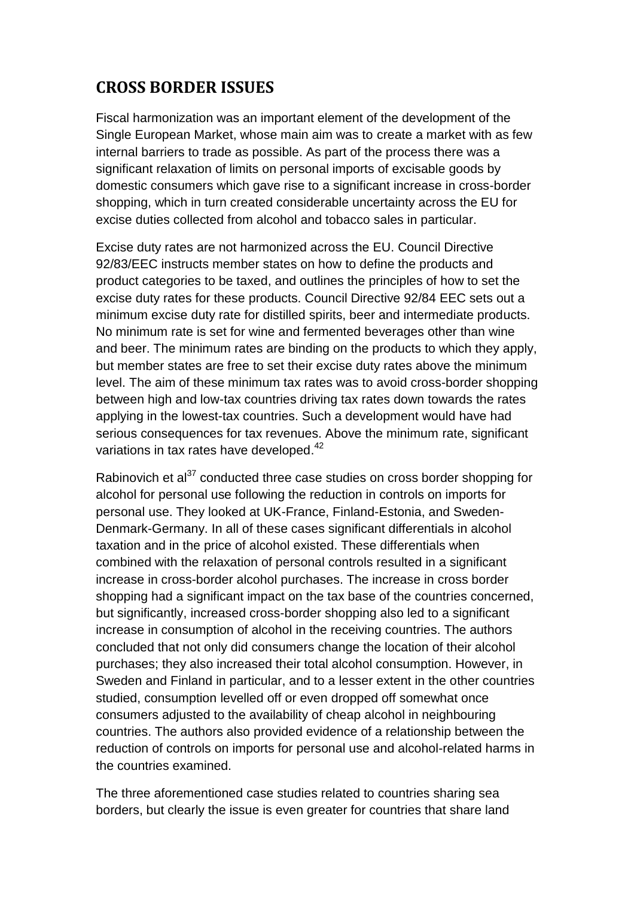## CROSS BORDER ISSUES

Fiscal harmonization was an important element of the development of the Single European Market, whose main aim was to create a market with as few internal barriers to trade as possible. As part of the process there was a significant relaxation of limits on personal imports of excisable goods by domestic consumers which gave rise to a significant increase in cross-border shopping, which in turn created considerable uncertainty across the EU for excise duties collected from alcohol and tobacco sales in particular.

Excise duty rates are not harmonized across the EU. Council Directive 92/83/EEC instructs member states on how to define the products and product categories to be taxed, and outlines the principles of how to set the excise duty rates for these products. Council Directive 92/84 EEC sets out a minimum excise duty rate for distilled spirits, beer and intermediate products. No minimum rate is set for wine and fermented beverages other than wine and beer. The minimum rates are binding on the products to which they apply, but member states are free to set their excise duty rates above the minimum level. The aim of these minimum tax rates was to avoid cross-border shopping between high and low-tax countries driving tax rates down towards the rates applying in the lowest-tax countries. Such a development would have had serious consequences for tax revenues. Above the minimum rate, significant variations in tax rates have developed.[42]

Rabinovich et al[37] conducted three case studies on cross border shopping for alcohol for personal use following the reduction in controls on imports for personal use. They looked at UK-France, Finland-Estonia, and Sweden-Denmark-Germany. In all of these cases significant differentials in alcohol taxation and in the price of alcohol existed. These differentials when combined with the relaxation of personal controls resulted in a significant increase in cross-border alcohol purchases. The increase in cross border shopping had a significant impact on the tax base of the countries concerned, but significantly, increased cross-border shopping also led to a significant increase in consumption of alcohol in the receiving countries. The authors concluded that not only did consumers change the location of their alcohol purchases; they also increased their total alcohol consumption. However, in Sweden and Finland in particular, and to a lesser extent in the other countries studied, consumption levelled off or even dropped off somewhat once consumers adjusted to the availability of cheap alcohol in neighbouring countries. The authors also provided evidence of a relationship between the reduction of controls on imports for personal use and alcohol-related harms in the countries examined.

The three aforementioned case studies related to countries sharing sea borders, but clearly the issue is even greater for countries that share land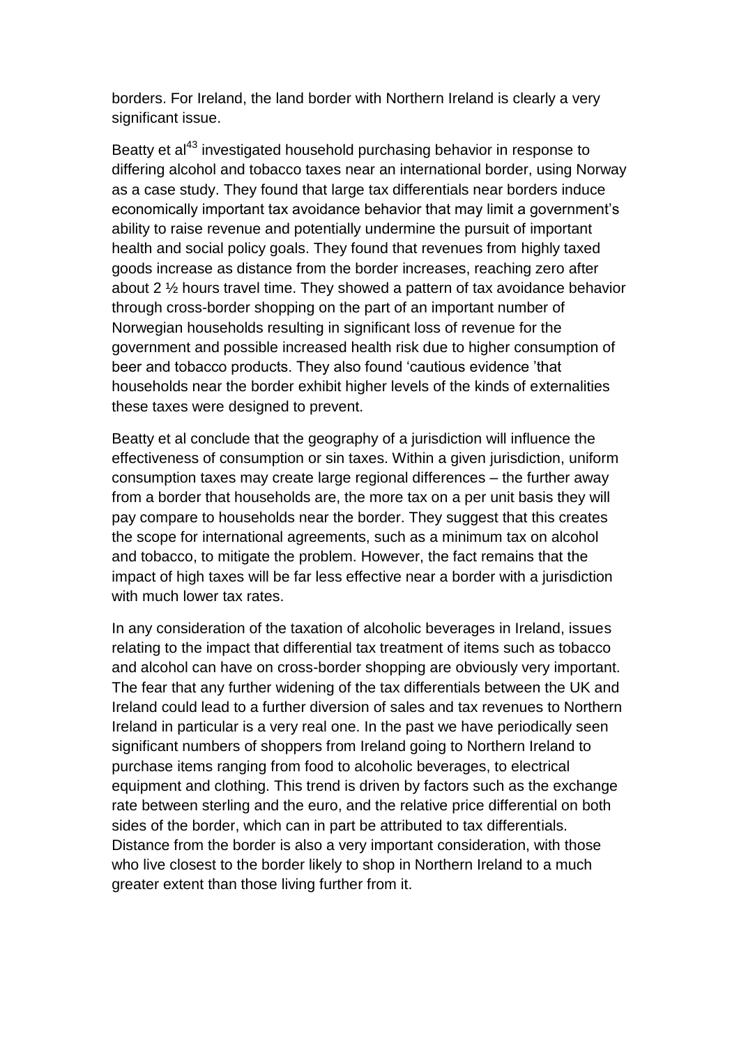borders. For Ireland, the land border with Northern Ireland is clearly a very significant issue.

Beatty et al[43] investigated household purchasing behavior in response to differing alcohol and tobacco taxes near an international border, using Norway as a case study. They found that large tax differentials near borders induce economically important tax avoidance behavior that may limit a government's ability to raise revenue and potentially undermine the pursuit of important health and social policy goals. They found that revenues from highly taxed goods increase as distance from the border increases, reaching zero after about 2 ½ hours travel time. They showed a pattern of tax avoidance behavior through cross-border shopping on the part of an important number of Norwegian households resulting in significant loss of revenue for the government and possible increased health risk due to higher consumption of beer and tobacco products. They also found 'cautious evidence 'that households near the border exhibit higher levels of the kinds of externalities these taxes were designed to prevent.

Beatty et al conclude that the geography of a jurisdiction will influence the effectiveness of consumption or sin taxes. Within a given jurisdiction, uniform consumption taxes may create large regional differences – the further away from a border that households are, the more tax on a per unit basis they will pay compare to households near the border. They suggest that this creates the scope for international agreements, such as a minimum tax on alcohol and tobacco, to mitigate the problem. However, the fact remains that the impact of high taxes will be far less effective near a border with a jurisdiction with much lower tax rates.

In any consideration of the taxation of alcoholic beverages in Ireland, issues relating to the impact that differential tax treatment of items such as tobacco and alcohol can have on cross-border shopping are obviously very important. The fear that any further widening of the tax differentials between the UK and Ireland could lead to a further diversion of sales and tax revenues to Northern Ireland in particular is a very real one. In the past we have periodically seen significant numbers of shoppers from Ireland going to Northern Ireland to purchase items ranging from food to alcoholic beverages, to electrical equipment and clothing. This trend is driven by factors such as the exchange rate between sterling and the euro, and the relative price differential on both sides of the border, which can in part be attributed to tax differentials. Distance from the border is also a very important consideration, with those who live closest to the border likely to shop in Northern Ireland to a much greater extent than those living further from it.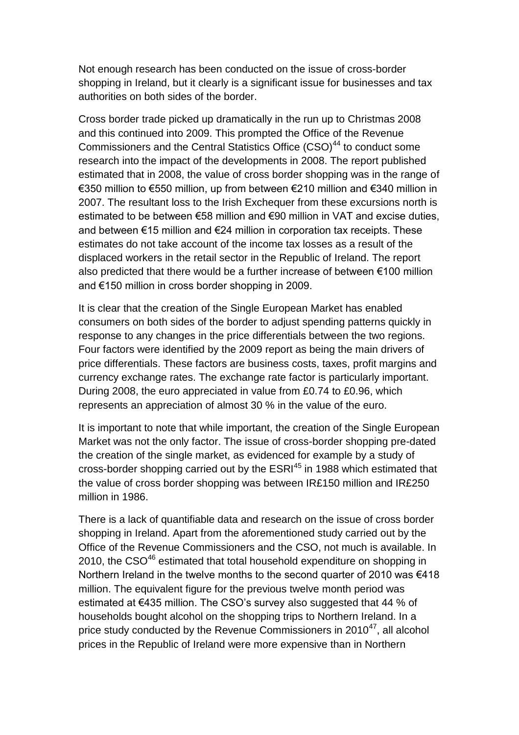Not enough research has been conducted on the issue of cross-border shopping in Ireland, but it clearly is a significant issue for businesses and tax authorities on both sides of the border.

Cross border trade picked up dramatically in the run up to Christmas 2008 and this continued into 2009. This prompted the Office of the Revenue Commissioners and the Central Statistics Office (CSO)[44] to conduct some research into the impact of the developments in 2008. The report published estimated that in 2008, the value of cross border shopping was in the range of €350 million to €550 million, up from between €210 million and €340 million in 2007. The resultant loss to the Irish Exchequer from these excursions north is estimated to be between €58 million and €90 million in VAT and excise duties, and between €15 million and €24 million in corporation tax receipts. These estimates do not take account of the income tax losses as a result of the displaced workers in the retail sector in the Republic of Ireland. The report also predicted that there would be a further increase of between €100 million and €150 million in cross border shopping in 2009.

It is clear that the creation of the Single European Market has enabled consumers on both sides of the border to adjust spending patterns quickly in response to any changes in the price differentials between the two regions. Four factors were identified by the 2009 report as being the main drivers of price differentials. These factors are business costs, taxes, profit margins and currency exchange rates. The exchange rate factor is particularly important. During 2008, the euro appreciated in value from £0.74 to £0.96, which represents an appreciation of almost 30 % in the value of the euro.

It is important to note that while important, the creation of the Single European Market was not the only factor. The issue of cross-border shopping pre-dated the creation of the single market, as evidenced for example by a study of cross-border shopping carried out by the ESRI[45] in 1988 which estimated that the value of cross border shopping was between IR£150 million and IR£250 million in 1986.

There is a lack of quantifiable data and research on the issue of cross border shopping in Ireland. Apart from the aforementioned study carried out by the Office of the Revenue Commissioners and the CSO, not much is available. In 2010, the CSO[46] estimated that total household expenditure on shopping in Northern Ireland in the twelve months to the second quarter of 2010 was €418 million. The equivalent figure for the previous twelve month period was estimated at €435 million. The CSO's survey also suggested that 44 % of households bought alcohol on the shopping trips to Northern Ireland. In a price study conducted by the Revenue Commissioners in 2010[47], all alcohol prices in the Republic of Ireland were more expensive than in Northern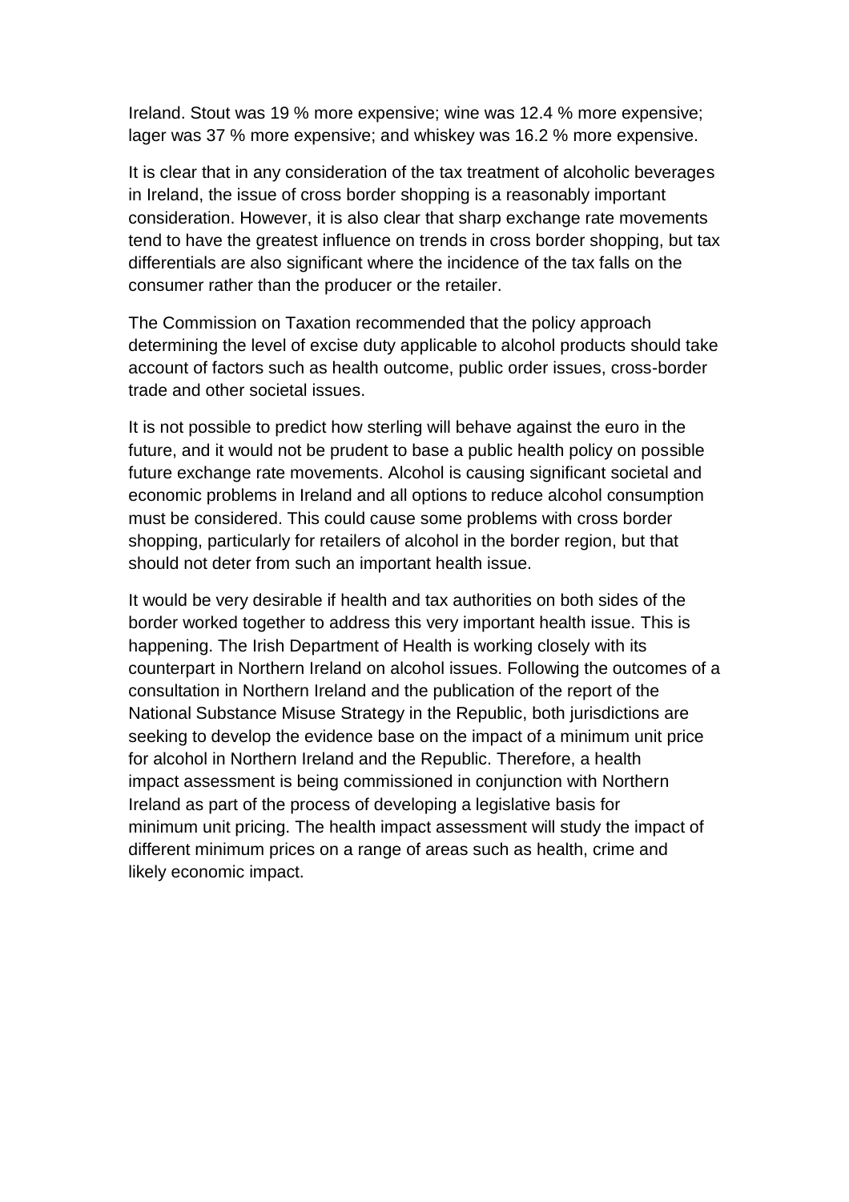Ireland. Stout was 19 % more expensive; wine was 12.4 % more expensive; lager was 37 % more expensive; and whiskey was 16.2 % more expensive.

It is clear that in any consideration of the tax treatment of alcoholic beverages in Ireland, the issue of cross border shopping is a reasonably important consideration. However, it is also clear that sharp exchange rate movements tend to have the greatest influence on trends in cross border shopping, but tax differentials are also significant where the incidence of the tax falls on the consumer rather than the producer or the retailer.

The Commission on Taxation recommended that the policy approach determining the level of excise duty applicable to alcohol products should take account of factors such as health outcome, public order issues, cross-border trade and other societal issues.

It is not possible to predict how sterling will behave against the euro in the future, and it would not be prudent to base a public health policy on possible future exchange rate movements. Alcohol is causing significant societal and economic problems in Ireland and all options to reduce alcohol consumption must be considered. This could cause some problems with cross border shopping, particularly for retailers of alcohol in the border region, but that should not deter from such an important health issue.

It would be very desirable if health and tax authorities on both sides of the border worked together to address this very important health issue. This is happening. The Irish Department of Health is working closely with its counterpart in Northern Ireland on alcohol issues. Following the outcomes of a consultation in Northern Ireland and the publication of the report of the National Substance Misuse Strategy in the Republic, both jurisdictions are seeking to develop the evidence base on the impact of a minimum unit price for alcohol in Northern Ireland and the Republic. Therefore, a health impact assessment is being commissioned in conjunction with Northern Ireland as part of the process of developing a legislative basis for minimum unit pricing. The health impact assessment will study the impact of different minimum prices on a range of areas such as health, crime and likely economic impact.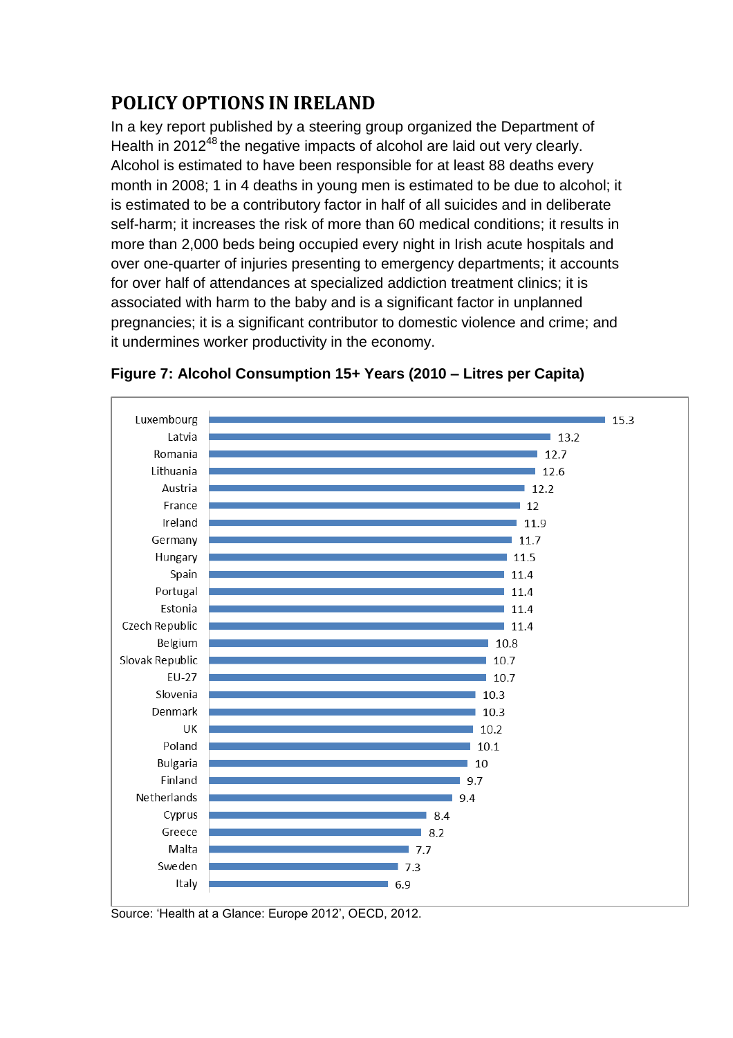## POLICY OPTIONS IN IRELAND

In a key report published by a steering group organized the Department of Health in 2012[48] the negative impacts of alcohol are laid out very clearly. Alcohol is estimated to have been responsible for at least 88 deaths every month in 2008; 1 in 4 deaths in young men is estimated to be due to alcohol; it is estimated to be a contributory factor in half of all suicides and in deliberate self-harm; it increases the risk of more than 60 medical conditions; it results in more than 2,000 beds being occupied every night in Irish acute hospitals and over one-quarter of injuries presenting to emergency departments; it accounts for over half of attendances at specialized addiction treatment clinics; it is associated with harm to the baby and is a significant factor in unplanned pregnancies; it is a significant contributor to domestic violence and crime; and it undermines worker productivity in the economy.

**Figure 7: Alcohol Consumption 15+ Years (2010 – Litres per Capita)**

| Country | Litres per Capita |
|---|---|
| Luxembourg | 15.3 |
| Latvia | 13.2 |
| Romania | 12.7 |
| Lithuania | 12.6 |
| Austria | 12.2 |
| France | 12 |
| Ireland | 11.9 |
| Germany | 11.7 |
| Hungary | 11.5 |
| Spain | 11.4 |
| Portugal | 11.4 |
| Estonia | 11.4 |
| Czech Republic | 11.4 |
| Belgium | 10.8 |
| Slovak Republic | 10.7 |
| EU-27 | 10.7 |
| Slovenia | 10.3 |
| Denmark | 10.3 |
| UK | 10.2 |
| Poland | 10.1 |
| Bulgaria | 10 |
| Finland | 9.7 |
| Netherlands | 9.4 |
| Cyprus | 8.4 |
| Greece | 8.2 |
| Malta | 7.7 |
| Sweden | 7.3 |
| Italy | 6.9 |

Source: 'Health at a Glance: Europe 2012', OECD, 2012.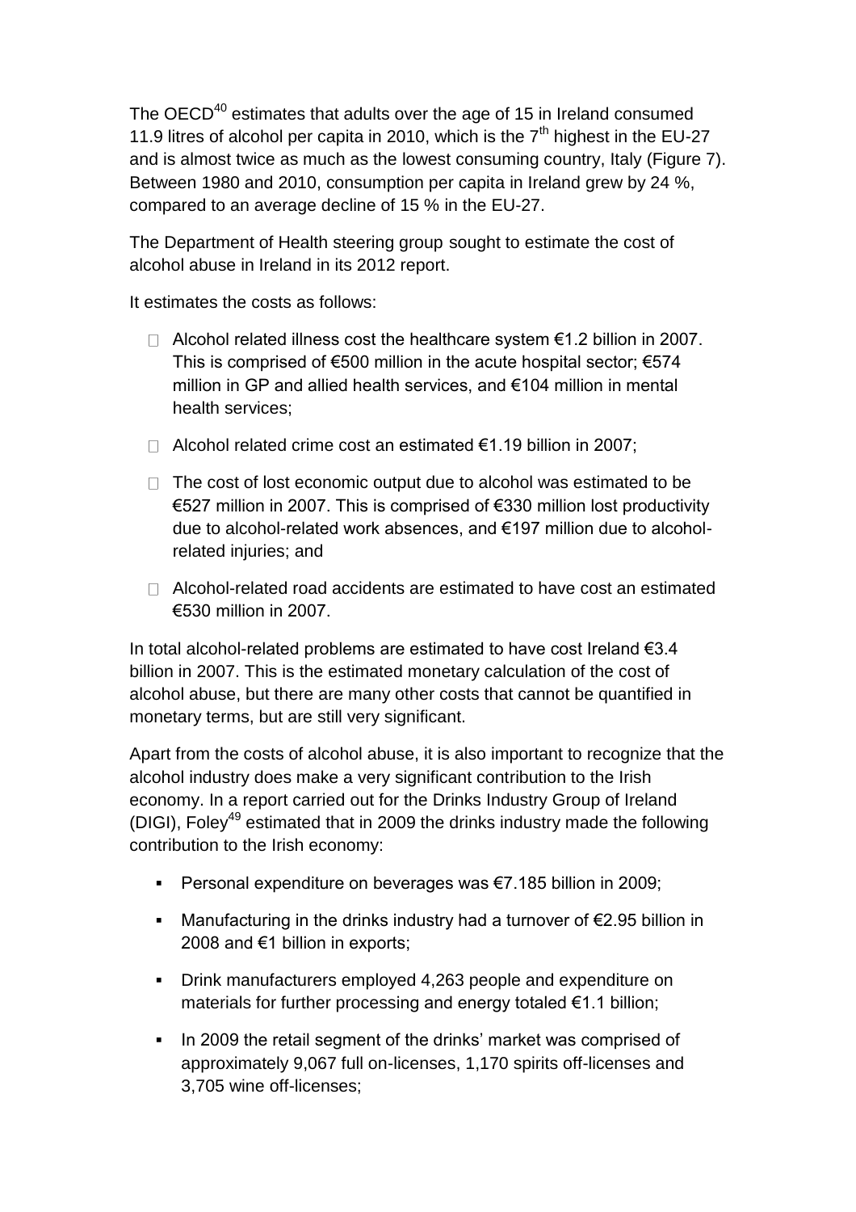The OECD[40] estimates that adults over the age of 15 in Ireland consumed 11.9 litres of alcohol per capita in 2010, which is the 7[th] highest in the EU-27 and is almost twice as much as the lowest consuming country, Italy (Figure 7). Between 1980 and 2010, consumption per capita in Ireland grew by 24 %, compared to an average decline of 15 % in the EU-27.

The Department of Health steering group sought to estimate the cost of alcohol abuse in Ireland in its 2012 report.

It estimates the costs as follows:

- Alcohol related illness cost the healthcare system €1.2 billion in 2007. This is comprised of €500 million in the acute hospital sector; €574 million in GP and allied health services, and €104 million in mental health services;
- Alcohol related crime cost an estimated €1.19 billion in 2007;
- The cost of lost economic output due to alcohol was estimated to be €527 million in 2007. This is comprised of €330 million lost productivity due to alcohol-related work absences, and €197 million due to alcohol-related injuries; and
- Alcohol-related road accidents are estimated to have cost an estimated €530 million in 2007.

In total alcohol-related problems are estimated to have cost Ireland €3.4 billion in 2007. This is the estimated monetary calculation of the cost of alcohol abuse, but there are many other costs that cannot be quantified in monetary terms, but are still very significant.

Apart from the costs of alcohol abuse, it is also important to recognize that the alcohol industry does make a very significant contribution to the Irish economy. In a report carried out for the Drinks Industry Group of Ireland (DIGI), Foley[49] estimated that in 2009 the drinks industry made the following contribution to the Irish economy:

- Personal expenditure on beverages was €7.185 billion in 2009;
- Manufacturing in the drinks industry had a turnover of €2.95 billion in 2008 and €1 billion in exports;
- Drink manufacturers employed 4,263 people and expenditure on materials for further processing and energy totaled €1.1 billion;
- In 2009 the retail segment of the drinks' market was comprised of approximately 9,067 full on-licenses, 1,170 spirits off-licenses and 3,705 wine off-licenses;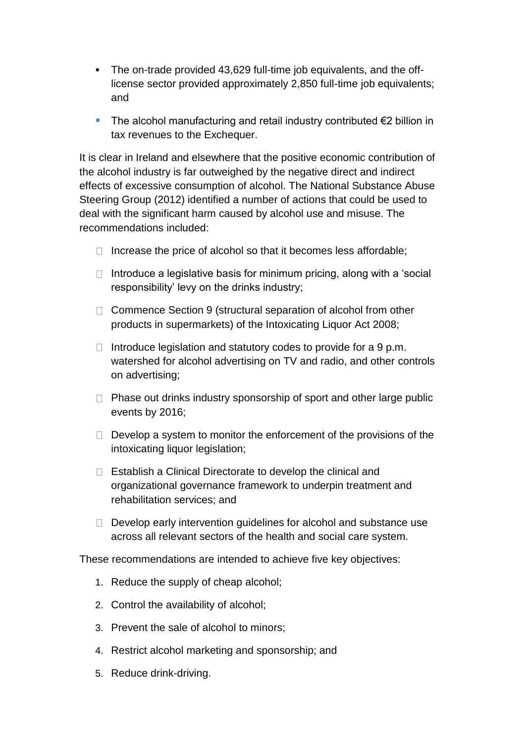- The on-trade provided 43,629 full-time job equivalents, and the off-license sector provided approximately 2,850 full-time job equivalents; and
- The alcohol manufacturing and retail industry contributed €2 billion in tax revenues to the Exchequer.

It is clear in Ireland and elsewhere that the positive economic contribution of the alcohol industry is far outweighed by the negative direct and indirect effects of excessive consumption of alcohol. The National Substance Abuse Steering Group (2012) identified a number of actions that could be used to deal with the significant harm caused by alcohol use and misuse. The recommendations included:

- Increase the price of alcohol so that it becomes less affordable;
- Introduce a legislative basis for minimum pricing, along with a 'social responsibility' levy on the drinks industry;
- Commence Section 9 (structural separation of alcohol from other products in supermarkets) of the Intoxicating Liquor Act 2008;
- Introduce legislation and statutory codes to provide for a 9 p.m. watershed for alcohol advertising on TV and radio, and other controls on advertising;
- Phase out drinks industry sponsorship of sport and other large public events by 2016;
- Develop a system to monitor the enforcement of the provisions of the intoxicating liquor legislation;
- Establish a Clinical Directorate to develop the clinical and organizational governance framework to underpin treatment and rehabilitation services; and
- Develop early intervention guidelines for alcohol and substance use across all relevant sectors of the health and social care system.

These recommendations are intended to achieve five key objectives:

1. Reduce the supply of cheap alcohol;
2. Control the availability of alcohol;
3. Prevent the sale of alcohol to minors;
4. Restrict alcohol marketing and sponsorship; and
5. Reduce drink-driving.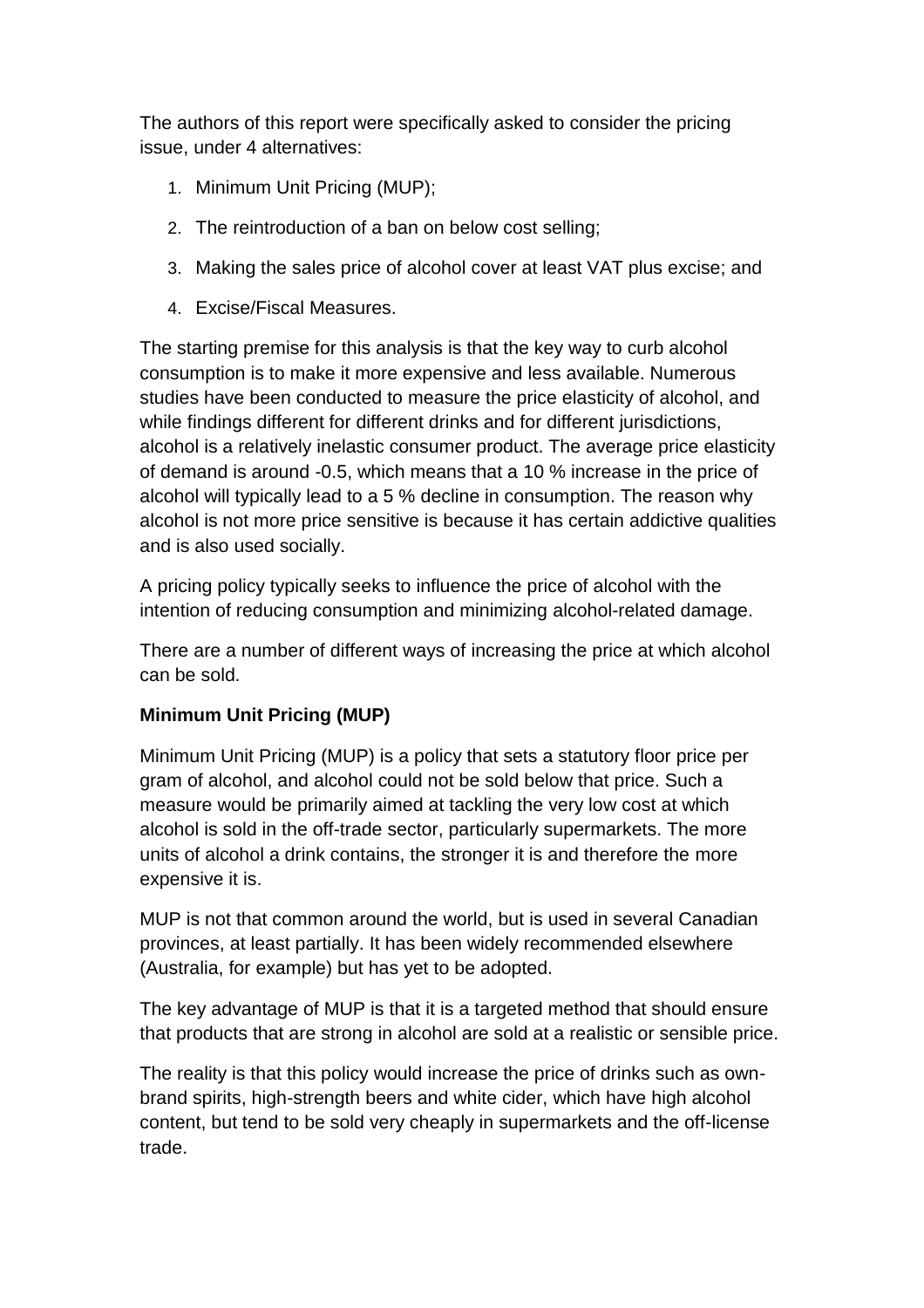The authors of this report were specifically asked to consider the pricing issue, under 4 alternatives:

1. Minimum Unit Pricing (MUP);
2. The reintroduction of a ban on below cost selling;
3. Making the sales price of alcohol cover at least VAT plus excise; and
4. Excise/Fiscal Measures.

The starting premise for this analysis is that the key way to curb alcohol consumption is to make it more expensive and less available. Numerous studies have been conducted to measure the price elasticity of alcohol, and while findings different for different drinks and for different jurisdictions, alcohol is a relatively inelastic consumer product. The average price elasticity of demand is around -0.5, which means that a 10 % increase in the price of alcohol will typically lead to a 5 % decline in consumption. The reason why alcohol is not more price sensitive is because it has certain addictive qualities and is also used socially.

A pricing policy typically seeks to influence the price of alcohol with the intention of reducing consumption and minimizing alcohol-related damage.

There are a number of different ways of increasing the price at which alcohol can be sold.

**Minimum Unit Pricing (MUP)**

Minimum Unit Pricing (MUP) is a policy that sets a statutory floor price per gram of alcohol, and alcohol could not be sold below that price. Such a measure would be primarily aimed at tackling the very low cost at which alcohol is sold in the off-trade sector, particularly supermarkets. The more units of alcohol a drink contains, the stronger it is and therefore the more expensive it is.

MUP is not that common around the world, but is used in several Canadian provinces, at least partially. It has been widely recommended elsewhere (Australia, for example) but has yet to be adopted.

The key advantage of MUP is that it is a targeted method that should ensure that products that are strong in alcohol are sold at a realistic or sensible price.

The reality is that this policy would increase the price of drinks such as own-brand spirits, high-strength beers and white cider, which have high alcohol content, but tend to be sold very cheaply in supermarkets and the off-license trade.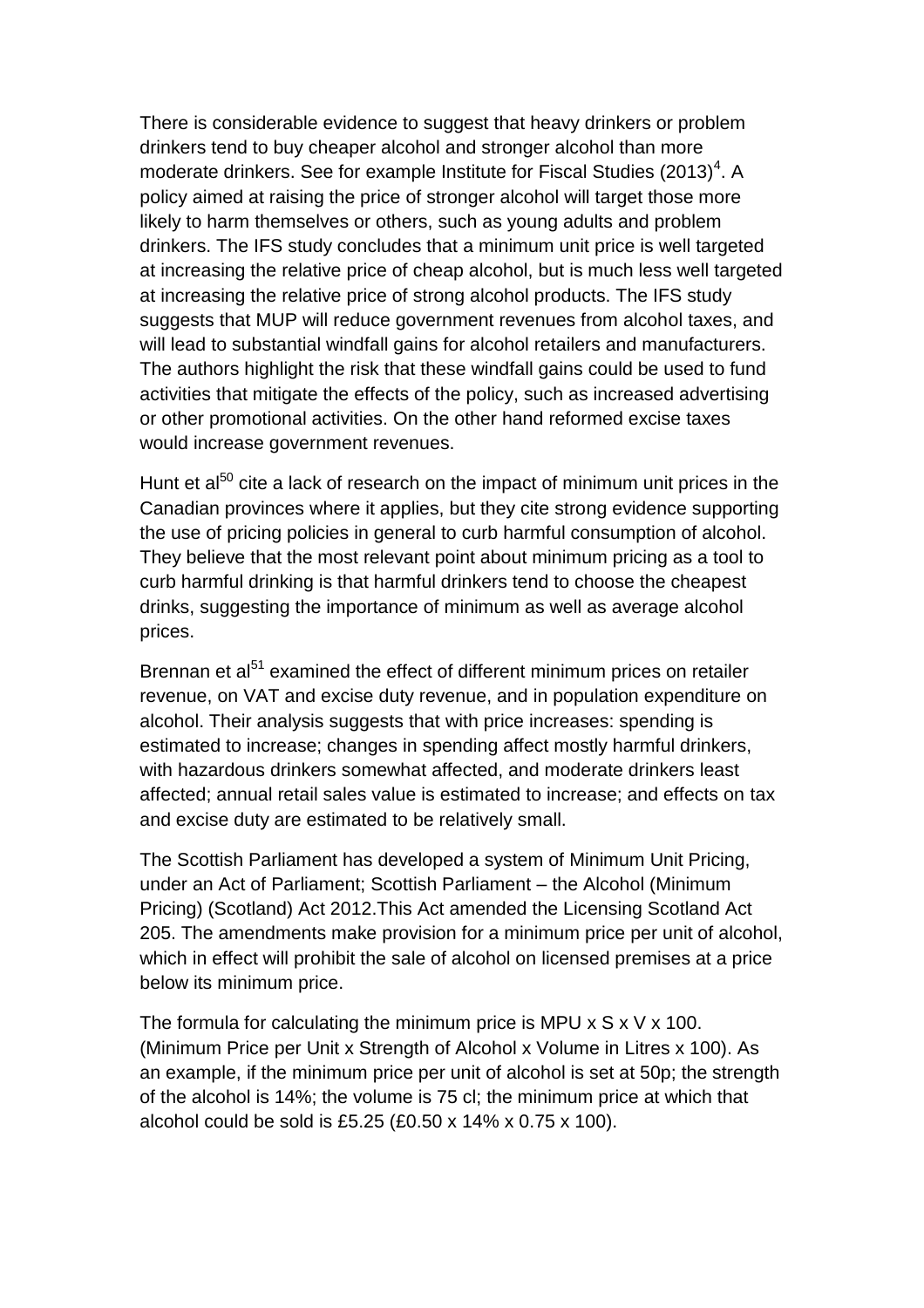There is considerable evidence to suggest that heavy drinkers or problem drinkers tend to buy cheaper alcohol and stronger alcohol than more moderate drinkers. See for example Institute for Fiscal Studies (2013)[4]. A policy aimed at raising the price of stronger alcohol will target those more likely to harm themselves or others, such as young adults and problem drinkers. The IFS study concludes that a minimum unit price is well targeted at increasing the relative price of cheap alcohol, but is much less well targeted at increasing the relative price of strong alcohol products. The IFS study suggests that MUP will reduce government revenues from alcohol taxes, and will lead to substantial windfall gains for alcohol retailers and manufacturers. The authors highlight the risk that these windfall gains could be used to fund activities that mitigate the effects of the policy, such as increased advertising or other promotional activities. On the other hand reformed excise taxes would increase government revenues.

Hunt et al[50] cite a lack of research on the impact of minimum unit prices in the Canadian provinces where it applies, but they cite strong evidence supporting the use of pricing policies in general to curb harmful consumption of alcohol. They believe that the most relevant point about minimum pricing as a tool to curb harmful drinking is that harmful drinkers tend to choose the cheapest drinks, suggesting the importance of minimum as well as average alcohol prices.

Brennan et al[51] examined the effect of different minimum prices on retailer revenue, on VAT and excise duty revenue, and in population expenditure on alcohol. Their analysis suggests that with price increases: spending is estimated to increase; changes in spending affect mostly harmful drinkers, with hazardous drinkers somewhat affected, and moderate drinkers least affected; annual retail sales value is estimated to increase; and effects on tax and excise duty are estimated to be relatively small.

The Scottish Parliament has developed a system of Minimum Unit Pricing, under an Act of Parliament; Scottish Parliament – the Alcohol (Minimum Pricing) (Scotland) Act 2012.This Act amended the Licensing Scotland Act 205. The amendments make provision for a minimum price per unit of alcohol, which in effect will prohibit the sale of alcohol on licensed premises at a price below its minimum price.

The formula for calculating the minimum price is MPU x S x V x 100. (Minimum Price per Unit x Strength of Alcohol x Volume in Litres x 100). As an example, if the minimum price per unit of alcohol is set at 50p; the strength of the alcohol is 14%; the volume is 75 cl; the minimum price at which that alcohol could be sold is £5.25 (£0.50 x 14% x 0.75 x 100).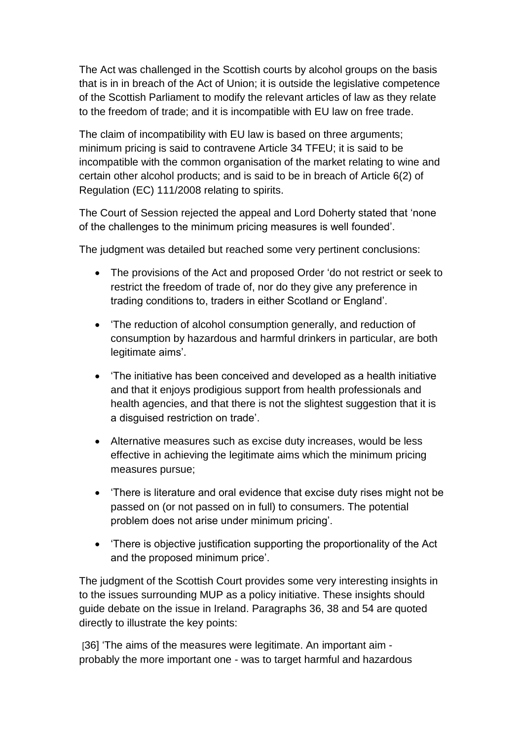The Act was challenged in the Scottish courts by alcohol groups on the basis that is in in breach of the Act of Union; it is outside the legislative competence of the Scottish Parliament to modify the relevant articles of law as they relate to the freedom of trade; and it is incompatible with EU law on free trade.

The claim of incompatibility with EU law is based on three arguments; minimum pricing is said to contravene Article 34 TFEU; it is said to be incompatible with the common organisation of the market relating to wine and certain other alcohol products; and is said to be in breach of Article 6(2) of Regulation (EC) 111/2008 relating to spirits.

The Court of Session rejected the appeal and Lord Doherty stated that 'none of the challenges to the minimum pricing measures is well founded'.

The judgment was detailed but reached some very pertinent conclusions:

- The provisions of the Act and proposed Order 'do not restrict or seek to restrict the freedom of trade of, nor do they give any preference in trading conditions to, traders in either Scotland or England'.
- 'The reduction of alcohol consumption generally, and reduction of consumption by hazardous and harmful drinkers in particular, are both legitimate aims'.
- 'The initiative has been conceived and developed as a health initiative and that it enjoys prodigious support from health professionals and health agencies, and that there is not the slightest suggestion that it is a disguised restriction on trade'.
- Alternative measures such as excise duty increases, would be less effective in achieving the legitimate aims which the minimum pricing measures pursue;
- 'There is literature and oral evidence that excise duty rises might not be passed on (or not passed on in full) to consumers. The potential problem does not arise under minimum pricing'.
- 'There is objective justification supporting the proportionality of the Act and the proposed minimum price'.

The judgment of the Scottish Court provides some very interesting insights in to the issues surrounding MUP as a policy initiative. These insights should guide debate on the issue in Ireland. Paragraphs 36, 38 and 54 are quoted directly to illustrate the key points:

[36] 'The aims of the measures were legitimate. An important aim - probably the more important one - was to target harmful and hazardous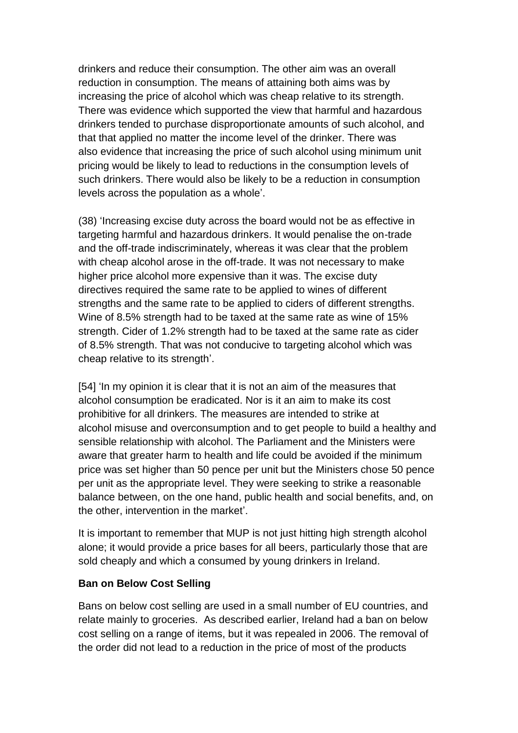drinkers and reduce their consumption. The other aim was an overall reduction in consumption. The means of attaining both aims was by increasing the price of alcohol which was cheap relative to its strength. There was evidence which supported the view that harmful and hazardous drinkers tended to purchase disproportionate amounts of such alcohol, and that that applied no matter the income level of the drinker. There was also evidence that increasing the price of such alcohol using minimum unit pricing would be likely to lead to reductions in the consumption levels of such drinkers. There would also be likely to be a reduction in consumption levels across the population as a whole'.

(38) 'Increasing excise duty across the board would not be as effective in targeting harmful and hazardous drinkers. It would penalise the on-trade and the off-trade indiscriminately, whereas it was clear that the problem with cheap alcohol arose in the off-trade. It was not necessary to make higher price alcohol more expensive than it was. The excise duty directives required the same rate to be applied to wines of different strengths and the same rate to be applied to ciders of different strengths. Wine of 8.5% strength had to be taxed at the same rate as wine of 15% strength. Cider of 1.2% strength had to be taxed at the same rate as cider of 8.5% strength. That was not conducive to targeting alcohol which was cheap relative to its strength'.

[54] 'In my opinion it is clear that it is not an aim of the measures that alcohol consumption be eradicated. Nor is it an aim to make its cost prohibitive for all drinkers. The measures are intended to strike at alcohol misuse and overconsumption and to get people to build a healthy and sensible relationship with alcohol. The Parliament and the Ministers were aware that greater harm to health and life could be avoided if the minimum price was set higher than 50 pence per unit but the Ministers chose 50 pence per unit as the appropriate level. They were seeking to strike a reasonable balance between, on the one hand, public health and social benefits, and, on the other, intervention in the market'.

It is important to remember that MUP is not just hitting high strength alcohol alone; it would provide a price bases for all beers, particularly those that are sold cheaply and which a consumed by young drinkers in Ireland.

**Ban on Below Cost Selling**

Bans on below cost selling are used in a small number of EU countries, and relate mainly to groceries. As described earlier, Ireland had a ban on below cost selling on a range of items, but it was repealed in 2006. The removal of the order did not lead to a reduction in the price of most of the products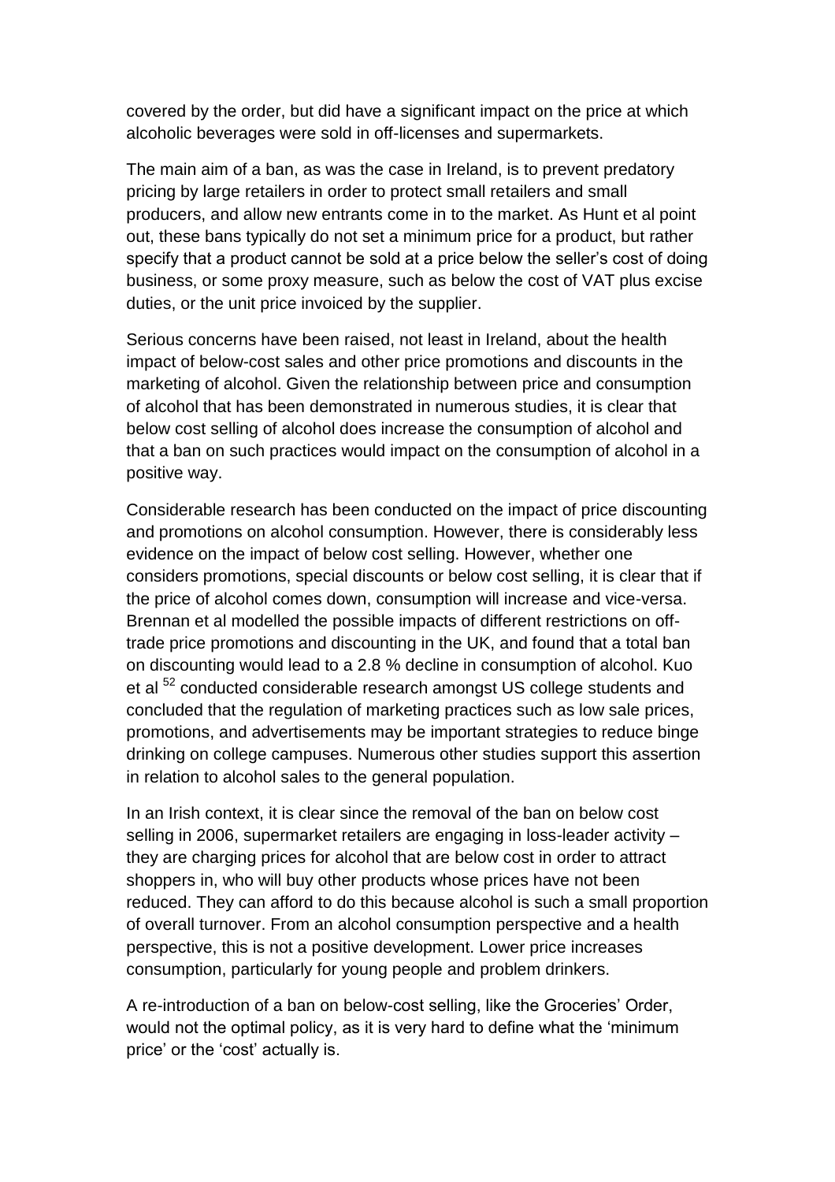covered by the order, but did have a significant impact on the price at which alcoholic beverages were sold in off-licenses and supermarkets.

The main aim of a ban, as was the case in Ireland, is to prevent predatory pricing by large retailers in order to protect small retailers and small producers, and allow new entrants come in to the market. As Hunt et al point out, these bans typically do not set a minimum price for a product, but rather specify that a product cannot be sold at a price below the seller's cost of doing business, or some proxy measure, such as below the cost of VAT plus excise duties, or the unit price invoiced by the supplier.

Serious concerns have been raised, not least in Ireland, about the health impact of below-cost sales and other price promotions and discounts in the marketing of alcohol. Given the relationship between price and consumption of alcohol that has been demonstrated in numerous studies, it is clear that below cost selling of alcohol does increase the consumption of alcohol and that a ban on such practices would impact on the consumption of alcohol in a positive way.

Considerable research has been conducted on the impact of price discounting and promotions on alcohol consumption. However, there is considerably less evidence on the impact of below cost selling. However, whether one considers promotions, special discounts or below cost selling, it is clear that if the price of alcohol comes down, consumption will increase and vice-versa. Brennan et al modelled the possible impacts of different restrictions on off-trade price promotions and discounting in the UK, and found that a total ban on discounting would lead to a 2.8 % decline in consumption of alcohol. Kuo et al [52] conducted considerable research amongst US college students and concluded that the regulation of marketing practices such as low sale prices, promotions, and advertisements may be important strategies to reduce binge drinking on college campuses. Numerous other studies support this assertion in relation to alcohol sales to the general population.

In an Irish context, it is clear since the removal of the ban on below cost selling in 2006, supermarket retailers are engaging in loss-leader activity – they are charging prices for alcohol that are below cost in order to attract shoppers in, who will buy other products whose prices have not been reduced. They can afford to do this because alcohol is such a small proportion of overall turnover. From an alcohol consumption perspective and a health perspective, this is not a positive development. Lower price increases consumption, particularly for young people and problem drinkers.

A re-introduction of a ban on below-cost selling, like the Groceries' Order, would not the optimal policy, as it is very hard to define what the 'minimum price' or the 'cost' actually is.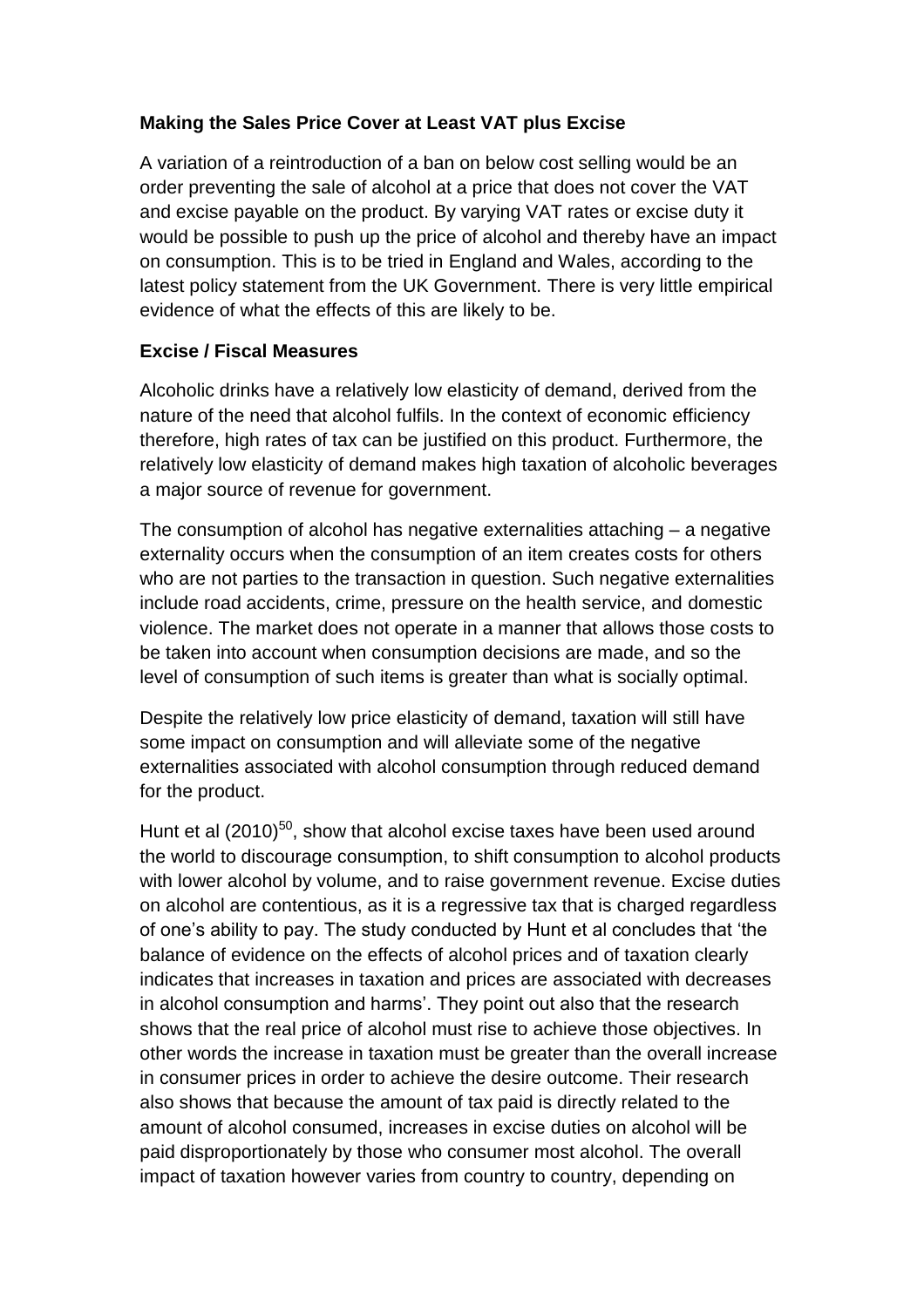**Making the Sales Price Cover at Least VAT plus Excise**

A variation of a reintroduction of a ban on below cost selling would be an order preventing the sale of alcohol at a price that does not cover the VAT and excise payable on the product. By varying VAT rates or excise duty it would be possible to push up the price of alcohol and thereby have an impact on consumption. This is to be tried in England and Wales, according to the latest policy statement from the UK Government. There is very little empirical evidence of what the effects of this are likely to be.

**Excise / Fiscal Measures**

Alcoholic drinks have a relatively low elasticity of demand, derived from the nature of the need that alcohol fulfils. In the context of economic efficiency therefore, high rates of tax can be justified on this product. Furthermore, the relatively low elasticity of demand makes high taxation of alcoholic beverages a major source of revenue for government.

The consumption of alcohol has negative externalities attaching – a negative externality occurs when the consumption of an item creates costs for others who are not parties to the transaction in question. Such negative externalities include road accidents, crime, pressure on the health service, and domestic violence. The market does not operate in a manner that allows those costs to be taken into account when consumption decisions are made, and so the level of consumption of such items is greater than what is socially optimal.

Despite the relatively low price elasticity of demand, taxation will still have some impact on consumption and will alleviate some of the negative externalities associated with alcohol consumption through reduced demand for the product.

Hunt et al (2010)[50], show that alcohol excise taxes have been used around the world to discourage consumption, to shift consumption to alcohol products with lower alcohol by volume, and to raise government revenue. Excise duties on alcohol are contentious, as it is a regressive tax that is charged regardless of one's ability to pay. The study conducted by Hunt et al concludes that 'the balance of evidence on the effects of alcohol prices and of taxation clearly indicates that increases in taxation and prices are associated with decreases in alcohol consumption and harms'. They point out also that the research shows that the real price of alcohol must rise to achieve those objectives. In other words the increase in taxation must be greater than the overall increase in consumer prices in order to achieve the desire outcome. Their research also shows that because the amount of tax paid is directly related to the amount of alcohol consumed, increases in excise duties on alcohol will be paid disproportionately by those who consumer most alcohol. The overall impact of taxation however varies from country to country, depending on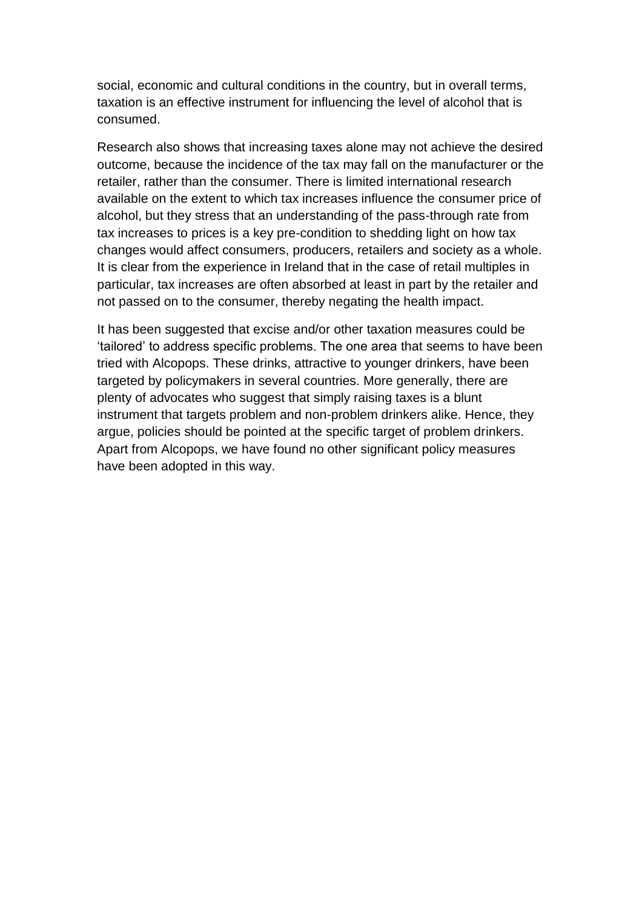social, economic and cultural conditions in the country, but in overall terms, taxation is an effective instrument for influencing the level of alcohol that is consumed.

Research also shows that increasing taxes alone may not achieve the desired outcome, because the incidence of the tax may fall on the manufacturer or the retailer, rather than the consumer. There is limited international research available on the extent to which tax increases influence the consumer price of alcohol, but they stress that an understanding of the pass-through rate from tax increases to prices is a key pre-condition to shedding light on how tax changes would affect consumers, producers, retailers and society as a whole. It is clear from the experience in Ireland that in the case of retail multiples in particular, tax increases are often absorbed at least in part by the retailer and not passed on to the consumer, thereby negating the health impact.

It has been suggested that excise and/or other taxation measures could be 'tailored' to address specific problems. The one area that seems to have been tried with Alcopops. These drinks, attractive to younger drinkers, have been targeted by policymakers in several countries. More generally, there are plenty of advocates who suggest that simply raising taxes is a blunt instrument that targets problem and non-problem drinkers alike. Hence, they argue, policies should be pointed at the specific target of problem drinkers. Apart from Alcopops, we have found no other significant policy measures have been adopted in this way.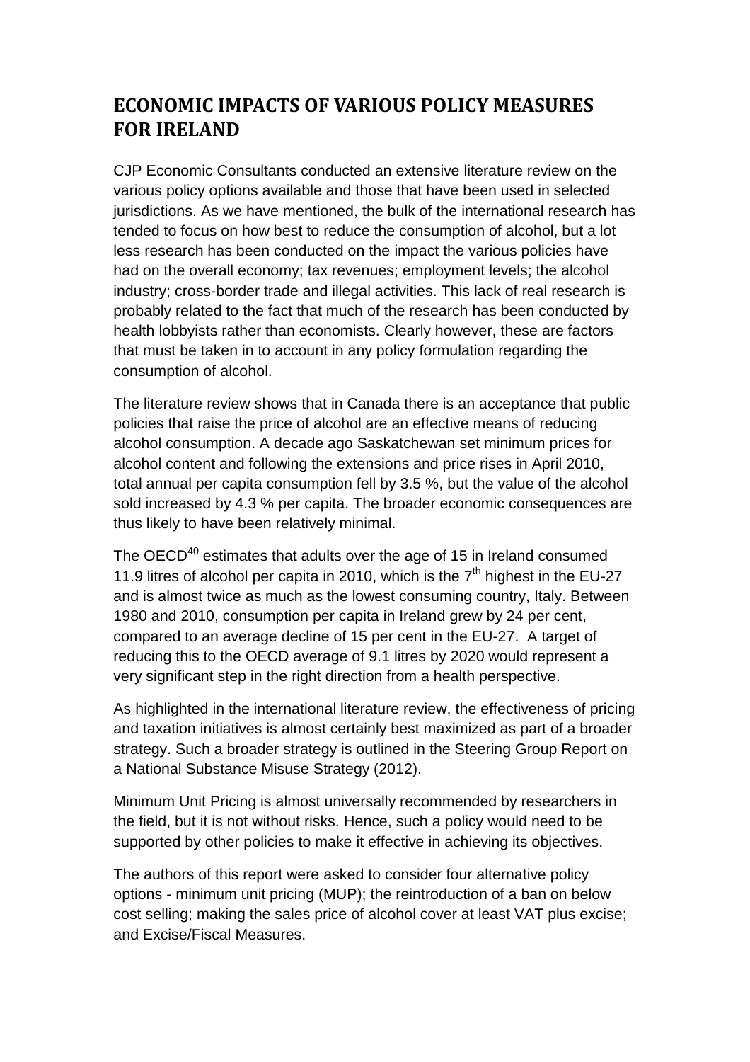## ECONOMIC IMPACTS OF VARIOUS POLICY MEASURES FOR IRELAND

CJP Economic Consultants conducted an extensive literature review on the various policy options available and those that have been used in selected jurisdictions. As we have mentioned, the bulk of the international research has tended to focus on how best to reduce the consumption of alcohol, but a lot less research has been conducted on the impact the various policies have had on the overall economy; tax revenues; employment levels; the alcohol industry; cross-border trade and illegal activities. This lack of real research is probably related to the fact that much of the research has been conducted by health lobbyists rather than economists. Clearly however, these are factors that must be taken in to account in any policy formulation regarding the consumption of alcohol.

The literature review shows that in Canada there is an acceptance that public policies that raise the price of alcohol are an effective means of reducing alcohol consumption. A decade ago Saskatchewan set minimum prices for alcohol content and following the extensions and price rises in April 2010, total annual per capita consumption fell by 3.5 %, but the value of the alcohol sold increased by 4.3 % per capita. The broader economic consequences are thus likely to have been relatively minimal.

The OECD[40] estimates that adults over the age of 15 in Ireland consumed 11.9 litres of alcohol per capita in 2010, which is the 7th highest in the EU-27 and is almost twice as much as the lowest consuming country, Italy. Between 1980 and 2010, consumption per capita in Ireland grew by 24 per cent, compared to an average decline of 15 per cent in the EU-27. A target of reducing this to the OECD average of 9.1 litres by 2020 would represent a very significant step in the right direction from a health perspective.

As highlighted in the international literature review, the effectiveness of pricing and taxation initiatives is almost certainly best maximized as part of a broader strategy. Such a broader strategy is outlined in the Steering Group Report on a National Substance Misuse Strategy (2012).

Minimum Unit Pricing is almost universally recommended by researchers in the field, but it is not without risks. Hence, such a policy would need to be supported by other policies to make it effective in achieving its objectives.

The authors of this report were asked to consider four alternative policy options - minimum unit pricing (MUP); the reintroduction of a ban on below cost selling; making the sales price of alcohol cover at least VAT plus excise; and Excise/Fiscal Measures.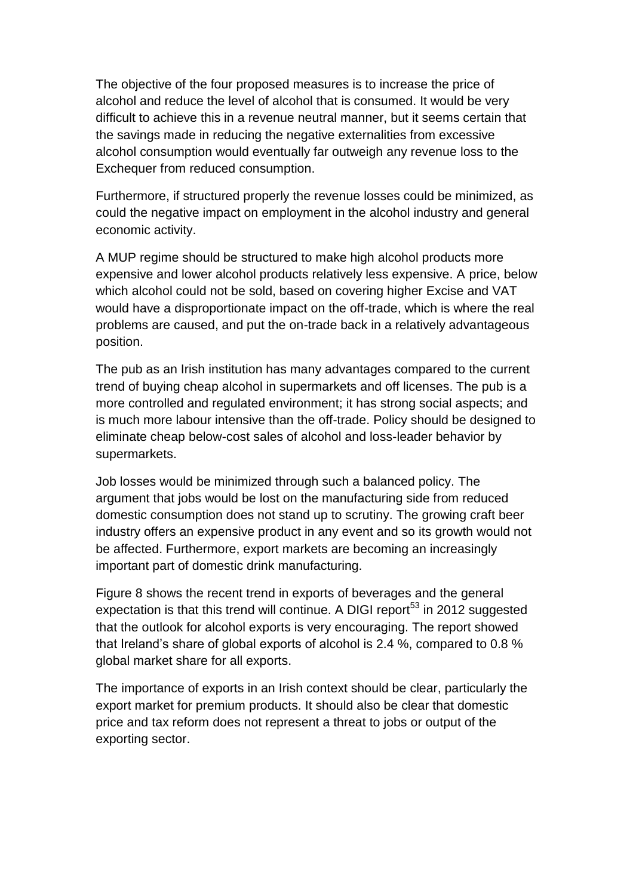The objective of the four proposed measures is to increase the price of alcohol and reduce the level of alcohol that is consumed. It would be very difficult to achieve this in a revenue neutral manner, but it seems certain that the savings made in reducing the negative externalities from excessive alcohol consumption would eventually far outweigh any revenue loss to the Exchequer from reduced consumption.

Furthermore, if structured properly the revenue losses could be minimized, as could the negative impact on employment in the alcohol industry and general economic activity.

A MUP regime should be structured to make high alcohol products more expensive and lower alcohol products relatively less expensive. A price, below which alcohol could not be sold, based on covering higher Excise and VAT would have a disproportionate impact on the off-trade, which is where the real problems are caused, and put the on-trade back in a relatively advantageous position.

The pub as an Irish institution has many advantages compared to the current trend of buying cheap alcohol in supermarkets and off licenses. The pub is a more controlled and regulated environment; it has strong social aspects; and is much more labour intensive than the off-trade. Policy should be designed to eliminate cheap below-cost sales of alcohol and loss-leader behavior by supermarkets.

Job losses would be minimized through such a balanced policy. The argument that jobs would be lost on the manufacturing side from reduced domestic consumption does not stand up to scrutiny. The growing craft beer industry offers an expensive product in any event and so its growth would not be affected. Furthermore, export markets are becoming an increasingly important part of domestic drink manufacturing.

Figure 8 shows the recent trend in exports of beverages and the general expectation is that this trend will continue. A DIGI report[53] in 2012 suggested that the outlook for alcohol exports is very encouraging. The report showed that Ireland's share of global exports of alcohol is 2.4 %, compared to 0.8 % global market share for all exports.

The importance of exports in an Irish context should be clear, particularly the export market for premium products. It should also be clear that domestic price and tax reform does not represent a threat to jobs or output of the exporting sector.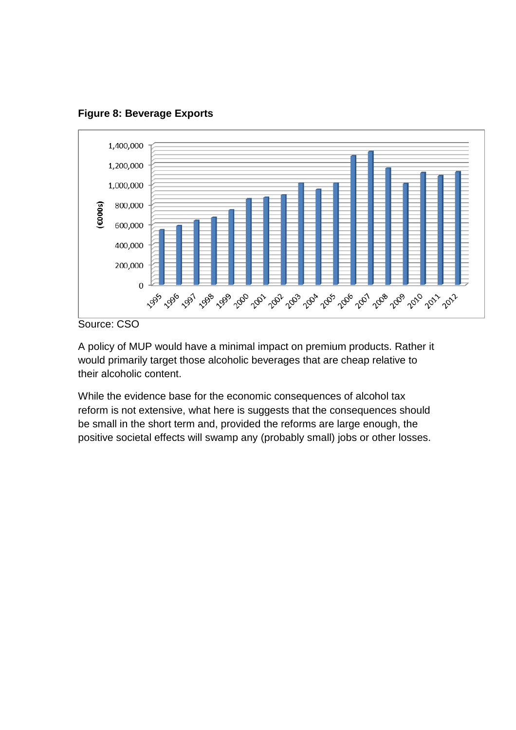**Figure 8: Beverage Exports**

Source: CSO

A policy of MUP would have a minimal impact on premium products. Rather it would primarily target those alcoholic beverages that are cheap relative to their alcoholic content.

While the evidence base for the economic consequences of alcohol tax reform is not extensive, what here is suggests that the consequences should be small in the short term and, provided the reforms are large enough, the positive societal effects will swamp any (probably small) jobs or other losses.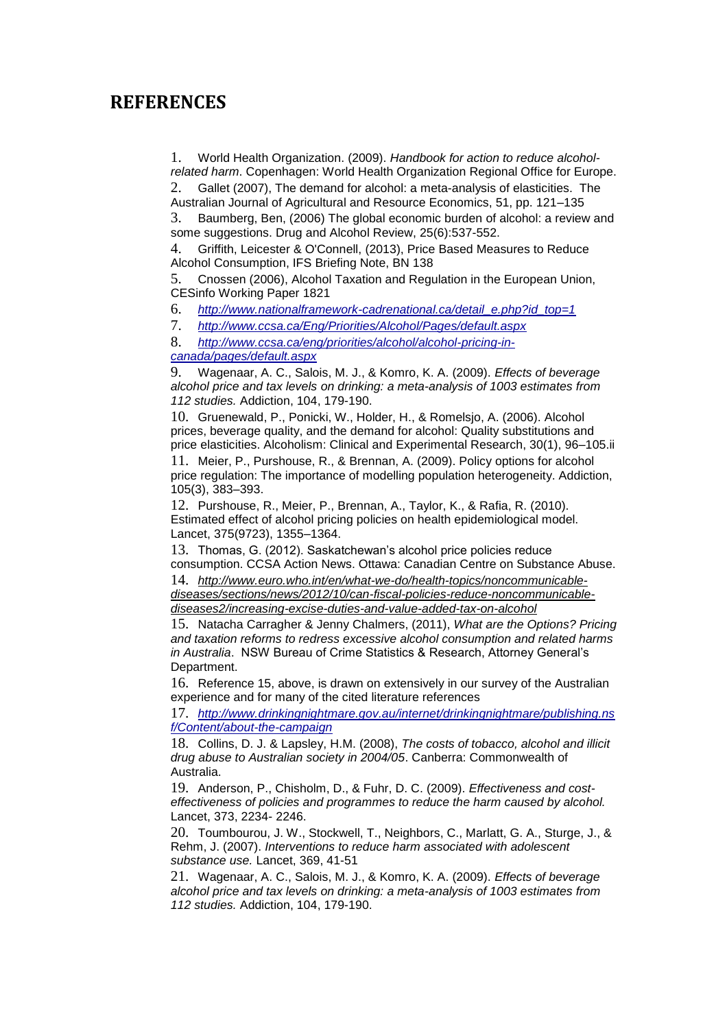# REFERENCES

1. World Health Organization. (2009). *Handbook for action to reduce alcohol-related harm*. Copenhagen: World Health Organization Regional Office for Europe.
2. Gallet (2007), The demand for alcohol: a meta-analysis of elasticities. The Australian Journal of Agricultural and Resource Economics, 51, pp. 121–135
3. Baumberg, Ben, (2006) The global economic burden of alcohol: a review and some suggestions. Drug and Alcohol Review, 25(6):537-552.
4. Griffith, Leicester & O'Connell, (2013), Price Based Measures to Reduce Alcohol Consumption, IFS Briefing Note, BN 138
5. Cnossen (2006), Alcohol Taxation and Regulation in the European Union, CESinfo Working Paper 1821
6. *http://www.nationalframework-cadrenational.ca/detail_e.php?id_top=1*
7. *http://www.ccsa.ca/Eng/Priorities/Alcohol/Pages/default.aspx*
8. *http://www.ccsa.ca/eng/priorities/alcohol/alcohol-pricing-in-canada/pages/default.aspx*
9. Wagenaar, A. C., Salois, M. J., & Komro, K. A. (2009). *Effects of beverage alcohol price and tax levels on drinking: a meta-analysis of 1003 estimates from 112 studies.* Addiction, 104, 179-190.
10. Gruenewald, P., Ponicki, W., Holder, H., & Romelsjo, A. (2006). Alcohol prices, beverage quality, and the demand for alcohol: Quality substitutions and price elasticities. Alcoholism: Clinical and Experimental Research, 30(1), 96–105.ii
11. Meier, P., Purshouse, R., & Brennan, A. (2009). Policy options for alcohol price regulation: The importance of modelling population heterogeneity. Addiction, 105(3), 383–393.
12. Purshouse, R., Meier, P., Brennan, A., Taylor, K., & Rafia, R. (2010). Estimated effect of alcohol pricing policies on health epidemiological model. Lancet, 375(9723), 1355–1364.
13. Thomas, G. (2012). Saskatchewan's alcohol price policies reduce consumption. CCSA Action News. Ottawa: Canadian Centre on Substance Abuse.
14. *http://www.euro.who.int/en/what-we-do/health-topics/noncommunicable-diseases/sections/news/2012/10/can-fiscal-policies-reduce-noncommunicable-diseases2/increasing-excise-duties-and-value-added-tax-on-alcohol*
15. Natacha Carragher & Jenny Chalmers, (2011), *What are the Options? Pricing and taxation reforms to redress excessive alcohol consumption and related harms in Australia*. NSW Bureau of Crime Statistics & Research, Attorney General's Department.
16. Reference 15, above, is drawn on extensively in our survey of the Australian experience and for many of the cited literature references
17. *http://www.drinkingnightmare.gov.au/internet/drinkingnightmare/publishing.nsf/Content/about-the-campaign*
18. Collins, D. J. & Lapsley, H.M. (2008), *The costs of tobacco, alcohol and illicit drug abuse to Australian society in 2004/05*. Canberra: Commonwealth of Australia.
19. Anderson, P., Chisholm, D., & Fuhr, D. C. (2009). *Effectiveness and cost-effectiveness of policies and programmes to reduce the harm caused by alcohol.* Lancet, 373, 2234- 2246.
20. Toumbourou, J. W., Stockwell, T., Neighbors, C., Marlatt, G. A., Sturge, J., & Rehm, J. (2007). *Interventions to reduce harm associated with adolescent substance use.* Lancet, 369, 41-51
21. Wagenaar, A. C., Salois, M. J., & Komro, K. A. (2009). *Effects of beverage alcohol price and tax levels on drinking: a meta-analysis of 1003 estimates from 112 studies.* Addiction, 104, 179-190.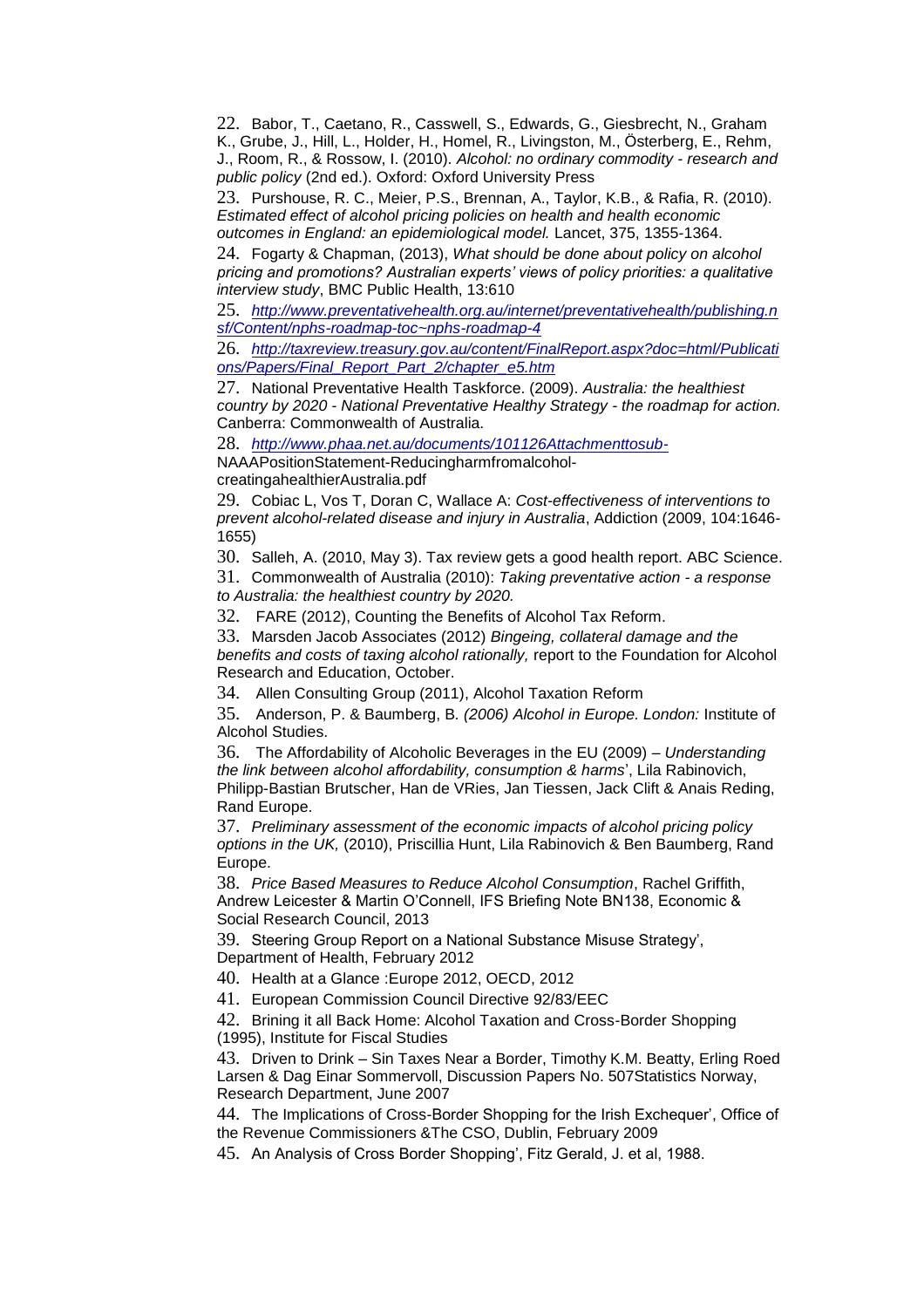22. Babor, T., Caetano, R., Casswell, S., Edwards, G., Giesbrecht, N., Graham K., Grube, J., Hill, L., Holder, H., Homel, R., Livingston, M., Österberg, E., Rehm, J., Room, R., & Rossow, I. (2010). *Alcohol: no ordinary commodity - research and public policy* (2nd ed.). Oxford: Oxford University Press

23. Purshouse, R. C., Meier, P.S., Brennan, A., Taylor, K.B., & Rafia, R. (2010). *Estimated effect of alcohol pricing policies on health and health economic outcomes in England: an epidemiological model.* Lancet, 375, 1355-1364.

24. Fogarty & Chapman, (2013), *What should be done about policy on alcohol pricing and promotions? Australian experts' views of policy priorities: a qualitative interview study*, BMC Public Health, 13:610

25. *http://www.preventativehealth.org.au/internet/preventativehealth/publishing.nsf/Content/nphs-roadmap-toc~nphs-roadmap-4*

26. *http://taxreview.treasury.gov.au/content/FinalReport.aspx?doc=html/Publications/Papers/Final_Report_Part_2/chapter_e5.htm*

27. National Preventative Health Taskforce. (2009). *Australia: the healthiest country by 2020 - National Preventative Healthy Strategy - the roadmap for action.* Canberra: Commonwealth of Australia.

28. *http://www.phaa.net.au/documents/101126Attachmenttosub-*NAAAPositionStatement-Reducingharmfromalcohol-creatingahealthierAustralia.pdf

29. Cobiac L, Vos T, Doran C, Wallace A: *Cost-effectiveness of interventions to prevent alcohol-related disease and injury in Australia*, Addiction (2009, 104:1646-1655)

30. Salleh, A. (2010, May 3). Tax review gets a good health report. ABC Science.

31. Commonwealth of Australia (2010): *Taking preventative action - a response to Australia: the healthiest country by 2020.*

32. FARE (2012), Counting the Benefits of Alcohol Tax Reform.

33. Marsden Jacob Associates (2012) *Bingeing, collateral damage and the benefits and costs of taxing alcohol rationally,* report to the Foundation for Alcohol Research and Education, October.

34. Allen Consulting Group (2011), Alcohol Taxation Reform

35. Anderson, P. & Baumberg, B. *(2006) Alcohol in Europe. London:* Institute of Alcohol Studies.

36. The Affordability of Alcoholic Beverages in the EU (2009) – *Understanding the link between alcohol affordability, consumption & harms*', Lila Rabinovich, Philipp-Bastian Brutscher, Han de VRies, Jan Tiessen, Jack Clift & Anais Reding, Rand Europe.

37. *Preliminary assessment of the economic impacts of alcohol pricing policy options in the UK,* (2010), Priscillia Hunt, Lila Rabinovich & Ben Baumberg, Rand Europe.

38. *Price Based Measures to Reduce Alcohol Consumption*, Rachel Griffith, Andrew Leicester & Martin O'Connell, IFS Briefing Note BN138, Economic & Social Research Council, 2013

39. Steering Group Report on a National Substance Misuse Strategy', Department of Health, February 2012

40. Health at a Glance :Europe 2012, OECD, 2012

41. European Commission Council Directive 92/83/EEC

42. Brining it all Back Home: Alcohol Taxation and Cross-Border Shopping (1995), Institute for Fiscal Studies

43. Driven to Drink – Sin Taxes Near a Border, Timothy K.M. Beatty, Erling Roed Larsen & Dag Einar Sommervoll, Discussion Papers No. 507Statistics Norway, Research Department, June 2007

44. The Implications of Cross-Border Shopping for the Irish Exchequer', Office of the Revenue Commissioners &The CSO, Dublin, February 2009

45. An Analysis of Cross Border Shopping', Fitz Gerald, J. et al, 1988.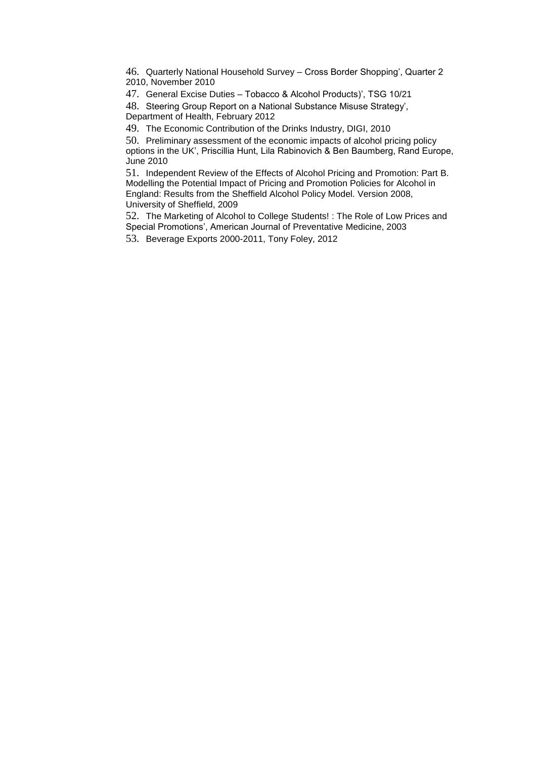46. Quarterly National Household Survey – Cross Border Shopping', Quarter 2 2010, November 2010
47. General Excise Duties – Tobacco & Alcohol Products)', TSG 10/21
48. Steering Group Report on a National Substance Misuse Strategy', Department of Health, February 2012
49. The Economic Contribution of the Drinks Industry, DIGI, 2010
50. Preliminary assessment of the economic impacts of alcohol pricing policy options in the UK', Priscillia Hunt, Lila Rabinovich & Ben Baumberg, Rand Europe, June 2010
51. Independent Review of the Effects of Alcohol Pricing and Promotion: Part B. Modelling the Potential Impact of Pricing and Promotion Policies for Alcohol in England: Results from the Sheffield Alcohol Policy Model. Version 2008, University of Sheffield, 2009
52. The Marketing of Alcohol to College Students! : The Role of Low Prices and Special Promotions', American Journal of Preventative Medicine, 2003
53. Beverage Exports 2000-2011, Tony Foley, 2012